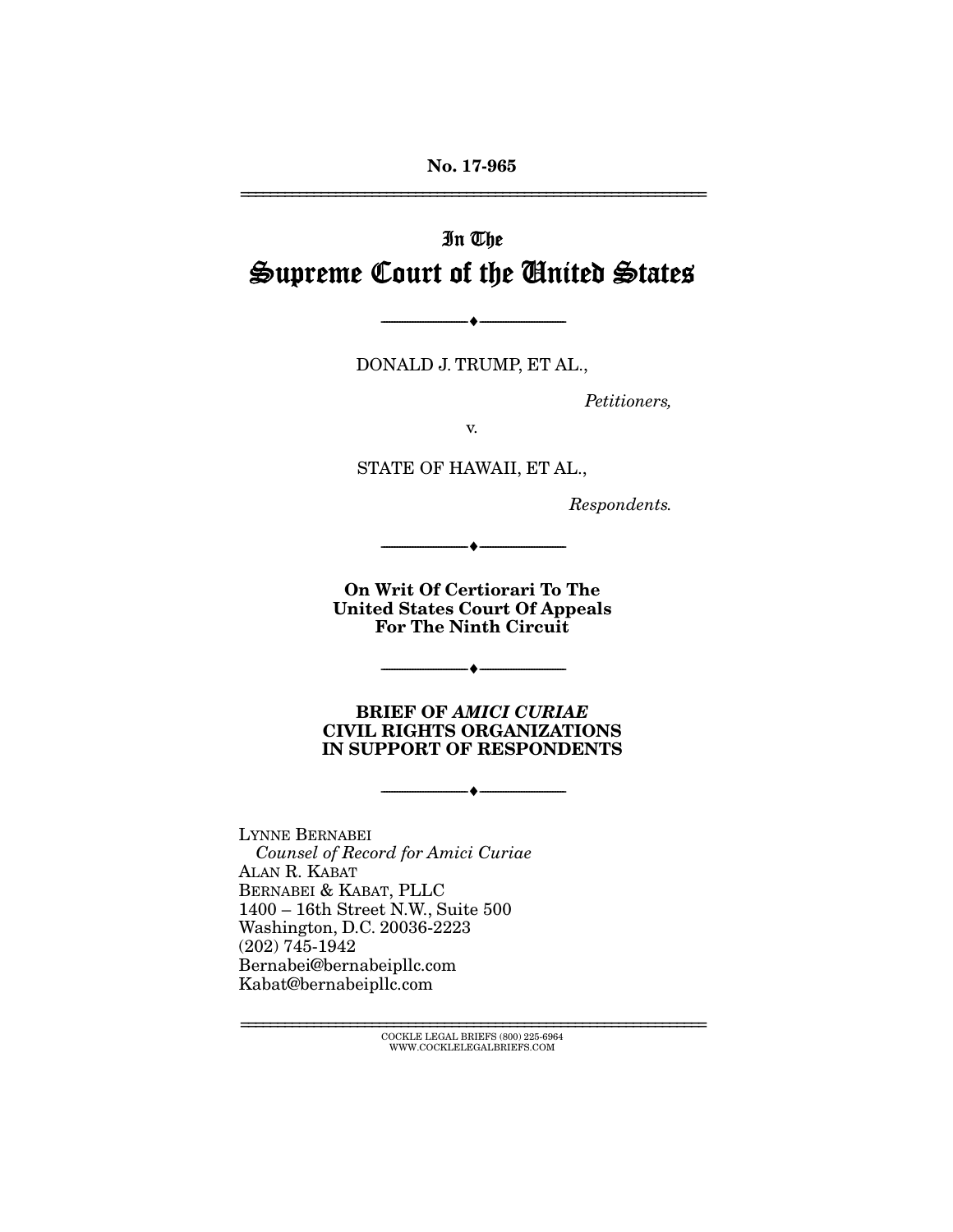No. 17-965

---

# In The Supreme Court of the United States

---

DONALD J. TRUMP, ET AL.,

*Petitioners,*

v.

STATE OF HAWAII, ET AL.,

*Respondents.*

---

**On Writ Of Certiorari To The United States Court Of Appeals For The Ninth Circuit**

---

**BRIEF OF *AMICI CURIAE* CIVIL RIGHTS ORGANIZATIONS IN SUPPORT OF RESPONDENTS**

---

LYNNE BERNABEI
*Counsel of Record for Amici Curiae*
ALAN R. KABAT
BERNABEI & KABAT, PLLC
1400 – 16th Street N.W., Suite 500
Washington, D.C. 20036-2223
(202) 745-1942
Bernabei@bernabeipllc.com
Kabat@bernabeipllc.com

---

COCKLE LEGAL BRIEFS (800) 225-6964
WWW.COCKLELEGALBRIEFS.COM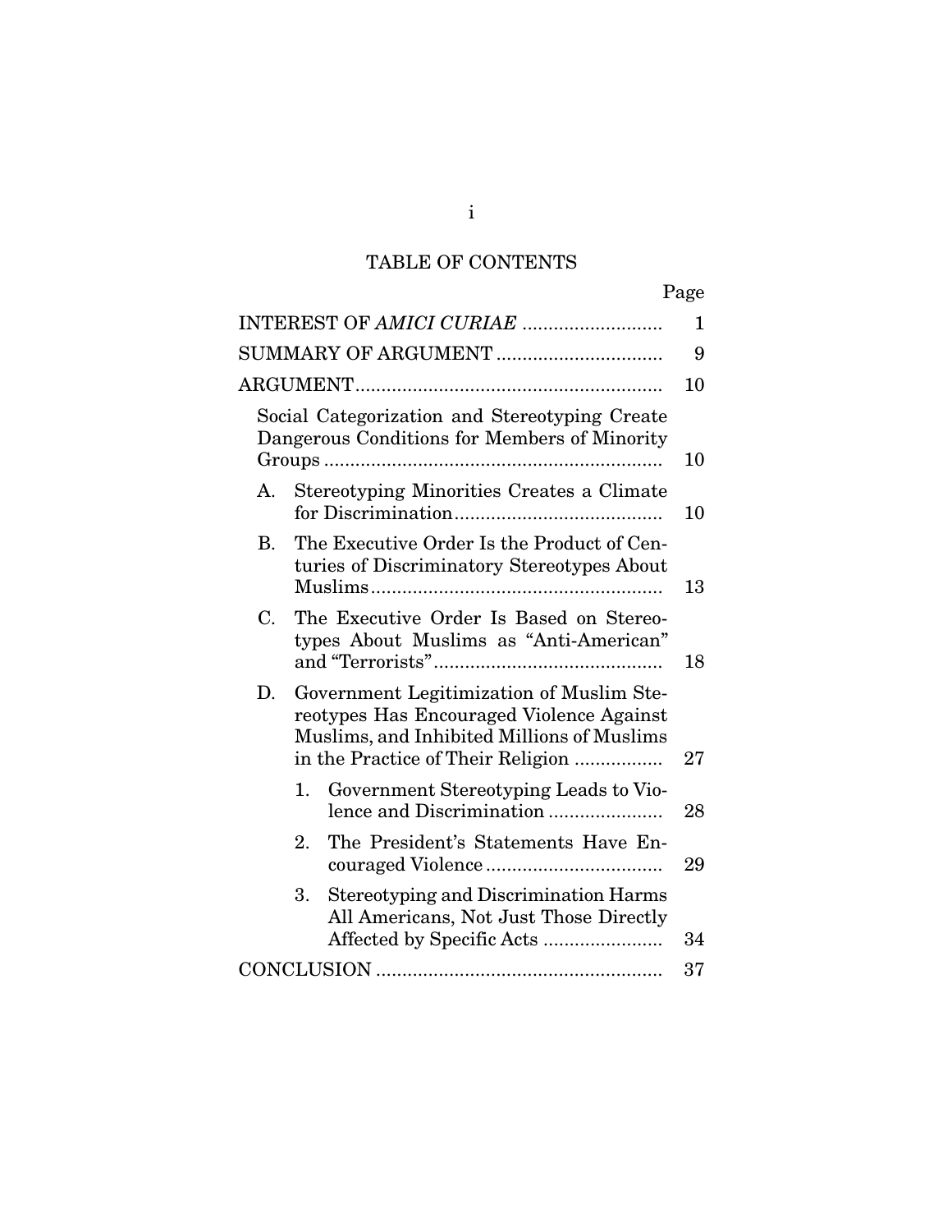# TABLE OF CONTENTS

| | Page |
|---|---|
| INTEREST OF *AMICI CURIAE* | 1 |
| SUMMARY OF ARGUMENT | 9 |
| ARGUMENT | 10 |
| Social Categorization and Stereotyping Create Dangerous Conditions for Members of Minority Groups | 10 |
| A. Stereotyping Minorities Creates a Climate for Discrimination | 10 |
| B. The Executive Order Is the Product of Centuries of Discriminatory Stereotypes About Muslims | 13 |
| C. The Executive Order Is Based on Stereotypes About Muslims as "Anti-American" and "Terrorists" | 18 |
| D. Government Legitimization of Muslim Stereotypes Has Encouraged Violence Against Muslims, and Inhibited Millions of Muslims in the Practice of Their Religion | 27 |
| 1. Government Stereotyping Leads to Violence and Discrimination | 28 |
| 2. The President's Statements Have Encouraged Violence | 29 |
| 3. Stereotyping and Discrimination Harms All Americans, Not Just Those Directly Affected by Specific Acts | 34 |
| CONCLUSION | 37 |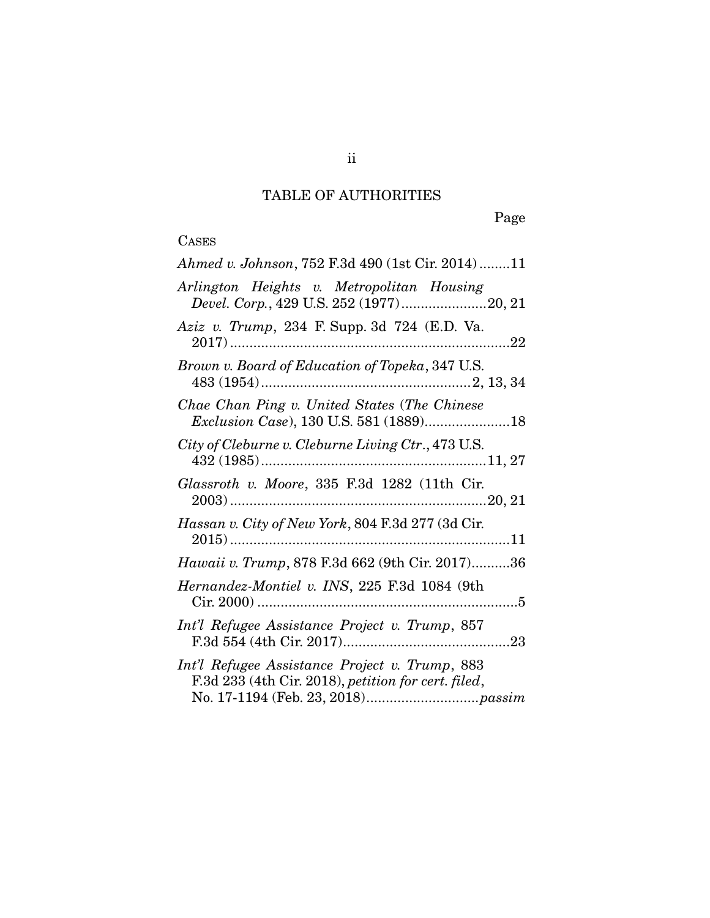# TABLE OF AUTHORITIES

Page

CASES

*Ahmed v. Johnson*, 752 F.3d 490 (1st Cir. 2014) ........11

*Arlington Heights v. Metropolitan Housing Devel. Corp.*, 429 U.S. 252 (1977) ......................20, 21

*Aziz v. Trump*, 234 F. Supp. 3d 724 (E.D. Va. 2017) ........................................................................22

*Brown v. Board of Education of Topeka*, 347 U.S. 483 (1954) ......................................................2, 13, 34

*Chae Chan Ping v. United States* (*The Chinese Exclusion Case*), 130 U.S. 581 (1889)......................18

*City of Cleburne v. Cleburne Living Ctr.*, 473 U.S. 432 (1985) ..........................................................11, 27

*Glassroth v. Moore*, 335 F.3d 1282 (11th Cir. 2003) ..................................................................20, 21

*Hassan v. City of New York*, 804 F.3d 277 (3d Cir. 2015) ........................................................................11

*Hawaii v. Trump*, 878 F.3d 662 (9th Cir. 2017)..........36

*Hernandez-Montiel v. INS*, 225 F.3d 1084 (9th Cir. 2000) ...................................................................5

*Int'l Refugee Assistance Project v. Trump*, 857 F.3d 554 (4th Cir. 2017)...........................................23

*Int'l Refugee Assistance Project v. Trump*, 883 F.3d 233 (4th Cir. 2018), *petition for cert. filed*, No. 17-1194 (Feb. 23, 2018)............................*passim*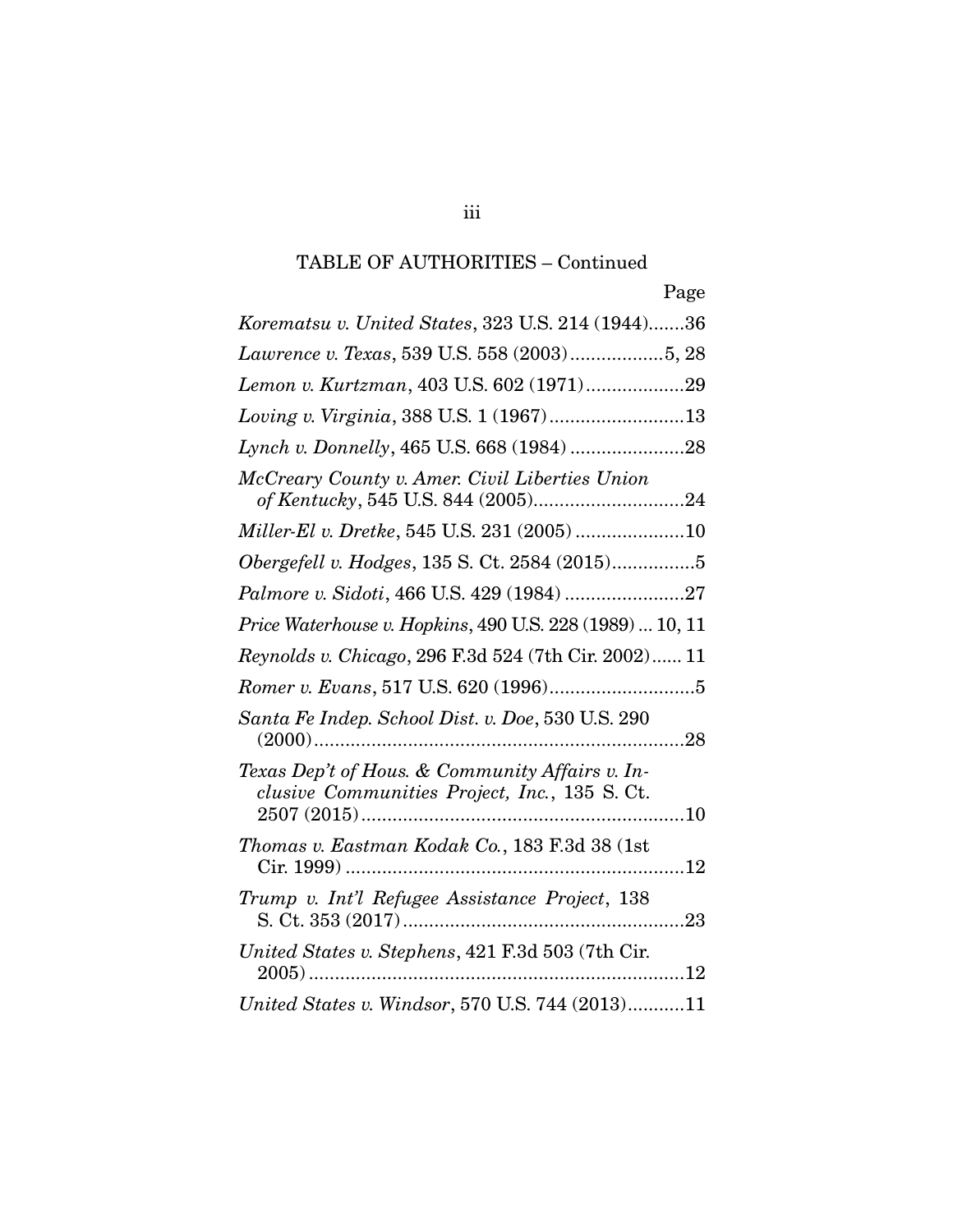TABLE OF AUTHORITIES – Continued

Page

*Korematsu v. United States*, 323 U.S. 214 (1944).......36

*Lawrence v. Texas*, 539 U.S. 558 (2003)..................5, 28

*Lemon v. Kurtzman*, 403 U.S. 602 (1971)...................29

*Loving v. Virginia*, 388 U.S. 1 (1967)..........................13

*Lynch v. Donnelly*, 465 U.S. 668 (1984) ......................28

*McCreary County v. Amer. Civil Liberties Union of Kentucky*, 545 U.S. 844 (2005).............................24

*Miller-El v. Dretke*, 545 U.S. 231 (2005) .....................10

*Obergefell v. Hodges*, 135 S. Ct. 2584 (2015)................5

*Palmore v. Sidoti*, 466 U.S. 429 (1984) .......................27

*Price Waterhouse v. Hopkins*, 490 U.S. 228 (1989) ... 10, 11

*Reynolds v. Chicago*, 296 F.3d 524 (7th Cir. 2002)...... 11

*Romer v. Evans*, 517 U.S. 620 (1996)............................5

*Santa Fe Indep. School Dist. v. Doe*, 530 U.S. 290 (2000).......................................................................28

*Texas Dep't of Hous. & Community Affairs v. Inclusive Communities Project, Inc.*, 135 S. Ct. 2507 (2015)..............................................................10

*Thomas v. Eastman Kodak Co.*, 183 F.3d 38 (1st Cir. 1999) .................................................................12

*Trump v. Int'l Refugee Assistance Project*, 138 S. Ct. 353 (2017)......................................................23

*United States v. Stephens*, 421 F.3d 503 (7th Cir. 2005).........................................................................12

*United States v. Windsor*, 570 U.S. 744 (2013)...........11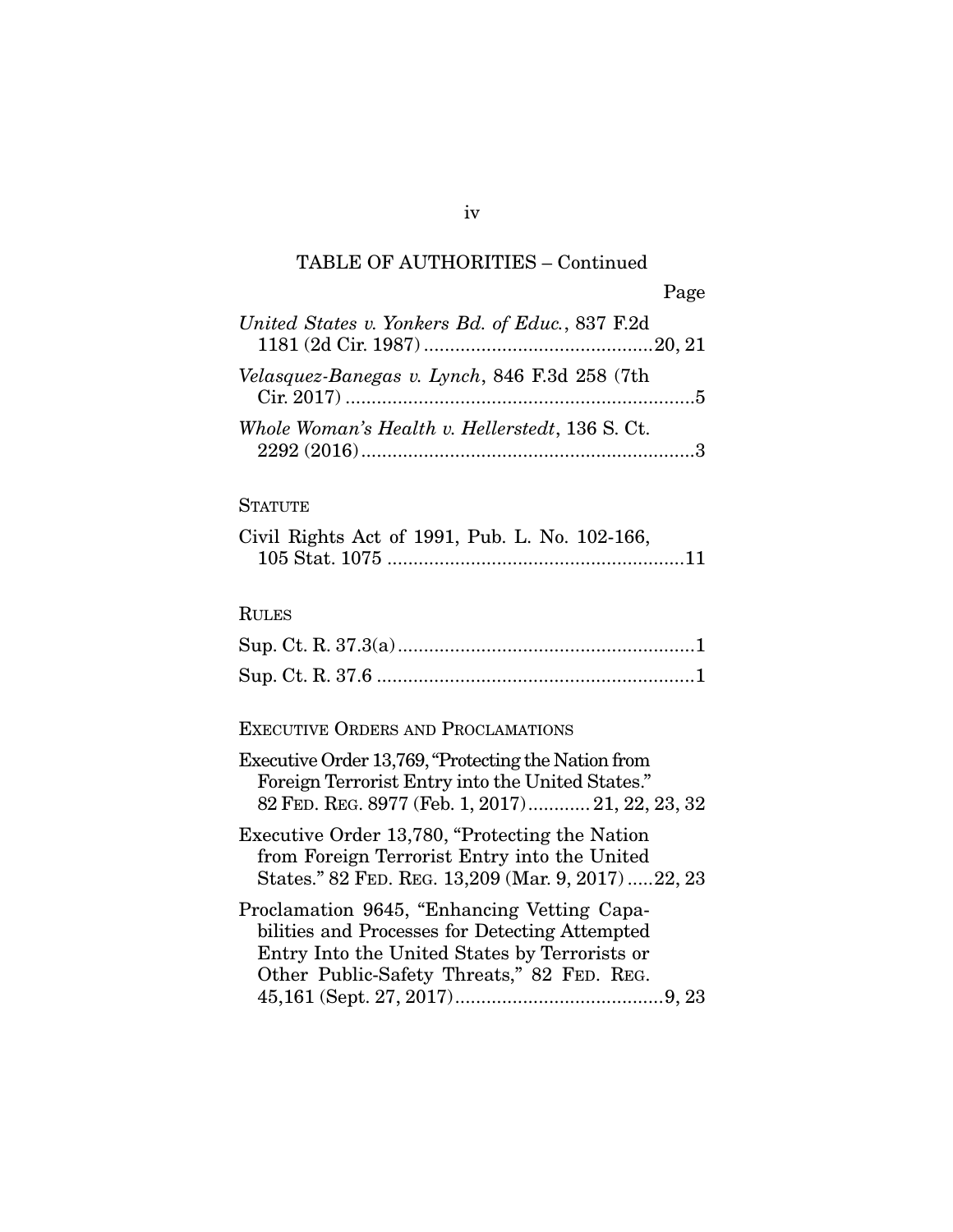## TABLE OF AUTHORITIES – Continued

Page

*United States v. Yonkers Bd. of Educ.*, 837 F.2d 1181 (2d Cir. 1987) ....................20, 21

*Velasquez-Banegas v. Lynch*, 846 F.3d 258 (7th Cir. 2017) ....................5

*Whole Woman's Health v. Hellerstedt*, 136 S. Ct. 2292 (2016) ....................3

### STATUTE

Civil Rights Act of 1991, Pub. L. No. 102-166, 105 Stat. 1075 ....................11

### RULES

Sup. Ct. R. 37.3(a) ....................1

Sup. Ct. R. 37.6 ....................1

### EXECUTIVE ORDERS AND PROCLAMATIONS

Executive Order 13,769, "Protecting the Nation from Foreign Terrorist Entry into the United States." 82 FED. REG. 8977 (Feb. 1, 2017) ....................21, 22, 23, 32

Executive Order 13,780, "Protecting the Nation from Foreign Terrorist Entry into the United States." 82 FED. REG. 13,209 (Mar. 9, 2017) ....................22, 23

Proclamation 9645, "Enhancing Vetting Capabilities and Processes for Detecting Attempted Entry Into the United States by Terrorists or Other Public-Safety Threats," 82 FED. REG. 45,161 (Sept. 27, 2017) ....................9, 23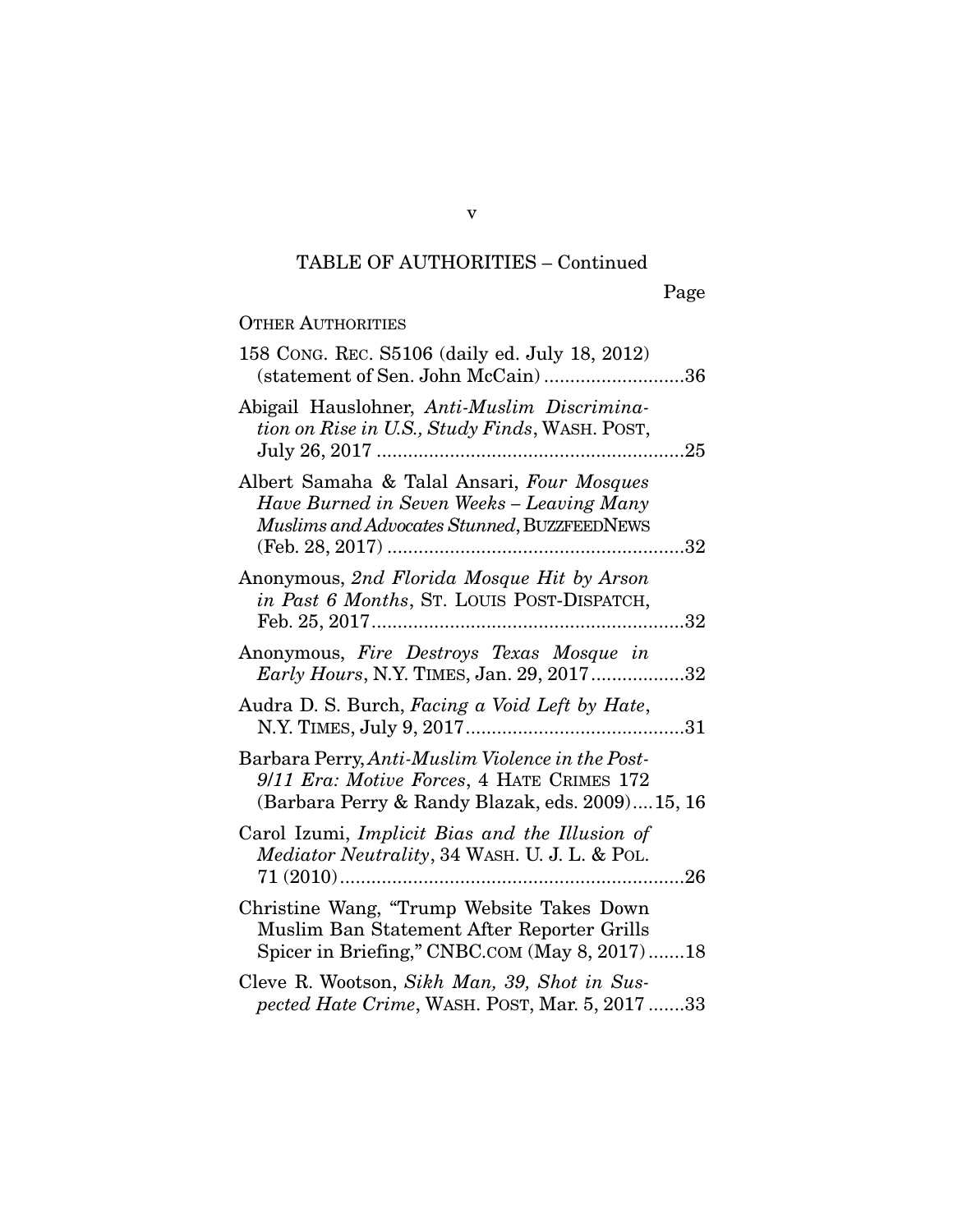TABLE OF AUTHORITIES – Continued

Page

OTHER AUTHORITIES

158 CONG. REC. S5106 (daily ed. July 18, 2012) (statement of Sen. John McCain) ..........................36

Abigail Hauslohner, *Anti-Muslim Discrimination on Rise in U.S., Study Finds*, WASH. POST, July 26, 2017 ..........................................................25

Albert Samaha & Talal Ansari, *Four Mosques Have Burned in Seven Weeks – Leaving Many Muslims and Advocates Stunned*, BUZZFEEDNEWS (Feb. 28, 2017) .........................................................32

Anonymous, *2nd Florida Mosque Hit by Arson in Past 6 Months*, ST. LOUIS POST-DISPATCH, Feb. 25, 2017............................................................32

Anonymous, *Fire Destroys Texas Mosque in Early Hours*, N.Y. TIMES, Jan. 29, 2017..................32

Audra D. S. Burch, *Facing a Void Left by Hate*, N.Y. TIMES, July 9, 2017..........................................31

Barbara Perry, *Anti-Muslim Violence in the Post-9/11 Era: Motive Forces*, 4 HATE CRIMES 172 (Barbara Perry & Randy Blazak, eds. 2009)....15, 16

Carol Izumi, *Implicit Bias and the Illusion of Mediator Neutrality*, 34 WASH. U. J. L. & POL. 71 (2010)..................................................................26

Christine Wang, "Trump Website Takes Down Muslim Ban Statement After Reporter Grills Spicer in Briefing," CNBC.COM (May 8, 2017).......18

Cleve R. Wootson, *Sikh Man, 39, Shot in Suspected Hate Crime*, WASH. POST, Mar. 5, 2017 .......33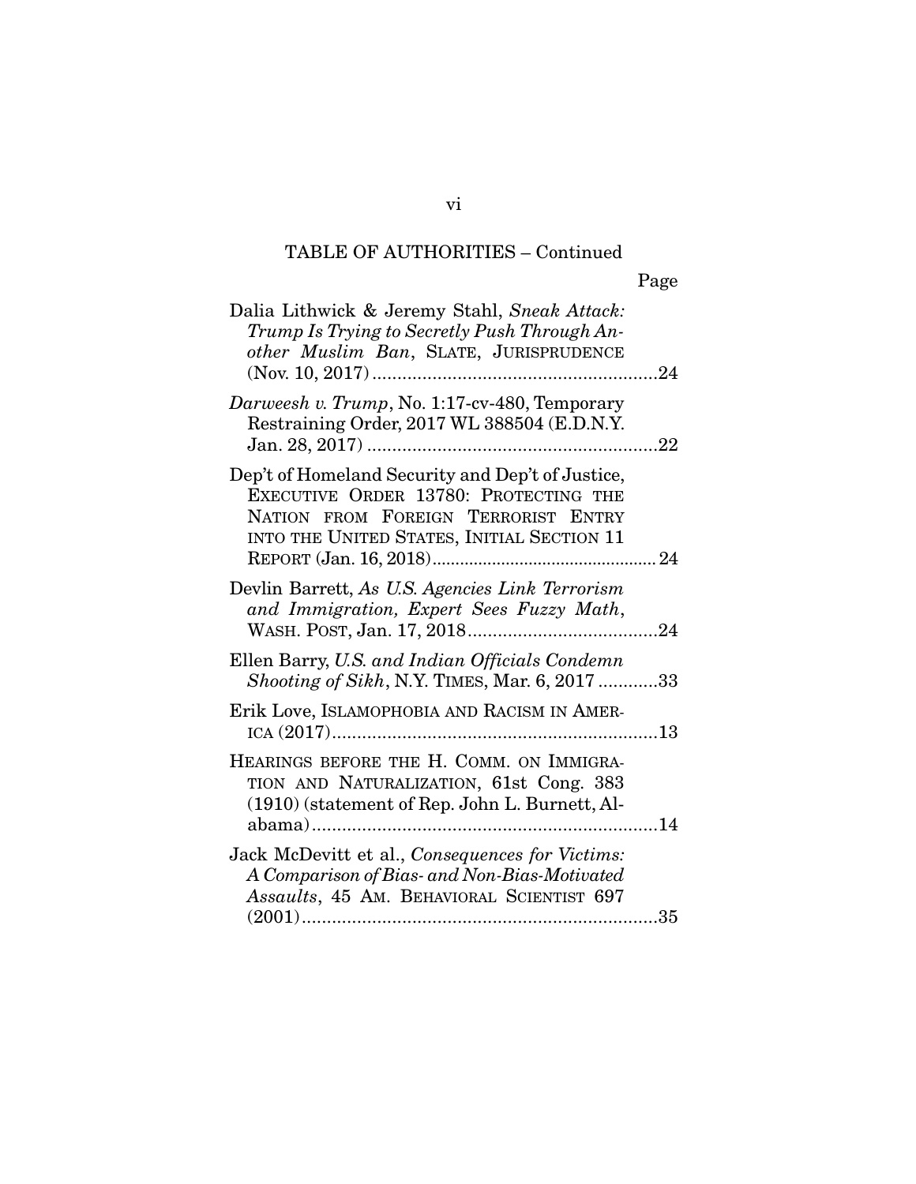TABLE OF AUTHORITIES – Continued

Page

Dalia Lithwick & Jeremy Stahl, *Sneak Attack: Trump Is Trying to Secretly Push Through Another Muslim Ban*, SLATE, JURISPRUDENCE (Nov. 10, 2017) .........................................................24

*Darweesh v. Trump*, No. 1:17-cv-480, Temporary Restraining Order, 2017 WL 388504 (E.D.N.Y. Jan. 28, 2017) ..........................................................22

Dep't of Homeland Security and Dep't of Justice, EXECUTIVE ORDER 13780: PROTECTING THE NATION FROM FOREIGN TERRORIST ENTRY INTO THE UNITED STATES, INITIAL SECTION 11 REPORT (Jan. 16, 2018)................................................ 24

Devlin Barrett, *As U.S. Agencies Link Terrorism and Immigration, Expert Sees Fuzzy Math*, WASH. POST, Jan. 17, 2018......................................24

Ellen Barry, *U.S. and Indian Officials Condemn Shooting of Sikh*, N.Y. TIMES, Mar. 6, 2017 ............33

Erik Love, ISLAMOPHOBIA AND RACISM IN AMERICA (2017)..................................................................13

HEARINGS BEFORE THE H. COMM. ON IMMIGRATION AND NATURALIZATION, 61st Cong. 383 (1910) (statement of Rep. John L. Burnett, Alabama).....................................................................14

Jack McDevitt et al., *Consequences for Victims: A Comparison of Bias- and Non-Bias-Motivated Assaults*, 45 AM. BEHAVIORAL SCIENTIST 697 (2001).......................................................................35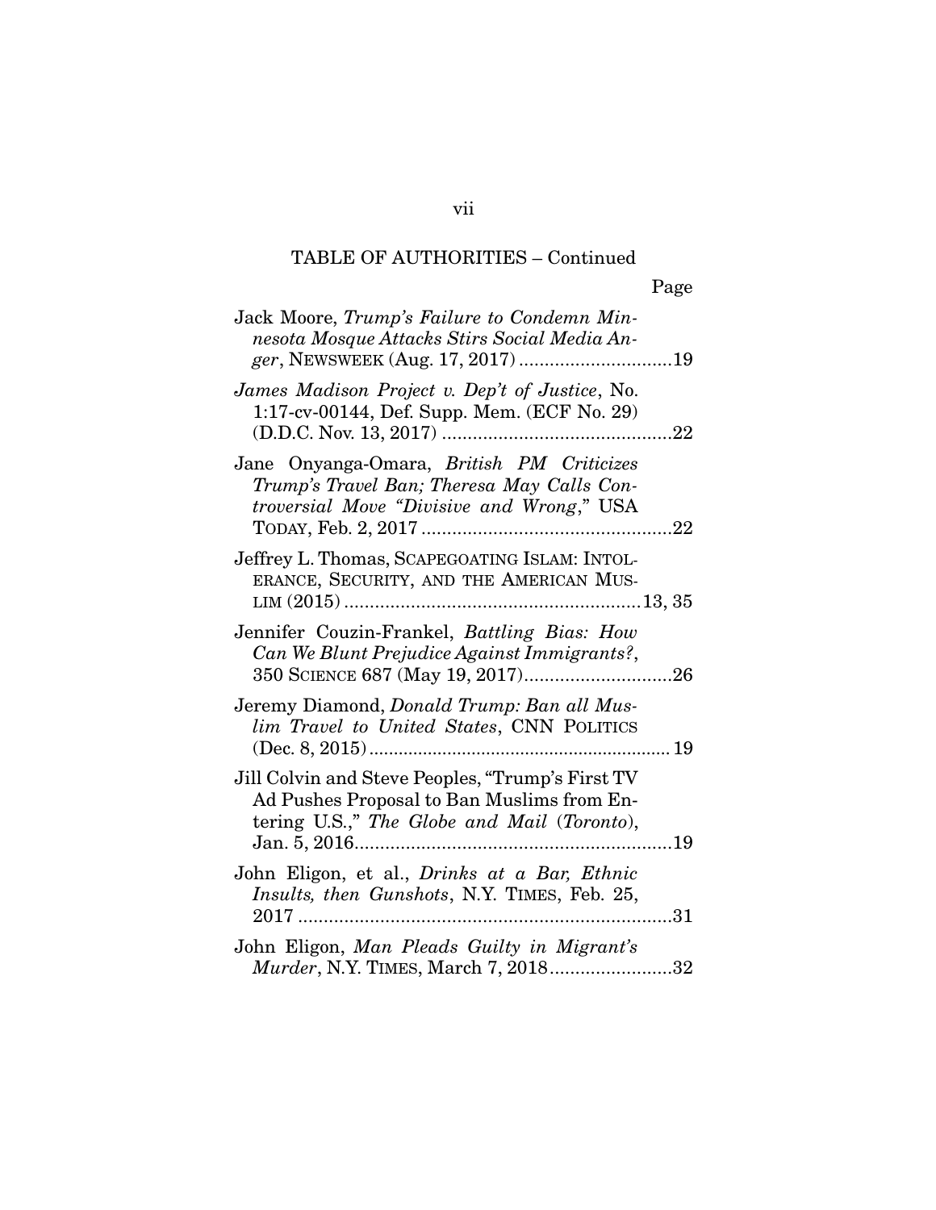TABLE OF AUTHORITIES – Continued

Page

Jack Moore, *Trump's Failure to Condemn Minnesota Mosque Attacks Stirs Social Media Anger*, NEWSWEEK (Aug. 17, 2017) .............................19

*James Madison Project v. Dep't of Justice*, No. 1:17-cv-00144, Def. Supp. Mem. (ECF No. 29) (D.D.C. Nov. 13, 2017) .............................................22

Jane Onyanga-Omara, *British PM Criticizes Trump's Travel Ban; Theresa May Calls Controversial Move "Divisive and Wrong*," USA TODAY, Feb. 2, 2017 .................................................22

Jeffrey L. Thomas, SCAPEGOATING ISLAM: INTOLERANCE, SECURITY, AND THE AMERICAN MUSLIM (2015) ..........................................................13, 35

Jennifer Couzin-Frankel, *Battling Bias: How Can We Blunt Prejudice Against Immigrants?*, 350 SCIENCE 687 (May 19, 2017).............................26

Jeremy Diamond, *Donald Trump: Ban all Muslim Travel to United States*, CNN POLITICS (Dec. 8, 2015)............................................................. 19

Jill Colvin and Steve Peoples, "Trump's First TV Ad Pushes Proposal to Ban Muslims from Entering U.S.," *The Globe and Mail* (*Toronto*), Jan. 5, 2016...............................................................19

John Eligon, et al., *Drinks at a Bar, Ethnic Insults, then Gunshots*, N.Y. TIMES, Feb. 25, 2017 ..........................................................................31

John Eligon, *Man Pleads Guilty in Migrant's Murder*, N.Y. TIMES, March 7, 2018........................32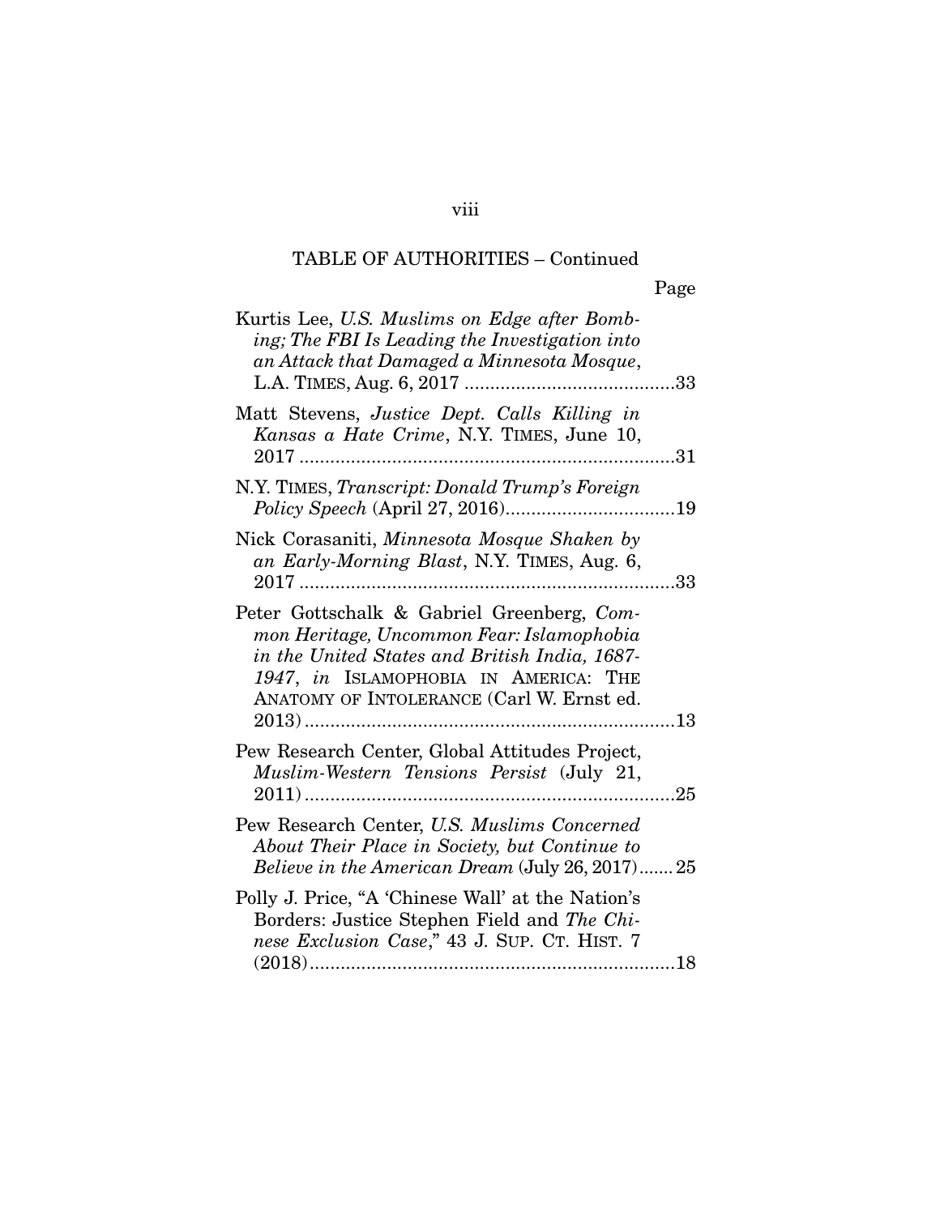TABLE OF AUTHORITIES – Continued

Page

Kurtis Lee, *U.S. Muslims on Edge after Bombing; The FBI Is Leading the Investigation into an Attack that Damaged a Minnesota Mosque*, L.A. TIMES, Aug. 6, 2017 .........................................33

Matt Stevens, *Justice Dept. Calls Killing in Kansas a Hate Crime*, N.Y. TIMES, June 10, 2017 .........................................................................31

N.Y. TIMES, *Transcript: Donald Trump's Foreign Policy Speech* (April 27, 2016).................................19

Nick Corasaniti, *Minnesota Mosque Shaken by an Early-Morning Blast*, N.Y. TIMES, Aug. 6, 2017 .........................................................................33

Peter Gottschalk & Gabriel Greenberg, *Common Heritage, Uncommon Fear: Islamophobia in the United States and British India, 1687-1947*, *in* ISLAMOPHOBIA IN AMERICA: THE ANATOMY OF INTOLERANCE (Carl W. Ernst ed. 2013).........................................................................13

Pew Research Center, Global Attitudes Project, *Muslim-Western Tensions Persist* (July 21, 2011).........................................................................25

Pew Research Center, *U.S. Muslims Concerned About Their Place in Society, but Continue to Believe in the American Dream* (July 26, 2017).......25

Polly J. Price, "A 'Chinese Wall' at the Nation's Borders: Justice Stephen Field and *The Chinese Exclusion Case*," 43 J. SUP. CT. HIST. 7 (2018).......................................................................18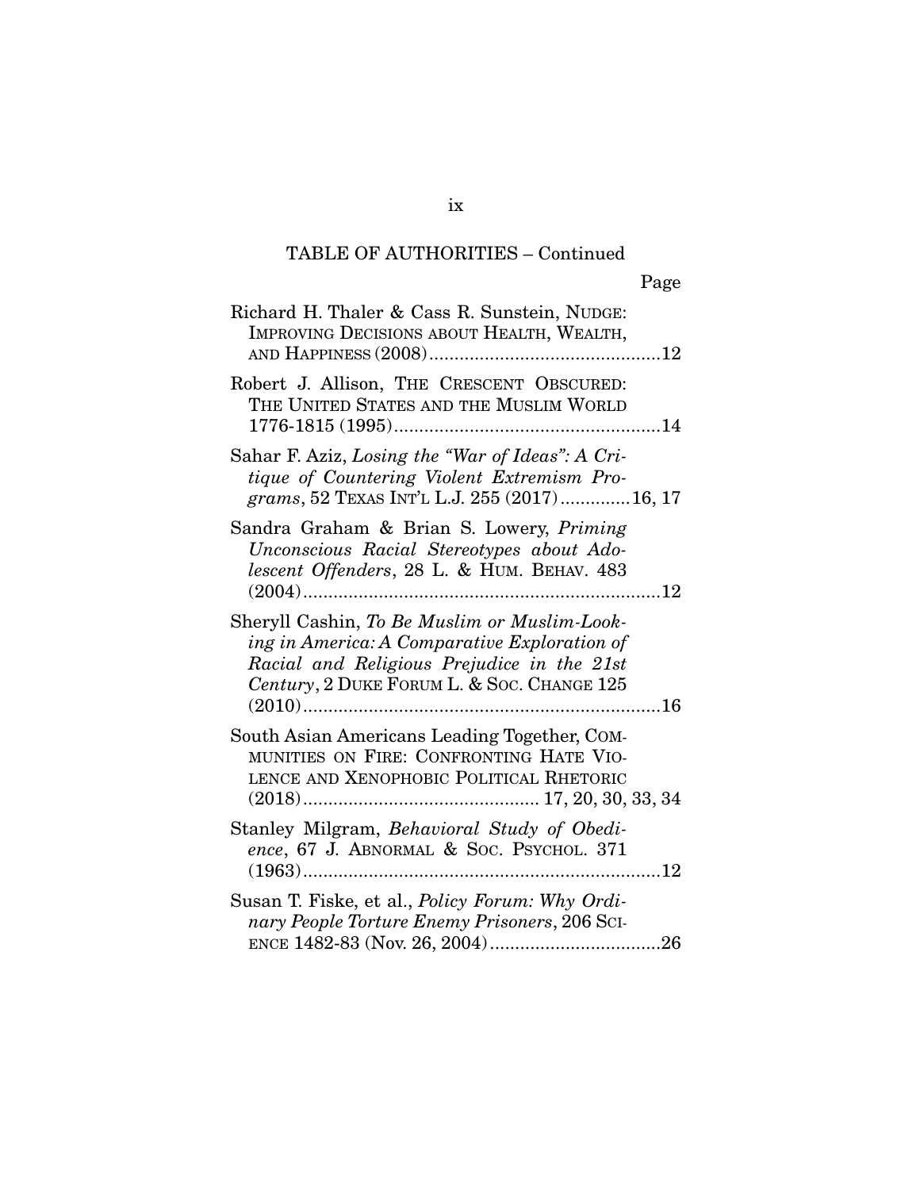TABLE OF AUTHORITIES – Continued

Page

Richard H. Thaler & Cass R. Sunstein, NUDGE: IMPROVING DECISIONS ABOUT HEALTH, WEALTH, AND HAPPINESS (2008) ....12

Robert J. Allison, THE CRESCENT OBSCURED: THE UNITED STATES AND THE MUSLIM WORLD 1776-1815 (1995) ....14

Sahar F. Aziz, *Losing the "War of Ideas": A Critique of Countering Violent Extremism Programs*, 52 TEXAS INT'L L.J. 255 (2017) ....16, 17

Sandra Graham & Brian S. Lowery, *Priming Unconscious Racial Stereotypes about Adolescent Offenders*, 28 L. & HUM. BEHAV. 483 (2004) ....12

Sheryll Cashin, *To Be Muslim or Muslim-Looking in America: A Comparative Exploration of Racial and Religious Prejudice in the 21st Century*, 2 DUKE FORUM L. & SOC. CHANGE 125 (2010) ....16

South Asian Americans Leading Together, COMMUNITIES ON FIRE: CONFRONTING HATE VIOLENCE AND XENOPHOBIC POLITICAL RHETORIC (2018) .... 17, 20, 30, 33, 34

Stanley Milgram, *Behavioral Study of Obedience*, 67 J. ABNORMAL & SOC. PSYCHOL. 371 (1963) ....12

Susan T. Fiske, et al., *Policy Forum: Why Ordinary People Torture Enemy Prisoners*, 206 SCIENCE 1482-83 (Nov. 26, 2004) ....26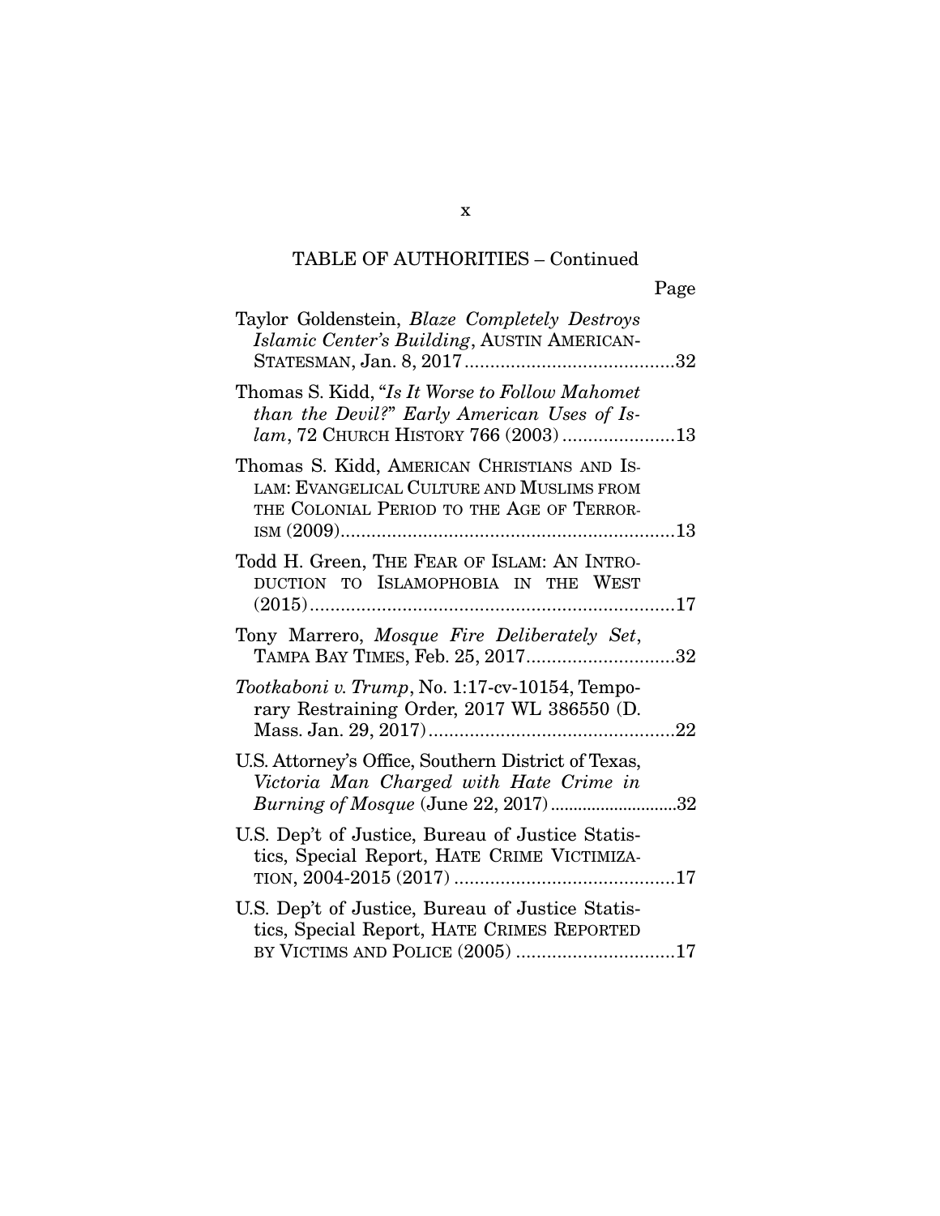TABLE OF AUTHORITIES – Continued

Page

Taylor Goldenstein, *Blaze Completely Destroys Islamic Center's Building*, AUSTIN AMERICAN-STATESMAN, Jan. 8, 2017 ........................................32

Thomas S. Kidd, "*Is It Worse to Follow Mahomet than the Devil?*" *Early American Uses of Islam*, 72 CHURCH HISTORY 766 (2003) ......................13

Thomas S. Kidd, AMERICAN CHRISTIANS AND ISLAM: EVANGELICAL CULTURE AND MUSLIMS FROM THE COLONIAL PERIOD TO THE AGE OF TERRORISM (2009).................................................................13

Todd H. Green, THE FEAR OF ISLAM: AN INTRODUCTION TO ISLAMOPHOBIA IN THE WEST (2015)......................................................................17

Tony Marrero, *Mosque Fire Deliberately Set*, TAMPA BAY TIMES, Feb. 25, 2017............................32

*Tootkaboni v. Trump*, No. 1:17-cv-10154, Temporary Restraining Order, 2017 WL 386550 (D. Mass. Jan. 29, 2017)................................................22

U.S. Attorney's Office, Southern District of Texas, *Victoria Man Charged with Hate Crime in Burning of Mosque* (June 22, 2017)............................32

U.S. Dep't of Justice, Bureau of Justice Statistics, Special Report, HATE CRIME VICTIMIZATION, 2004-2015 (2017) ...........................................17

U.S. Dep't of Justice, Bureau of Justice Statistics, Special Report, HATE CRIMES REPORTED BY VICTIMS AND POLICE (2005) ...............................17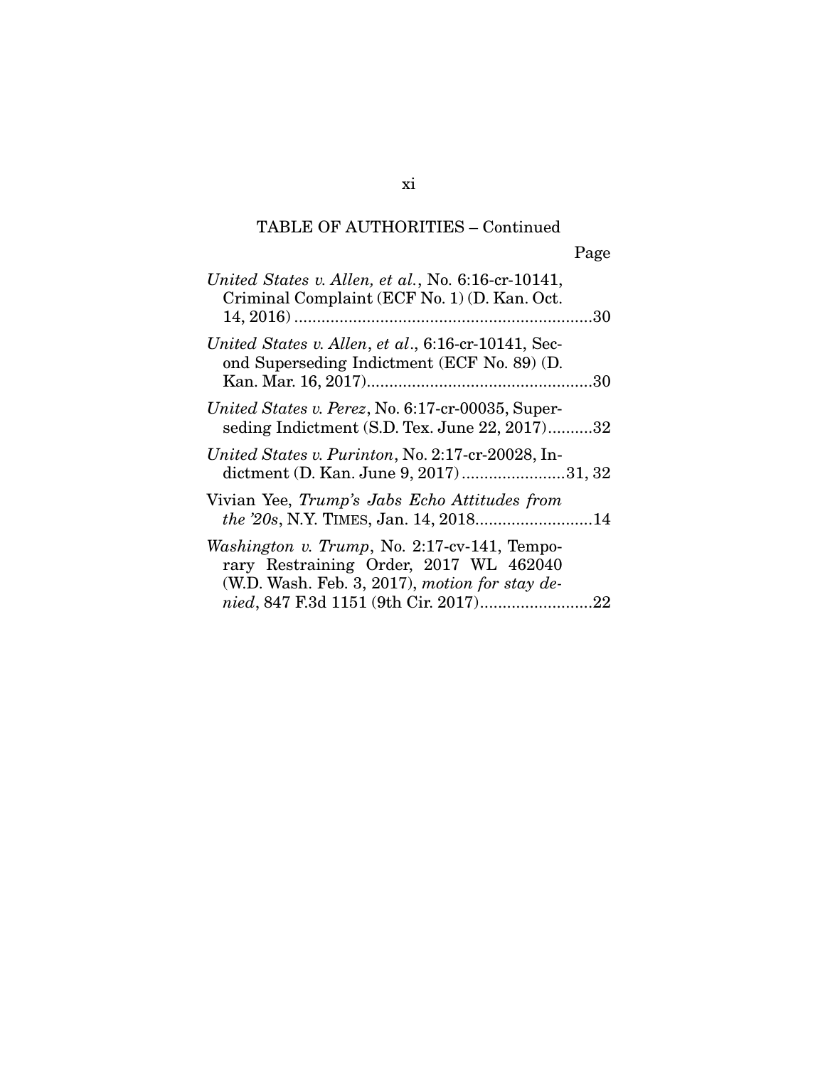TABLE OF AUTHORITIES – Continued

Page

*United States v. Allen, et al.*, No. 6:16-cr-10141, Criminal Complaint (ECF No. 1) (D. Kan. Oct. 14, 2016) .................................................................30

*United States v. Allen*, *et al*., 6:16-cr-10141, Second Superseding Indictment (ECF No. 89) (D. Kan. Mar. 16, 2017).................................................30

*United States v. Perez*, No. 6:17-cr-00035, Superseding Indictment (S.D. Tex. June 22, 2017)..........32

*United States v. Purinton*, No. 2:17-cr-20028, Indictment (D. Kan. June 9, 2017).......................31, 32

Vivian Yee, *Trump's Jabs Echo Attitudes from the '20s*, N.Y. TIMES, Jan. 14, 2018..........................14

*Washington v. Trump*, No. 2:17-cv-141, Temporary Restraining Order, 2017 WL 462040 (W.D. Wash. Feb. 3, 2017), *motion for stay denied*, 847 F.3d 1151 (9th Cir. 2017).........................22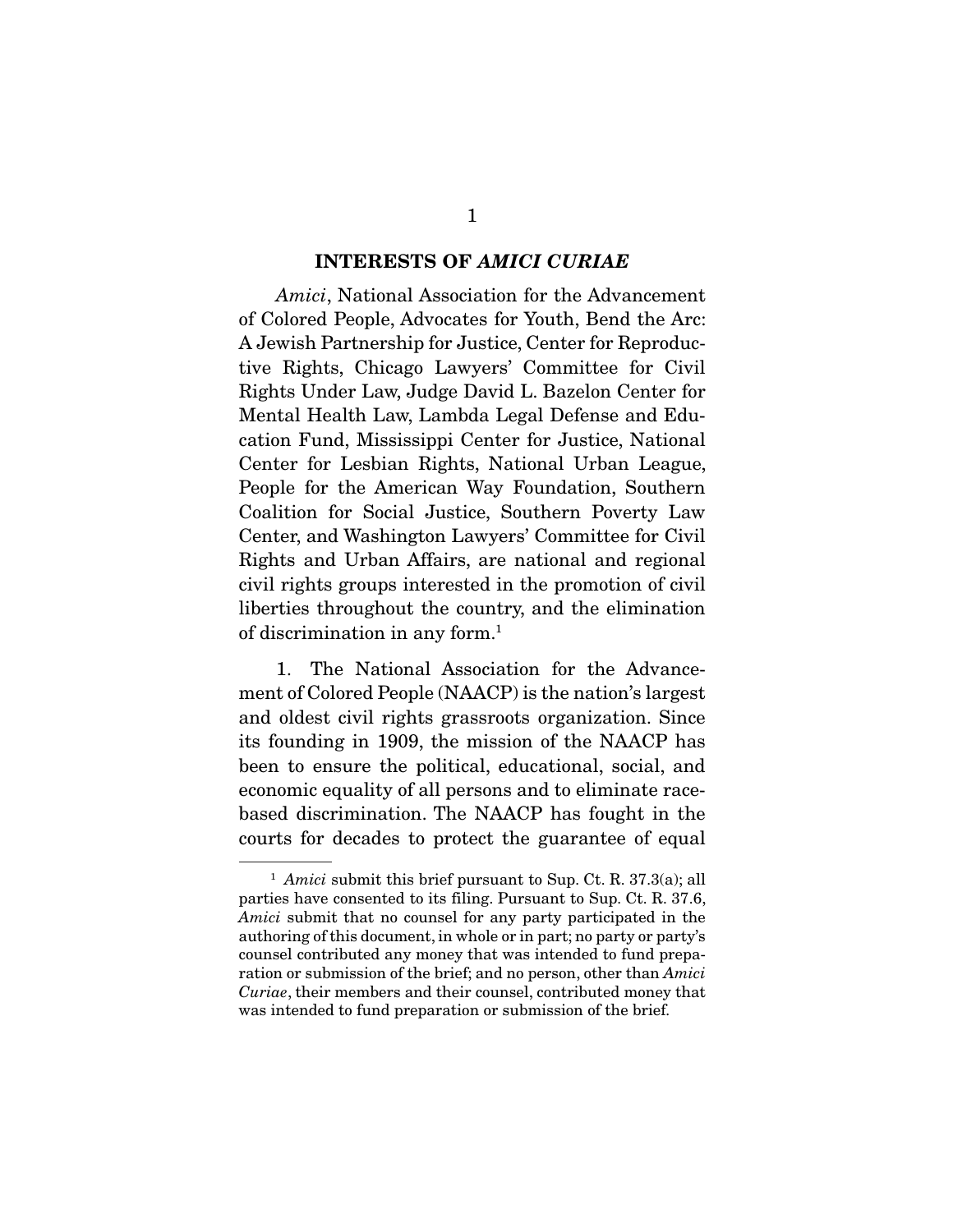## INTERESTS OF *AMICI CURIAE*

*Amici*, National Association for the Advancement of Colored People, Advocates for Youth, Bend the Arc: A Jewish Partnership for Justice, Center for Reproductive Rights, Chicago Lawyers' Committee for Civil Rights Under Law, Judge David L. Bazelon Center for Mental Health Law, Lambda Legal Defense and Education Fund, Mississippi Center for Justice, National Center for Lesbian Rights, National Urban League, People for the American Way Foundation, Southern Coalition for Social Justice, Southern Poverty Law Center, and Washington Lawyers' Committee for Civil Rights and Urban Affairs, are national and regional civil rights groups interested in the promotion of civil liberties throughout the country, and the elimination of discrimination in any form.[1]

1. The National Association for the Advancement of Colored People (NAACP) is the nation's largest and oldest civil rights grassroots organization. Since its founding in 1909, the mission of the NAACP has been to ensure the political, educational, social, and economic equality of all persons and to eliminate race-based discrimination. The NAACP has fought in the courts for decades to protect the guarantee of equal

---

[1] *Amici* submit this brief pursuant to Sup. Ct. R. 37.3(a); all parties have consented to its filing. Pursuant to Sup. Ct. R. 37.6, *Amici* submit that no counsel for any party participated in the authoring of this document, in whole or in part; no party or party's counsel contributed any money that was intended to fund preparation or submission of the brief; and no person, other than *Amici Curiae*, their members and their counsel, contributed money that was intended to fund preparation or submission of the brief.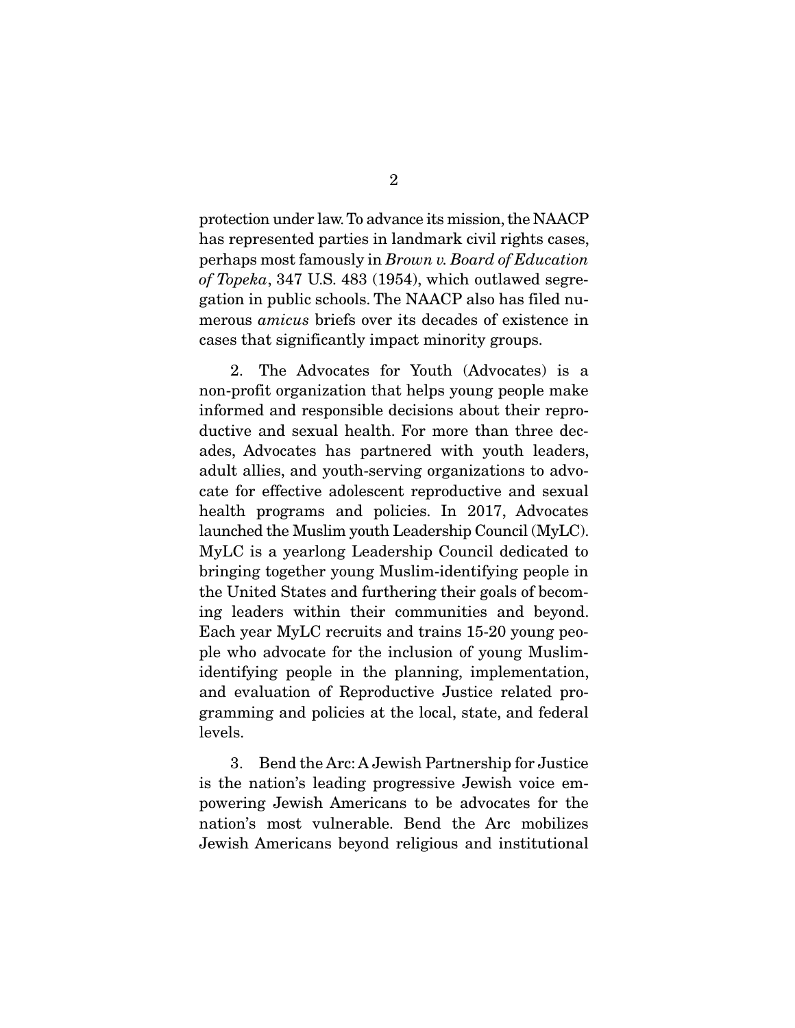protection under law. To advance its mission, the NAACP has represented parties in landmark civil rights cases, perhaps most famously in *Brown v. Board of Education of Topeka*, 347 U.S. 483 (1954), which outlawed segregation in public schools. The NAACP also has filed numerous *amicus* briefs over its decades of existence in cases that significantly impact minority groups.

2. The Advocates for Youth (Advocates) is a non-profit organization that helps young people make informed and responsible decisions about their reproductive and sexual health. For more than three decades, Advocates has partnered with youth leaders, adult allies, and youth-serving organizations to advocate for effective adolescent reproductive and sexual health programs and policies. In 2017, Advocates launched the Muslim youth Leadership Council (MyLC). MyLC is a yearlong Leadership Council dedicated to bringing together young Muslim-identifying people in the United States and furthering their goals of becoming leaders within their communities and beyond. Each year MyLC recruits and trains 15-20 young people who advocate for the inclusion of young Muslim-identifying people in the planning, implementation, and evaluation of Reproductive Justice related programming and policies at the local, state, and federal levels.

3. Bend the Arc: A Jewish Partnership for Justice is the nation's leading progressive Jewish voice empowering Jewish Americans to be advocates for the nation's most vulnerable. Bend the Arc mobilizes Jewish Americans beyond religious and institutional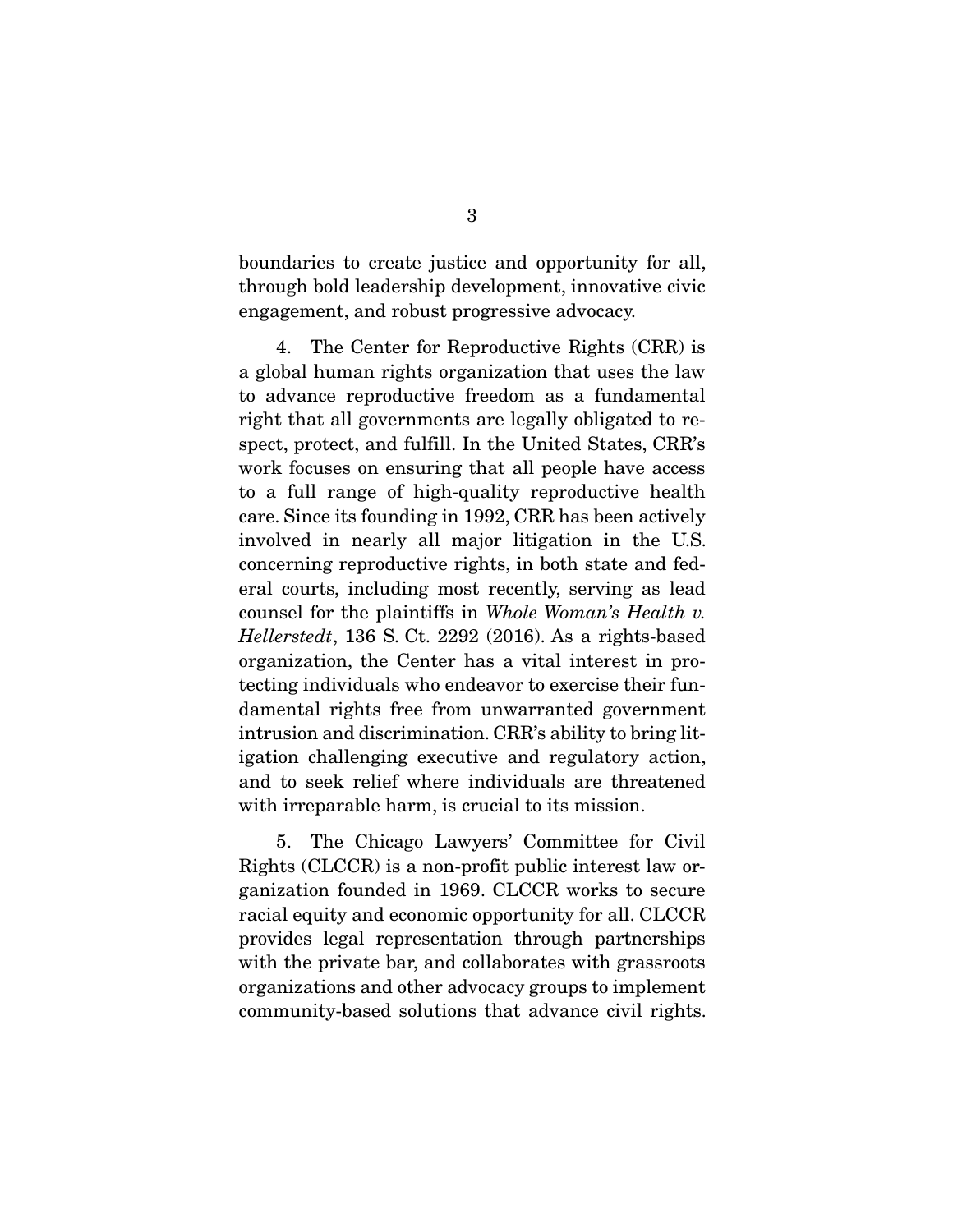boundaries to create justice and opportunity for all, through bold leadership development, innovative civic engagement, and robust progressive advocacy.

4. The Center for Reproductive Rights (CRR) is a global human rights organization that uses the law to advance reproductive freedom as a fundamental right that all governments are legally obligated to respect, protect, and fulfill. In the United States, CRR's work focuses on ensuring that all people have access to a full range of high-quality reproductive health care. Since its founding in 1992, CRR has been actively involved in nearly all major litigation in the U.S. concerning reproductive rights, in both state and federal courts, including most recently, serving as lead counsel for the plaintiffs in *Whole Woman's Health v. Hellerstedt*, 136 S. Ct. 2292 (2016). As a rights-based organization, the Center has a vital interest in protecting individuals who endeavor to exercise their fundamental rights free from unwarranted government intrusion and discrimination. CRR's ability to bring litigation challenging executive and regulatory action, and to seek relief where individuals are threatened with irreparable harm, is crucial to its mission.

5. The Chicago Lawyers' Committee for Civil Rights (CLCCR) is a non-profit public interest law organization founded in 1969. CLCCR works to secure racial equity and economic opportunity for all. CLCCR provides legal representation through partnerships with the private bar, and collaborates with grassroots organizations and other advocacy groups to implement community-based solutions that advance civil rights.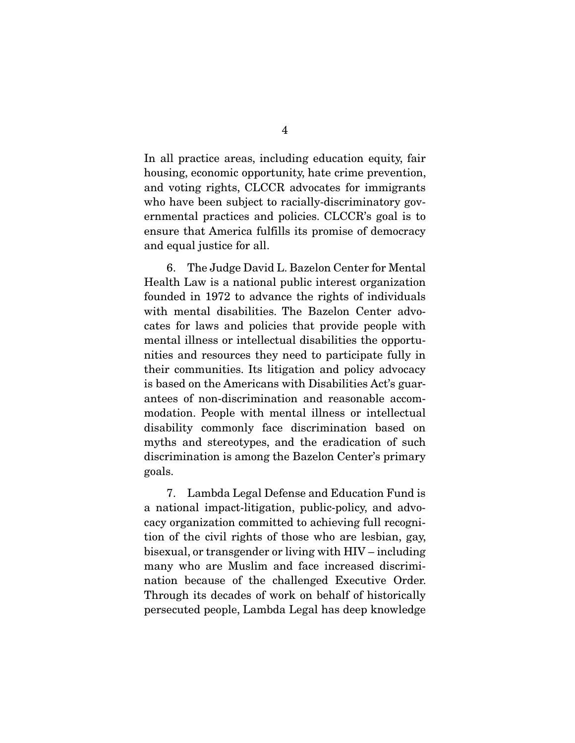In all practice areas, including education equity, fair housing, economic opportunity, hate crime prevention, and voting rights, CLCCR advocates for immigrants who have been subject to racially-discriminatory governmental practices and policies. CLCCR's goal is to ensure that America fulfills its promise of democracy and equal justice for all.

6. The Judge David L. Bazelon Center for Mental Health Law is a national public interest organization founded in 1972 to advance the rights of individuals with mental disabilities. The Bazelon Center advocates for laws and policies that provide people with mental illness or intellectual disabilities the opportunities and resources they need to participate fully in their communities. Its litigation and policy advocacy is based on the Americans with Disabilities Act's guarantees of non-discrimination and reasonable accommodation. People with mental illness or intellectual disability commonly face discrimination based on myths and stereotypes, and the eradication of such discrimination is among the Bazelon Center's primary goals.

7. Lambda Legal Defense and Education Fund is a national impact-litigation, public-policy, and advocacy organization committed to achieving full recognition of the civil rights of those who are lesbian, gay, bisexual, or transgender or living with HIV – including many who are Muslim and face increased discrimination because of the challenged Executive Order. Through its decades of work on behalf of historically persecuted people, Lambda Legal has deep knowledge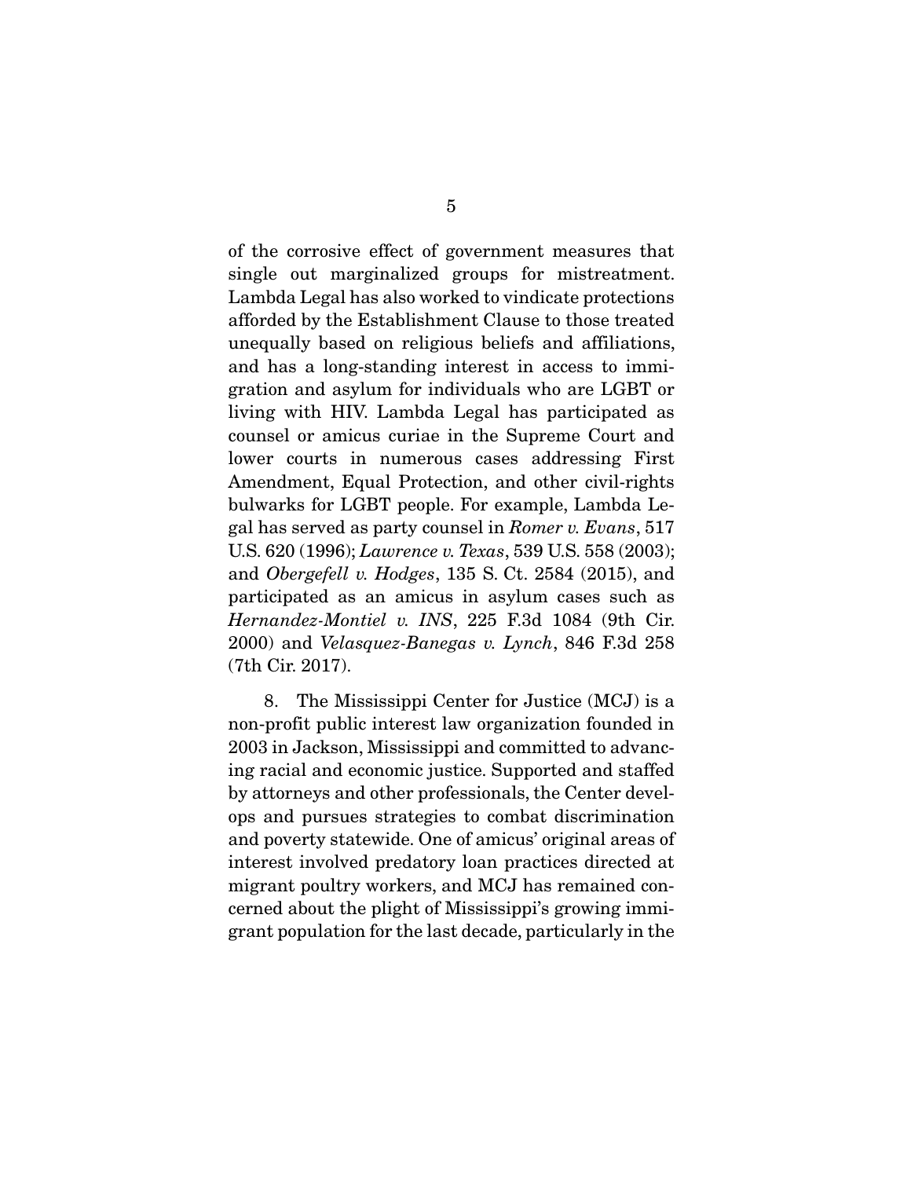of the corrosive effect of government measures that single out marginalized groups for mistreatment. Lambda Legal has also worked to vindicate protections afforded by the Establishment Clause to those treated unequally based on religious beliefs and affiliations, and has a long-standing interest in access to immigration and asylum for individuals who are LGBT or living with HIV. Lambda Legal has participated as counsel or amicus curiae in the Supreme Court and lower courts in numerous cases addressing First Amendment, Equal Protection, and other civil-rights bulwarks for LGBT people. For example, Lambda Legal has served as party counsel in *Romer v. Evans*, 517 U.S. 620 (1996); *Lawrence v. Texas*, 539 U.S. 558 (2003); and *Obergefell v. Hodges*, 135 S. Ct. 2584 (2015), and participated as an amicus in asylum cases such as *Hernandez-Montiel v. INS*, 225 F.3d 1084 (9th Cir. 2000) and *Velasquez-Banegas v. Lynch*, 846 F.3d 258 (7th Cir. 2017).

8. The Mississippi Center for Justice (MCJ) is a non-profit public interest law organization founded in 2003 in Jackson, Mississippi and committed to advancing racial and economic justice. Supported and staffed by attorneys and other professionals, the Center develops and pursues strategies to combat discrimination and poverty statewide. One of amicus' original areas of interest involved predatory loan practices directed at migrant poultry workers, and MCJ has remained concerned about the plight of Mississippi's growing immigrant population for the last decade, particularly in the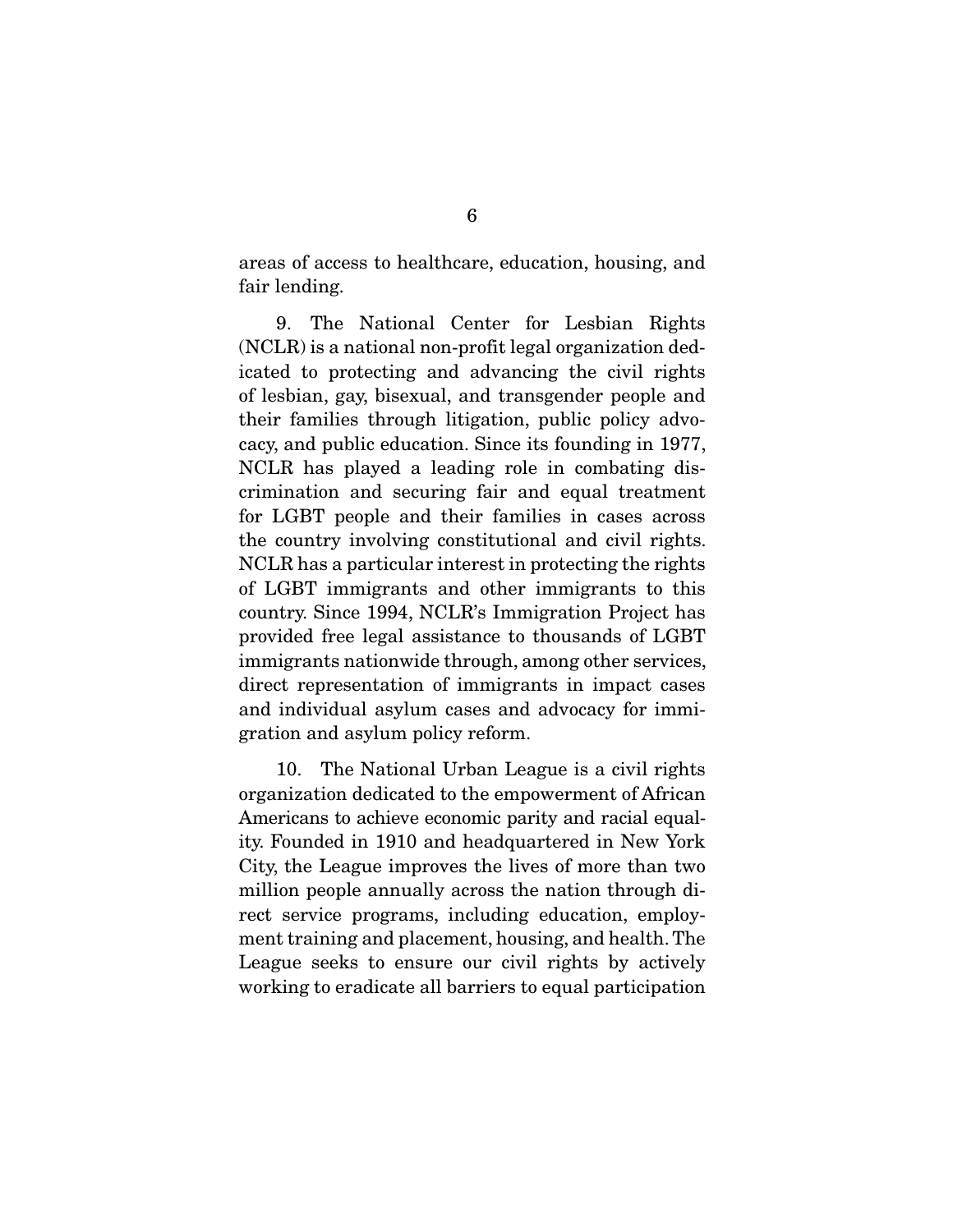areas of access to healthcare, education, housing, and fair lending.

9. The National Center for Lesbian Rights (NCLR) is a national non-profit legal organization dedicated to protecting and advancing the civil rights of lesbian, gay, bisexual, and transgender people and their families through litigation, public policy advocacy, and public education. Since its founding in 1977, NCLR has played a leading role in combating discrimination and securing fair and equal treatment for LGBT people and their families in cases across the country involving constitutional and civil rights. NCLR has a particular interest in protecting the rights of LGBT immigrants and other immigrants to this country. Since 1994, NCLR's Immigration Project has provided free legal assistance to thousands of LGBT immigrants nationwide through, among other services, direct representation of immigrants in impact cases and individual asylum cases and advocacy for immigration and asylum policy reform.

10. The National Urban League is a civil rights organization dedicated to the empowerment of African Americans to achieve economic parity and racial equality. Founded in 1910 and headquartered in New York City, the League improves the lives of more than two million people annually across the nation through direct service programs, including education, employment training and placement, housing, and health. The League seeks to ensure our civil rights by actively working to eradicate all barriers to equal participation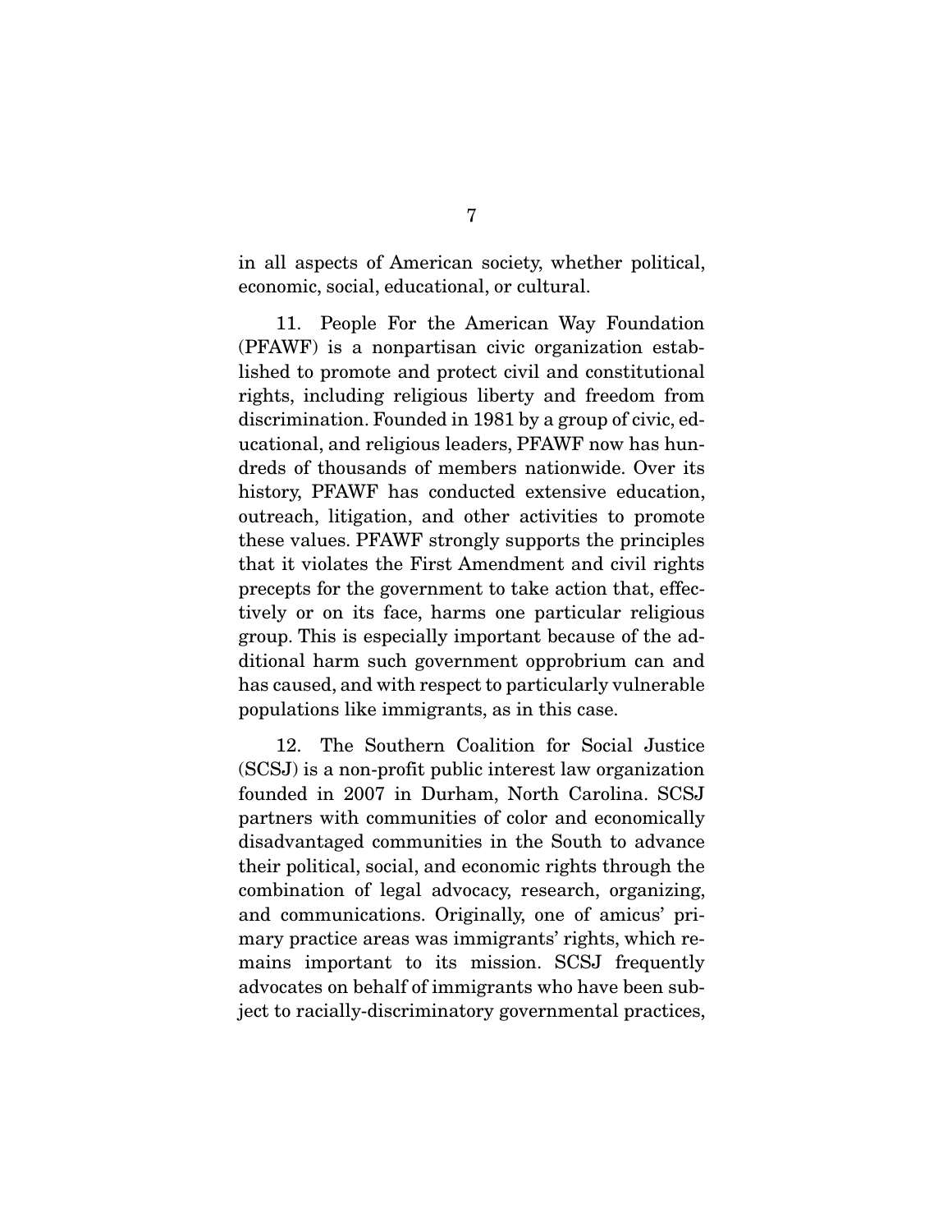in all aspects of American society, whether political, economic, social, educational, or cultural.

11. People For the American Way Foundation (PFAWF) is a nonpartisan civic organization established to promote and protect civil and constitutional rights, including religious liberty and freedom from discrimination. Founded in 1981 by a group of civic, educational, and religious leaders, PFAWF now has hundreds of thousands of members nationwide. Over its history, PFAWF has conducted extensive education, outreach, litigation, and other activities to promote these values. PFAWF strongly supports the principles that it violates the First Amendment and civil rights precepts for the government to take action that, effectively or on its face, harms one particular religious group. This is especially important because of the additional harm such government opprobrium can and has caused, and with respect to particularly vulnerable populations like immigrants, as in this case.

12. The Southern Coalition for Social Justice (SCSJ) is a non-profit public interest law organization founded in 2007 in Durham, North Carolina. SCSJ partners with communities of color and economically disadvantaged communities in the South to advance their political, social, and economic rights through the combination of legal advocacy, research, organizing, and communications. Originally, one of amicus' primary practice areas was immigrants' rights, which remains important to its mission. SCSJ frequently advocates on behalf of immigrants who have been subject to racially-discriminatory governmental practices,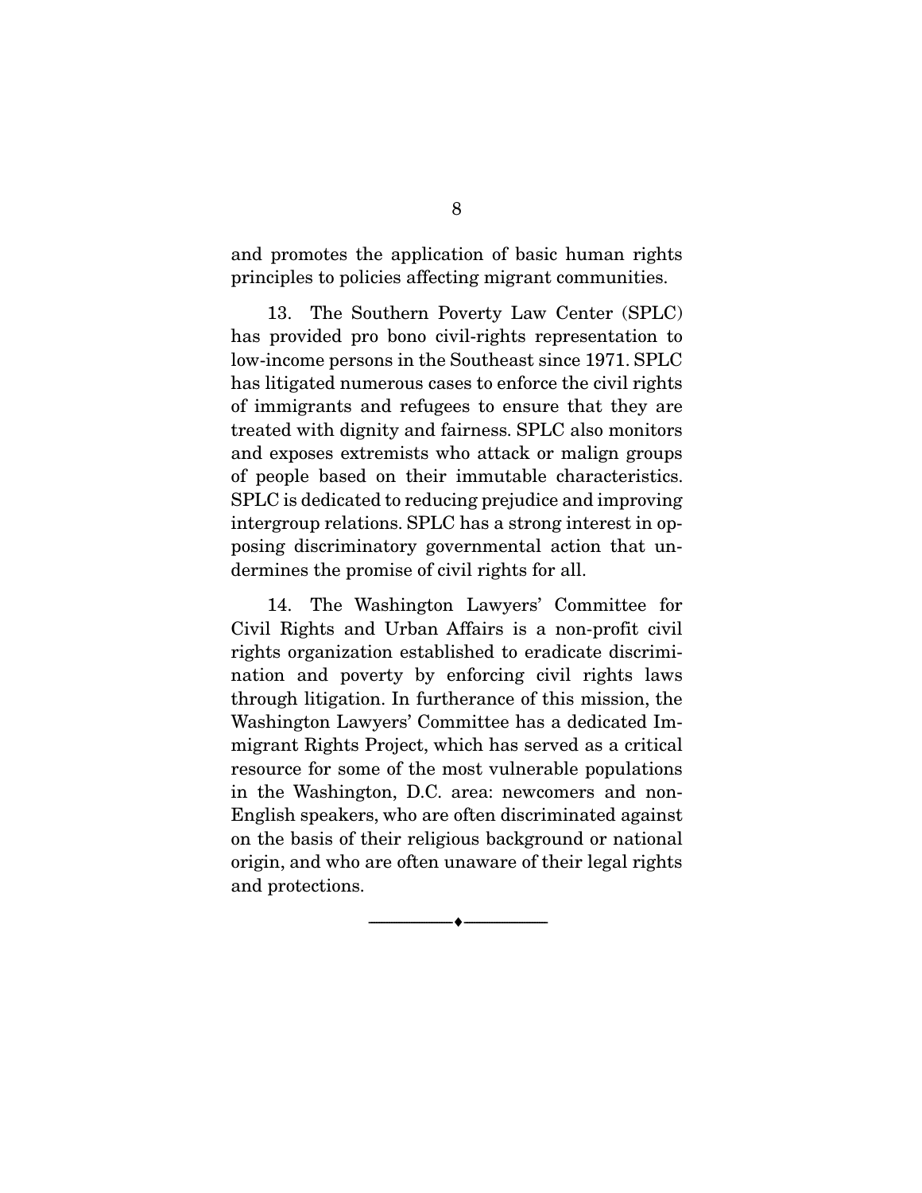and promotes the application of basic human rights principles to policies affecting migrant communities.

13. The Southern Poverty Law Center (SPLC) has provided pro bono civil-rights representation to low-income persons in the Southeast since 1971. SPLC has litigated numerous cases to enforce the civil rights of immigrants and refugees to ensure that they are treated with dignity and fairness. SPLC also monitors and exposes extremists who attack or malign groups of people based on their immutable characteristics. SPLC is dedicated to reducing prejudice and improving intergroup relations. SPLC has a strong interest in opposing discriminatory governmental action that undermines the promise of civil rights for all.

14. The Washington Lawyers' Committee for Civil Rights and Urban Affairs is a non-profit civil rights organization established to eradicate discrimination and poverty by enforcing civil rights laws through litigation. In furtherance of this mission, the Washington Lawyers' Committee has a dedicated Immigrant Rights Project, which has served as a critical resource for some of the most vulnerable populations in the Washington, D.C. area: newcomers and non-English speakers, who are often discriminated against on the basis of their religious background or national origin, and who are often unaware of their legal rights and protections.

---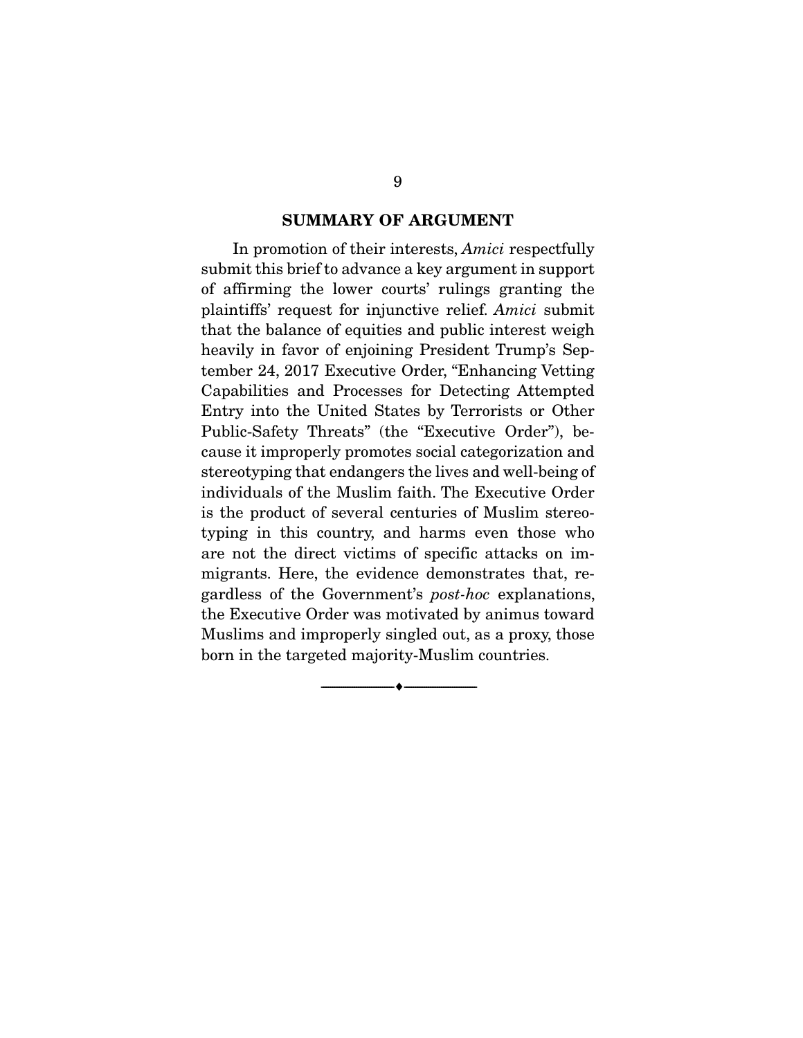## SUMMARY OF ARGUMENT

In promotion of their interests, *Amici* respectfully submit this brief to advance a key argument in support of affirming the lower courts' rulings granting the plaintiffs' request for injunctive relief. *Amici* submit that the balance of equities and public interest weigh heavily in favor of enjoining President Trump's September 24, 2017 Executive Order, "Enhancing Vetting Capabilities and Processes for Detecting Attempted Entry into the United States by Terrorists or Other Public-Safety Threats" (the "Executive Order"), because it improperly promotes social categorization and stereotyping that endangers the lives and well-being of individuals of the Muslim faith. The Executive Order is the product of several centuries of Muslim stereotyping in this country, and harms even those who are not the direct victims of specific attacks on immigrants. Here, the evidence demonstrates that, regardless of the Government's *post-hoc* explanations, the Executive Order was motivated by animus toward Muslims and improperly singled out, as a proxy, those born in the targeted majority-Muslim countries.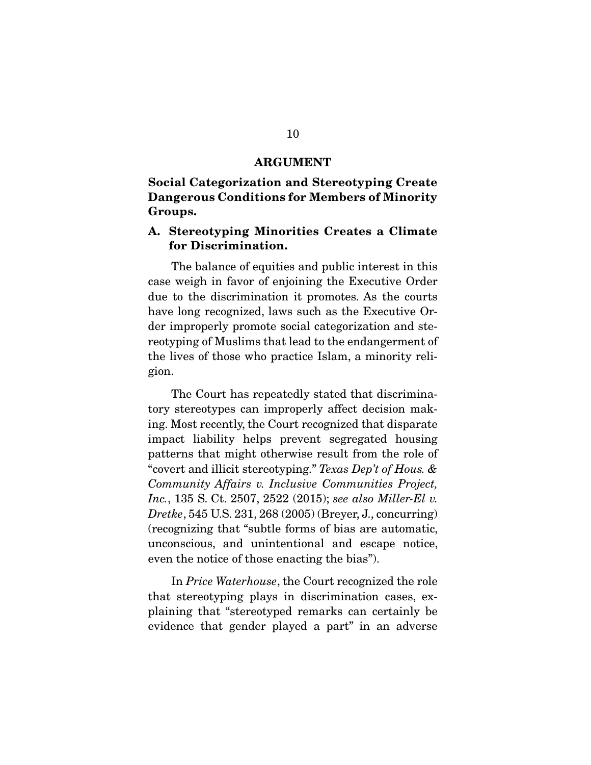## ARGUMENT

### Social Categorization and Stereotyping Create Dangerous Conditions for Members of Minority Groups.

#### A. Stereotyping Minorities Creates a Climate for Discrimination.

The balance of equities and public interest in this case weigh in favor of enjoining the Executive Order due to the discrimination it promotes. As the courts have long recognized, laws such as the Executive Order improperly promote social categorization and stereotyping of Muslims that lead to the endangerment of the lives of those who practice Islam, a minority religion.

The Court has repeatedly stated that discriminatory stereotypes can improperly affect decision making. Most recently, the Court recognized that disparate impact liability helps prevent segregated housing patterns that might otherwise result from the role of "covert and illicit stereotyping." *Texas Dep't of Hous. & Community Affairs v. Inclusive Communities Project, Inc.*, 135 S. Ct. 2507, 2522 (2015); *see also Miller-El v. Dretke*, 545 U.S. 231, 268 (2005) (Breyer, J., concurring) (recognizing that "subtle forms of bias are automatic, unconscious, and unintentional and escape notice, even the notice of those enacting the bias").

In *Price Waterhouse*, the Court recognized the role that stereotyping plays in discrimination cases, explaining that "stereotyped remarks can certainly be evidence that gender played a part" in an adverse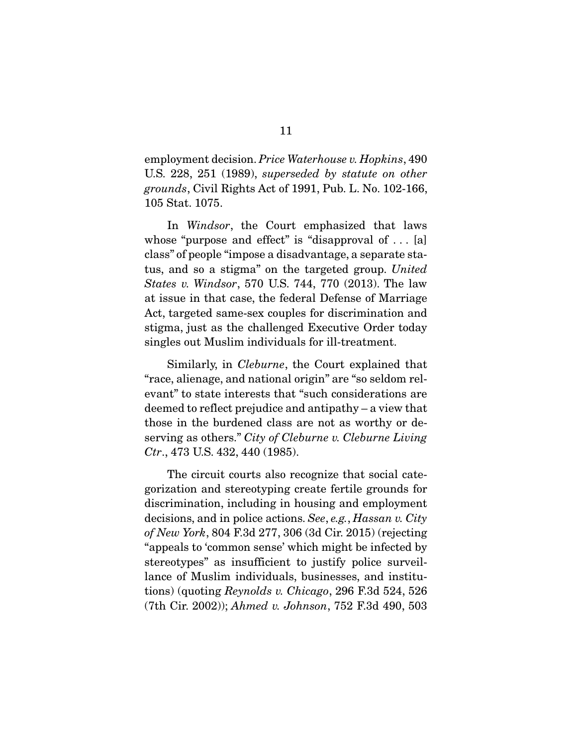employment decision. *Price Waterhouse v. Hopkins*, 490 U.S. 228, 251 (1989), *superseded by statute on other grounds*, Civil Rights Act of 1991, Pub. L. No. 102-166, 105 Stat. 1075.

In *Windsor*, the Court emphasized that laws whose "purpose and effect" is "disapproval of . . . [a] class" of people "impose a disadvantage, a separate status, and so a stigma" on the targeted group. *United States v. Windsor*, 570 U.S. 744, 770 (2013). The law at issue in that case, the federal Defense of Marriage Act, targeted same-sex couples for discrimination and stigma, just as the challenged Executive Order today singles out Muslim individuals for ill-treatment.

Similarly, in *Cleburne*, the Court explained that "race, alienage, and national origin" are "so seldom relevant" to state interests that "such considerations are deemed to reflect prejudice and antipathy – a view that those in the burdened class are not as worthy or deserving as others." *City of Cleburne v. Cleburne Living Ctr.*, 473 U.S. 432, 440 (1985).

The circuit courts also recognize that social categorization and stereotyping create fertile grounds for discrimination, including in housing and employment decisions, and in police actions. *See, e.g.*, *Hassan v. City of New York*, 804 F.3d 277, 306 (3d Cir. 2015) (rejecting "appeals to 'common sense' which might be infected by stereotypes" as insufficient to justify police surveillance of Muslim individuals, businesses, and institutions) (quoting *Reynolds v. Chicago*, 296 F.3d 524, 526 (7th Cir. 2002)); *Ahmed v. Johnson*, 752 F.3d 490, 503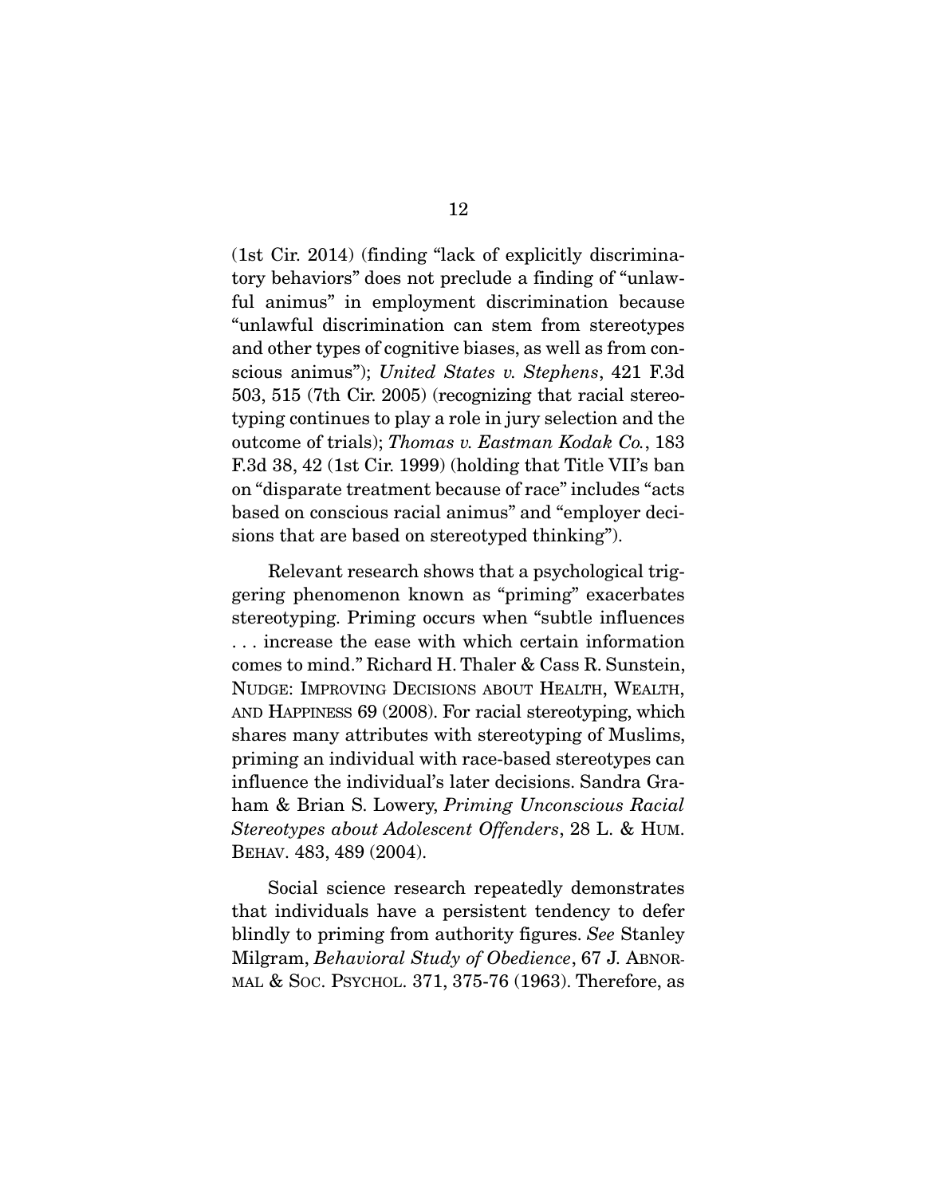(1st Cir. 2014) (finding "lack of explicitly discriminatory behaviors" does not preclude a finding of "unlawful animus" in employment discrimination because "unlawful discrimination can stem from stereotypes and other types of cognitive biases, as well as from conscious animus"); *United States v. Stephens*, 421 F.3d 503, 515 (7th Cir. 2005) (recognizing that racial stereotyping continues to play a role in jury selection and the outcome of trials); *Thomas v. Eastman Kodak Co.*, 183 F.3d 38, 42 (1st Cir. 1999) (holding that Title VII's ban on "disparate treatment because of race" includes "acts based on conscious racial animus" and "employer decisions that are based on stereotyped thinking").

Relevant research shows that a psychological triggering phenomenon known as "priming" exacerbates stereotyping. Priming occurs when "subtle influences . . . increase the ease with which certain information comes to mind." Richard H. Thaler & Cass R. Sunstein, NUDGE: IMPROVING DECISIONS ABOUT HEALTH, WEALTH, AND HAPPINESS 69 (2008). For racial stereotyping, which shares many attributes with stereotyping of Muslims, priming an individual with race-based stereotypes can influence the individual's later decisions. Sandra Graham & Brian S. Lowery, *Priming Unconscious Racial Stereotypes about Adolescent Offenders*, 28 L. & HUM. BEHAV. 483, 489 (2004).

Social science research repeatedly demonstrates that individuals have a persistent tendency to defer blindly to priming from authority figures. *See* Stanley Milgram, *Behavioral Study of Obedience*, 67 J. ABNORMAL & SOC. PSYCHOL. 371, 375-76 (1963). Therefore, as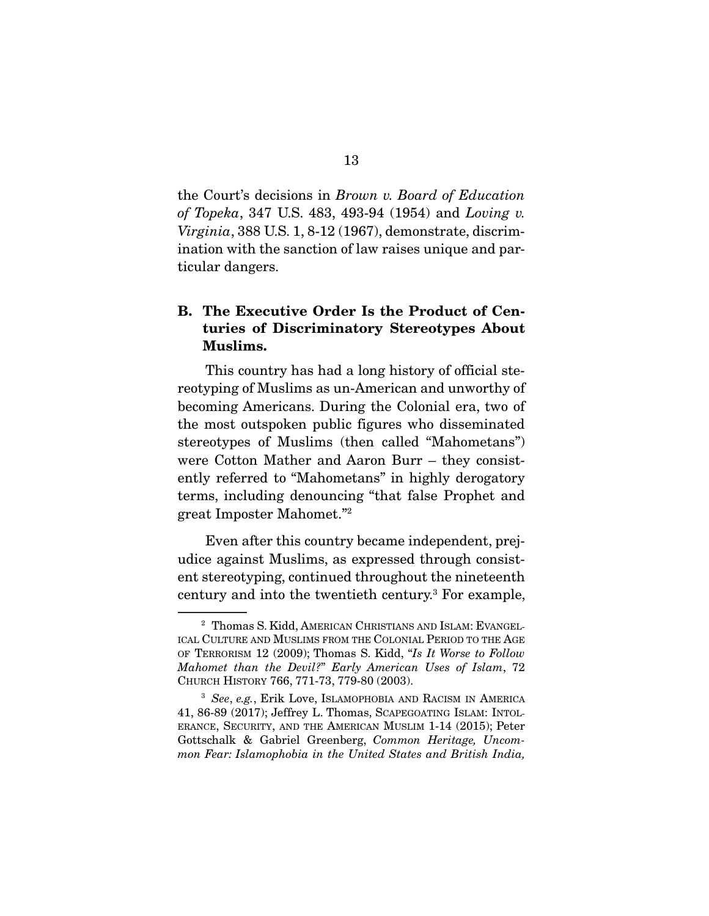the Court's decisions in *Brown v. Board of Education of Topeka*, 347 U.S. 483, 493-94 (1954) and *Loving v. Virginia*, 388 U.S. 1, 8-12 (1967), demonstrate, discrimination with the sanction of law raises unique and particular dangers.

### B. The Executive Order Is the Product of Centuries of Discriminatory Stereotypes About Muslims.

This country has had a long history of official stereotyping of Muslims as un-American and unworthy of becoming Americans. During the Colonial era, two of the most outspoken public figures who disseminated stereotypes of Muslims (then called "Mahometans") were Cotton Mather and Aaron Burr – they consistently referred to "Mahometans" in highly derogatory terms, including denouncing "that false Prophet and great Imposter Mahomet."[2]

Even after this country became independent, prejudice against Muslims, as expressed through consistent stereotyping, continued throughout the nineteenth century and into the twentieth century.[3] For example,

---

[2] Thomas S. Kidd, AMERICAN CHRISTIANS AND ISLAM: EVANGELICAL CULTURE AND MUSLIMS FROM THE COLONIAL PERIOD TO THE AGE OF TERRORISM 12 (2009); Thomas S. Kidd, *"Is It Worse to Follow Mahomet than the Devil?" Early American Uses of Islam*, 72 CHURCH HISTORY 766, 771-73, 779-80 (2003).

[3] *See*, *e.g.*, Erik Love, ISLAMOPHOBIA AND RACISM IN AMERICA 41, 86-89 (2017); Jeffrey L. Thomas, SCAPEGOATING ISLAM: INTOLERANCE, SECURITY, AND THE AMERICAN MUSLIM 1-14 (2015); Peter Gottschalk & Gabriel Greenberg, *Common Heritage, Uncommon Fear: Islamophobia in the United States and British India,*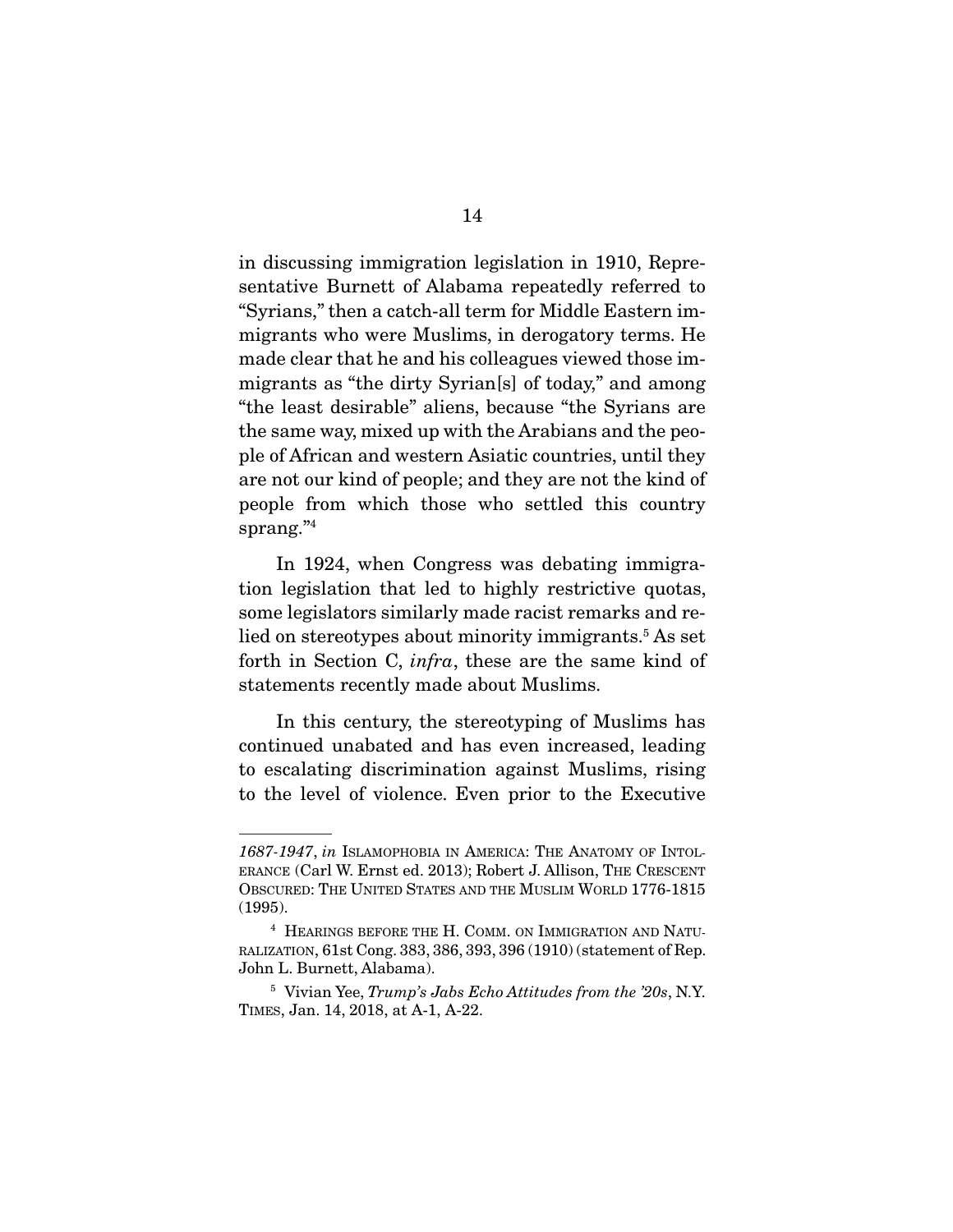in discussing immigration legislation in 1910, Representative Burnett of Alabama repeatedly referred to "Syrians," then a catch-all term for Middle Eastern immigrants who were Muslims, in derogatory terms. He made clear that he and his colleagues viewed those immigrants as "the dirty Syrian[s] of today," and among "the least desirable" aliens, because "the Syrians are the same way, mixed up with the Arabians and the people of African and western Asiatic countries, until they are not our kind of people; and they are not the kind of people from which those who settled this country sprang."[4]

In 1924, when Congress was debating immigration legislation that led to highly restrictive quotas, some legislators similarly made racist remarks and relied on stereotypes about minority immigrants.[5] As set forth in Section C, *infra*, these are the same kind of statements recently made about Muslims.

In this century, the stereotyping of Muslims has continued unabated and has even increased, leading to escalating discrimination against Muslims, rising to the level of violence. Even prior to the Executive

---

*1687-1947*, *in* ISLAMOPHOBIA IN AMERICA: THE ANATOMY OF INTOLERANCE (Carl W. Ernst ed. 2013); Robert J. Allison, THE CRESCENT OBSCURED: THE UNITED STATES AND THE MUSLIM WORLD 1776-1815 (1995).

[4] HEARINGS BEFORE THE H. COMM. ON IMMIGRATION AND NATURALIZATION, 61st Cong. 383, 386, 393, 396 (1910) (statement of Rep. John L. Burnett, Alabama).

[5] Vivian Yee, *Trump's Jabs Echo Attitudes from the '20s*, N.Y. TIMES, Jan. 14, 2018, at A-1, A-22.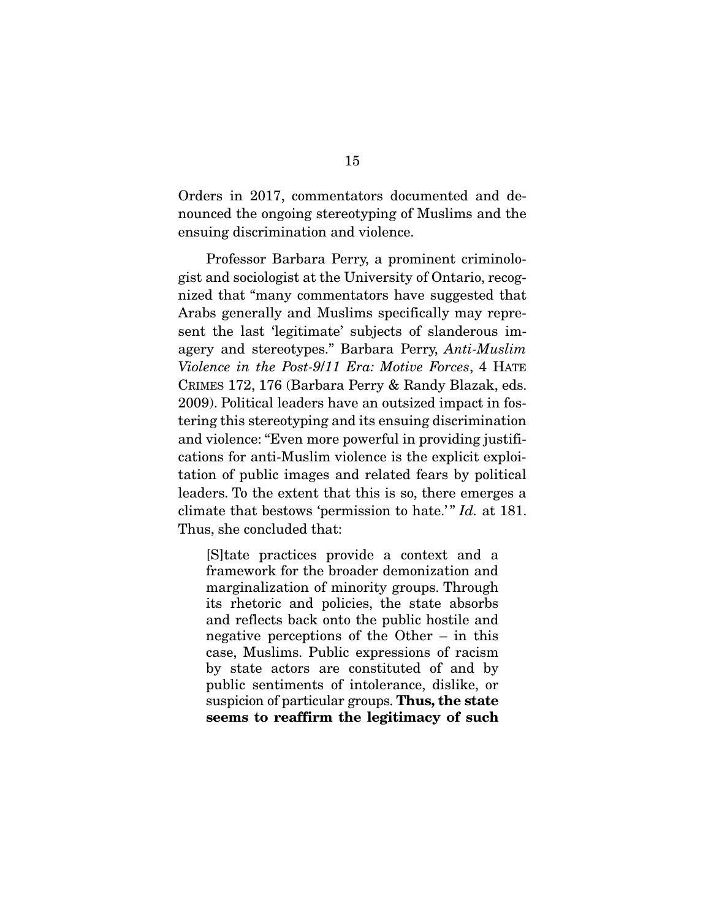Orders in 2017, commentators documented and denounced the ongoing stereotyping of Muslims and the ensuing discrimination and violence.

Professor Barbara Perry, a prominent criminologist and sociologist at the University of Ontario, recognized that "many commentators have suggested that Arabs generally and Muslims specifically may represent the last 'legitimate' subjects of slanderous imagery and stereotypes." Barbara Perry, *Anti-Muslim Violence in the Post-9/11 Era: Motive Forces*, 4 HATE CRIMES 172, 176 (Barbara Perry & Randy Blazak, eds. 2009). Political leaders have an outsized impact in fostering this stereotyping and its ensuing discrimination and violence: "Even more powerful in providing justifications for anti-Muslim violence is the explicit exploitation of public images and related fears by political leaders. To the extent that this is so, there emerges a climate that bestows 'permission to hate.'" *Id.* at 181. Thus, she concluded that:

> [S]tate practices provide a context and a framework for the broader demonization and marginalization of minority groups. Through its rhetoric and policies, the state absorbs and reflects back onto the public hostile and negative perceptions of the Other – in this case, Muslims. Public expressions of racism by state actors are constituted of and by public sentiments of intolerance, dislike, or suspicion of particular groups. **Thus, the state seems to reaffirm the legitimacy of such**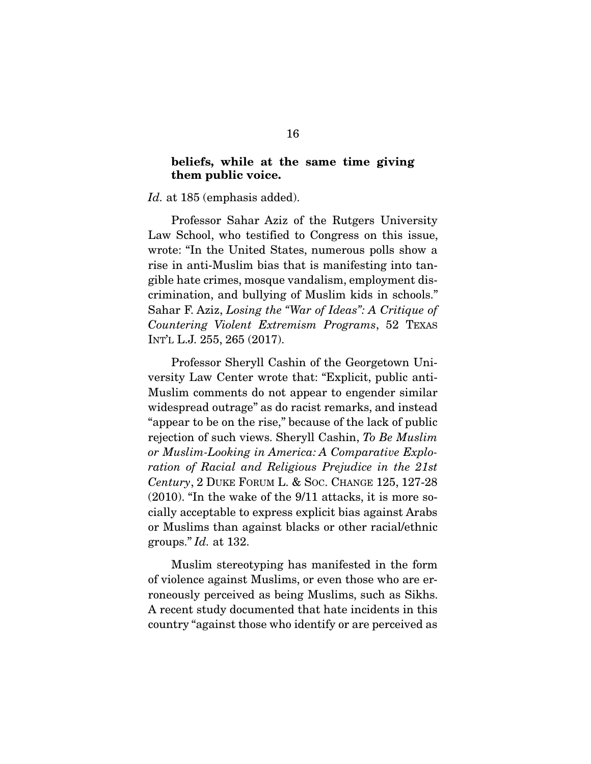**beliefs, while at the same time giving them public voice.**

*Id.* at 185 (emphasis added).

Professor Sahar Aziz of the Rutgers University Law School, who testified to Congress on this issue, wrote: "In the United States, numerous polls show a rise in anti-Muslim bias that is manifesting into tangible hate crimes, mosque vandalism, employment discrimination, and bullying of Muslim kids in schools." Sahar F. Aziz, *Losing the "War of Ideas": A Critique of Countering Violent Extremism Programs*, 52 TEXAS INT'L L.J. 255, 265 (2017).

Professor Sheryll Cashin of the Georgetown University Law Center wrote that: "Explicit, public anti-Muslim comments do not appear to engender similar widespread outrage" as do racist remarks, and instead "appear to be on the rise," because of the lack of public rejection of such views. Sheryll Cashin, *To Be Muslim or Muslim-Looking in America: A Comparative Exploration of Racial and Religious Prejudice in the 21st Century*, 2 DUKE FORUM L. & SOC. CHANGE 125, 127-28 (2010). "In the wake of the 9/11 attacks, it is more socially acceptable to express explicit bias against Arabs or Muslims than against blacks or other racial/ethnic groups." *Id.* at 132.

Muslim stereotyping has manifested in the form of violence against Muslims, or even those who are erroneously perceived as being Muslims, such as Sikhs. A recent study documented that hate incidents in this country "against those who identify or are perceived as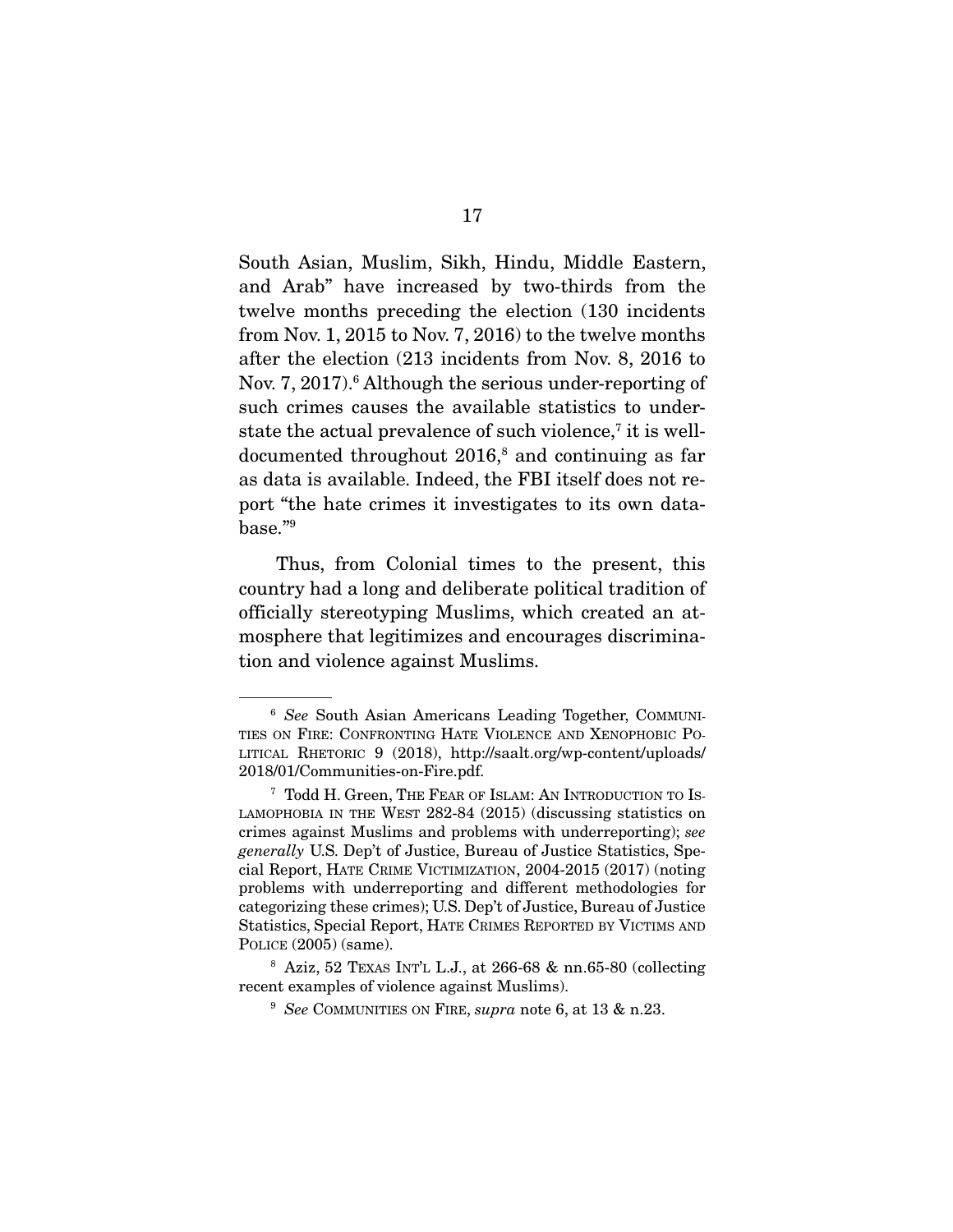South Asian, Muslim, Sikh, Hindu, Middle Eastern, and Arab" have increased by two-thirds from the twelve months preceding the election (130 incidents from Nov. 1, 2015 to Nov. 7, 2016) to the twelve months after the election (213 incidents from Nov. 8, 2016 to Nov. 7, 2017).[6] Although the serious under-reporting of such crimes causes the available statistics to understate the actual prevalence of such violence,[7] it is well-documented throughout 2016,[8] and continuing as far as data is available. Indeed, the FBI itself does not report "the hate crimes it investigates to its own database."[9]

Thus, from Colonial times to the present, this country had a long and deliberate political tradition of officially stereotyping Muslims, which created an atmosphere that legitimizes and encourages discrimination and violence against Muslims.

---

[6] *See* South Asian Americans Leading Together, COMMUNITIES ON FIRE: CONFRONTING HATE VIOLENCE AND XENOPHOBIC POLITICAL RHETORIC 9 (2018), http://saalt.org/wp-content/uploads/2018/01/Communities-on-Fire.pdf.

[7] Todd H. Green, THE FEAR OF ISLAM: AN INTRODUCTION TO ISLAMOPHOBIA IN THE WEST 282-84 (2015) (discussing statistics on crimes against Muslims and problems with underreporting); *see generally* U.S. Dep't of Justice, Bureau of Justice Statistics, Special Report, HATE CRIME VICTIMIZATION, 2004-2015 (2017) (noting problems with underreporting and different methodologies for categorizing these crimes); U.S. Dep't of Justice, Bureau of Justice Statistics, Special Report, HATE CRIMES REPORTED BY VICTIMS AND POLICE (2005) (same).

[8] Aziz, 52 TEXAS INT'L L.J., at 266-68 & nn.65-80 (collecting recent examples of violence against Muslims).

[9] *See* COMMUNITIES ON FIRE, *supra* note 6, at 13 & n.23.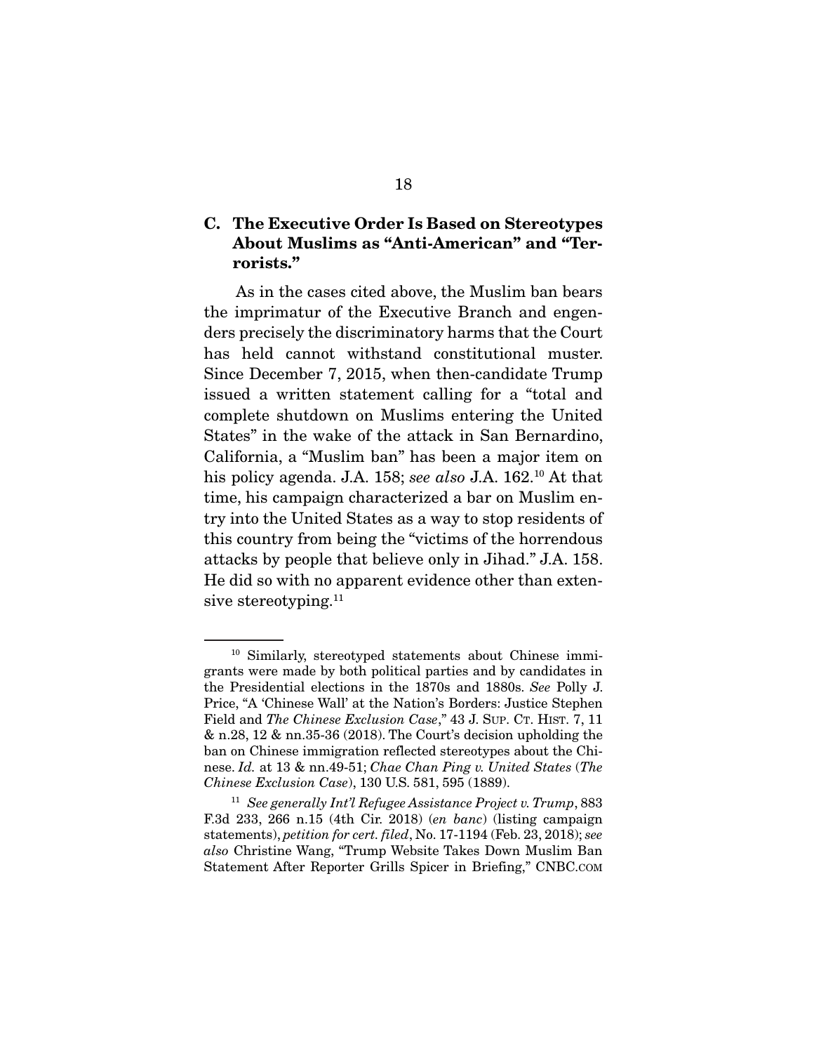### C. The Executive Order Is Based on Stereotypes About Muslims as "Anti-American" and "Terrorists."

As in the cases cited above, the Muslim ban bears the imprimatur of the Executive Branch and engenders precisely the discriminatory harms that the Court has held cannot withstand constitutional muster. Since December 7, 2015, when then-candidate Trump issued a written statement calling for a "total and complete shutdown on Muslims entering the United States" in the wake of the attack in San Bernardino, California, a "Muslim ban" has been a major item on his policy agenda. J.A. 158; *see also* J.A. 162.[10] At that time, his campaign characterized a bar on Muslim entry into the United States as a way to stop residents of this country from being the "victims of the horrendous attacks by people that believe only in Jihad." J.A. 158. He did so with no apparent evidence other than extensive stereotyping.[11]

---

[10] Similarly, stereotyped statements about Chinese immigrants were made by both political parties and by candidates in the Presidential elections in the 1870s and 1880s. *See* Polly J. Price, "A 'Chinese Wall' at the Nation's Borders: Justice Stephen Field and *The Chinese Exclusion Case*," 43 J. SUP. CT. HIST. 7, 11 & n.28, 12 & nn.35-36 (2018). The Court's decision upholding the ban on Chinese immigration reflected stereotypes about the Chinese. *Id.* at 13 & nn.49-51; *Chae Chan Ping v. United States* (*The Chinese Exclusion Case*), 130 U.S. 581, 595 (1889).

[11] *See generally Int'l Refugee Assistance Project v. Trump*, 883 F.3d 233, 266 n.15 (4th Cir. 2018) (*en banc*) (listing campaign statements), *petition for cert. filed*, No. 17-1194 (Feb. 23, 2018); *see also* Christine Wang, "Trump Website Takes Down Muslim Ban Statement After Reporter Grills Spicer in Briefing," CNBC.COM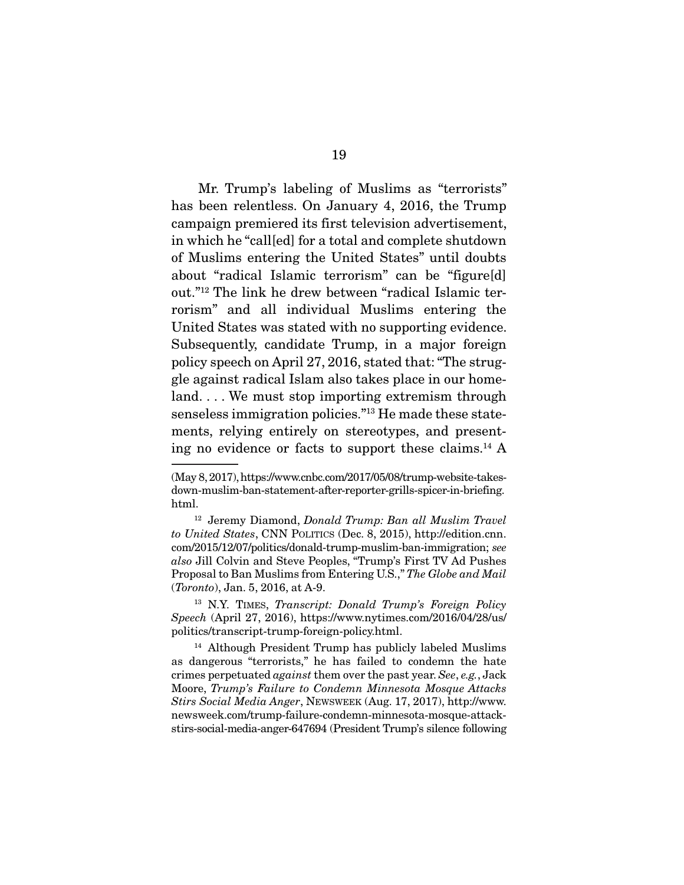Mr. Trump's labeling of Muslims as "terrorists" has been relentless. On January 4, 2016, the Trump campaign premiered its first television advertisement, in which he "call[ed] for a total and complete shutdown of Muslims entering the United States" until doubts about "radical Islamic terrorism" can be "figure[d] out."[12] The link he drew between "radical Islamic terrorism" and all individual Muslims entering the United States was stated with no supporting evidence. Subsequently, candidate Trump, in a major foreign policy speech on April 27, 2016, stated that: "The struggle against radical Islam also takes place in our homeland. . . . We must stop importing extremism through senseless immigration policies."[13] He made these statements, relying entirely on stereotypes, and presenting no evidence or facts to support these claims.[14] A

---

(May 8, 2017), https://www.cnbc.com/2017/05/08/trump-website-takes-down-muslim-ban-statement-after-reporter-grills-spicer-in-briefing.html.

[12] Jeremy Diamond, *Donald Trump: Ban all Muslim Travel to United States*, CNN POLITICS (Dec. 8, 2015), http://edition.cnn.com/2015/12/07/politics/donald-trump-muslim-ban-immigration; *see also* Jill Colvin and Steve Peoples, "Trump's First TV Ad Pushes Proposal to Ban Muslims from Entering U.S.," *The Globe and Mail* (*Toronto*), Jan. 5, 2016, at A-9.

[13] N.Y. TIMES, *Transcript: Donald Trump's Foreign Policy Speech* (April 27, 2016), https://www.nytimes.com/2016/04/28/us/politics/transcript-trump-foreign-policy.html.

[14] Although President Trump has publicly labeled Muslims as dangerous "terrorists," he has failed to condemn the hate crimes perpetuated *against* them over the past year. *See*, *e.g.*, Jack Moore, *Trump's Failure to Condemn Minnesota Mosque Attacks Stirs Social Media Anger*, NEWSWEEK (Aug. 17, 2017), http://www.newsweek.com/trump-failure-condemn-minnesota-mosque-attack-stirs-social-media-anger-647694 (President Trump's silence following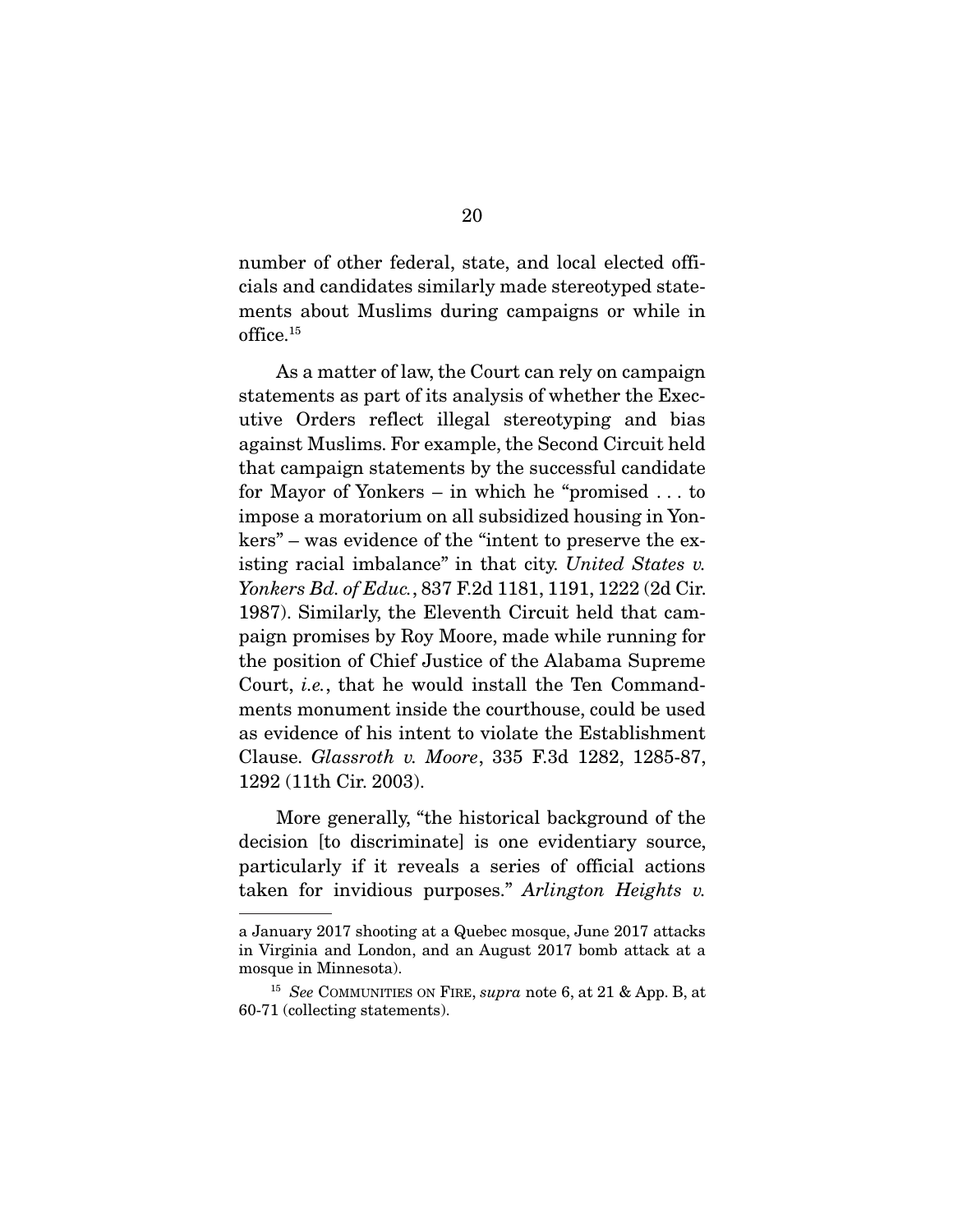number of other federal, state, and local elected officials and candidates similarly made stereotyped statements about Muslims during campaigns or while in office.[15]

As a matter of law, the Court can rely on campaign statements as part of its analysis of whether the Executive Orders reflect illegal stereotyping and bias against Muslims. For example, the Second Circuit held that campaign statements by the successful candidate for Mayor of Yonkers – in which he "promised . . . to impose a moratorium on all subsidized housing in Yonkers" – was evidence of the "intent to preserve the existing racial imbalance" in that city. *United States v. Yonkers Bd. of Educ.*, 837 F.2d 1181, 1191, 1222 (2d Cir. 1987). Similarly, the Eleventh Circuit held that campaign promises by Roy Moore, made while running for the position of Chief Justice of the Alabama Supreme Court, *i.e.*, that he would install the Ten Commandments monument inside the courthouse, could be used as evidence of his intent to violate the Establishment Clause. *Glassroth v. Moore*, 335 F.3d 1282, 1285-87, 1292 (11th Cir. 2003).

More generally, "the historical background of the decision [to discriminate] is one evidentiary source, particularly if it reveals a series of official actions taken for invidious purposes." *Arlington Heights v.*

---

a January 2017 shooting at a Quebec mosque, June 2017 attacks in Virginia and London, and an August 2017 bomb attack at a mosque in Minnesota).

[15] *See* COMMUNITIES ON FIRE, *supra* note 6, at 21 & App. B, at 60-71 (collecting statements).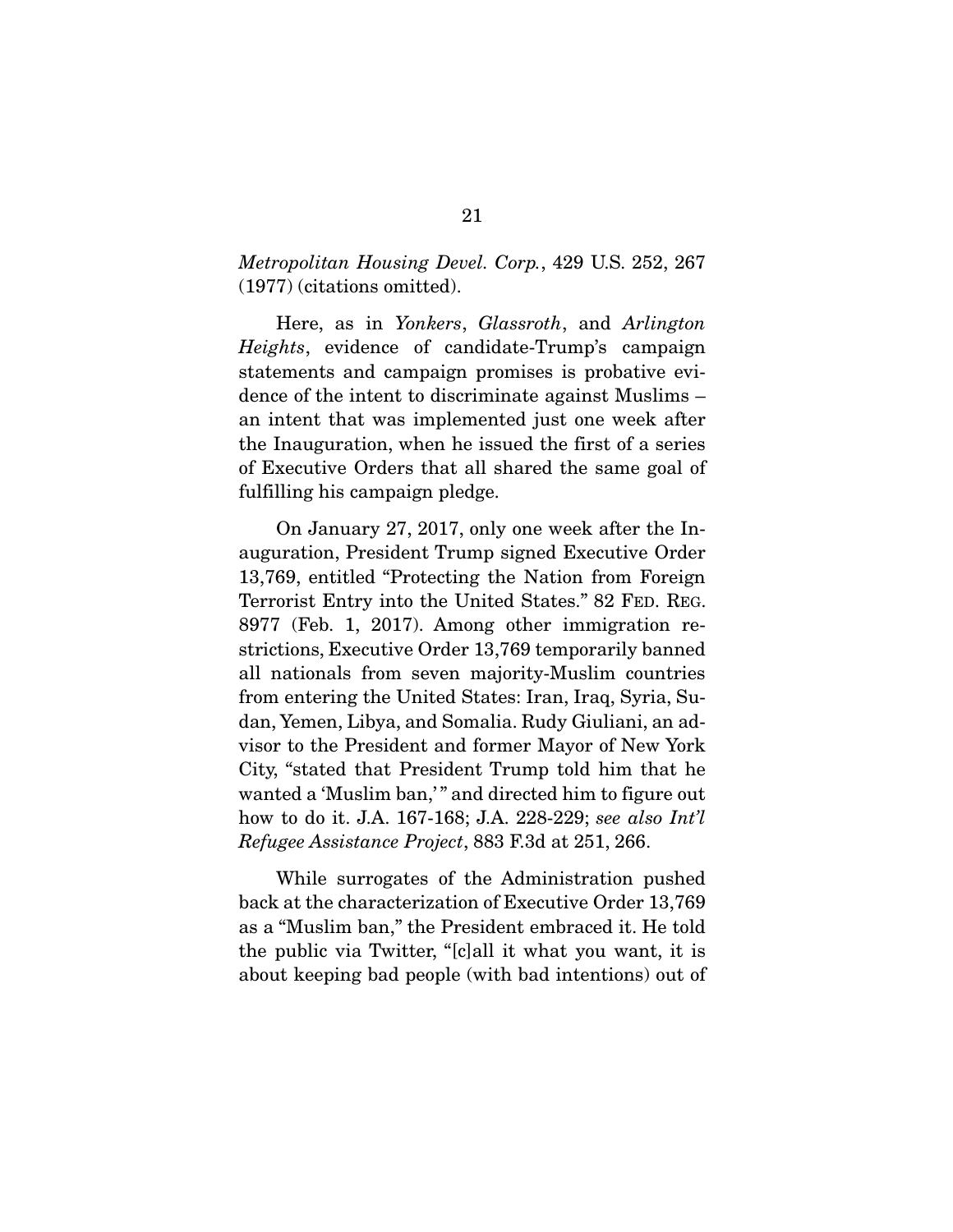*Metropolitan Housing Devel. Corp.*, 429 U.S. 252, 267 (1977) (citations omitted).

Here, as in *Yonkers*, *Glassroth*, and *Arlington Heights*, evidence of candidate-Trump's campaign statements and campaign promises is probative evidence of the intent to discriminate against Muslims – an intent that was implemented just one week after the Inauguration, when he issued the first of a series of Executive Orders that all shared the same goal of fulfilling his campaign pledge.

On January 27, 2017, only one week after the Inauguration, President Trump signed Executive Order 13,769, entitled "Protecting the Nation from Foreign Terrorist Entry into the United States." 82 FED. REG. 8977 (Feb. 1, 2017). Among other immigration restrictions, Executive Order 13,769 temporarily banned all nationals from seven majority-Muslim countries from entering the United States: Iran, Iraq, Syria, Sudan, Yemen, Libya, and Somalia. Rudy Giuliani, an advisor to the President and former Mayor of New York City, "stated that President Trump told him that he wanted a 'Muslim ban,'" and directed him to figure out how to do it. J.A. 167-168; J.A. 228-229; *see also Int'l Refugee Assistance Project*, 883 F.3d at 251, 266.

While surrogates of the Administration pushed back at the characterization of Executive Order 13,769 as a "Muslim ban," the President embraced it. He told the public via Twitter, "[c]all it what you want, it is about keeping bad people (with bad intentions) out of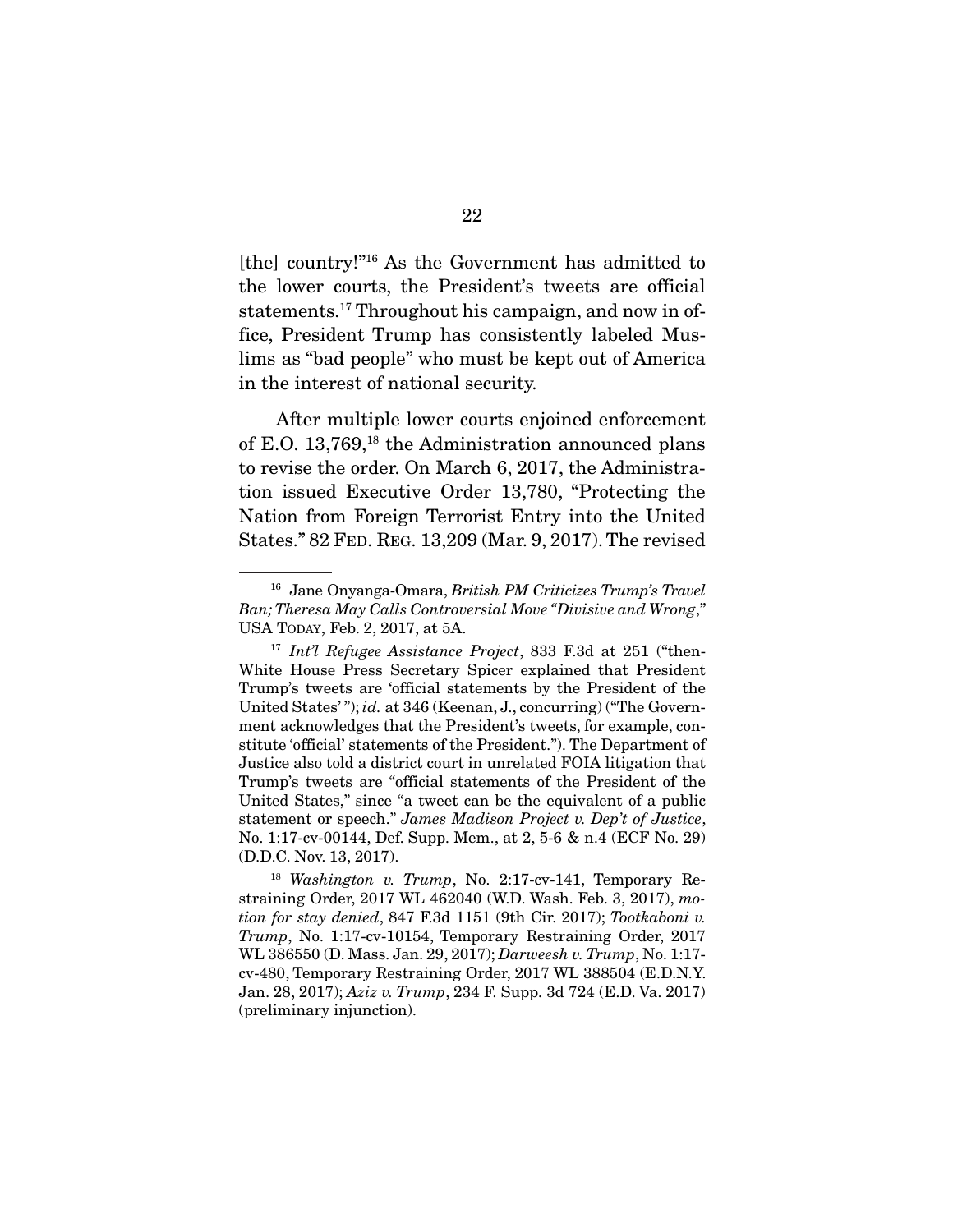[the] country!"[16] As the Government has admitted to the lower courts, the President's tweets are official statements.[17] Throughout his campaign, and now in office, President Trump has consistently labeled Muslims as "bad people" who must be kept out of America in the interest of national security.

After multiple lower courts enjoined enforcement of E.O. 13,769,[18] the Administration announced plans to revise the order. On March 6, 2017, the Administration issued Executive Order 13,780, "Protecting the Nation from Foreign Terrorist Entry into the United States." 82 FED. REG. 13,209 (Mar. 9, 2017). The revised

---

[16] Jane Onyanga-Omara, *British PM Criticizes Trump's Travel Ban; Theresa May Calls Controversial Move "Divisive and Wrong*," USA TODAY, Feb. 2, 2017, at 5A.

[17] *Int'l Refugee Assistance Project*, 833 F.3d at 251 ("then-White House Press Secretary Spicer explained that President Trump's tweets are 'official statements by the President of the United States' "); *id.* at 346 (Keenan, J., concurring) ("The Government acknowledges that the President's tweets, for example, constitute 'official' statements of the President."). The Department of Justice also told a district court in unrelated FOIA litigation that Trump's tweets are "official statements of the President of the United States," since "a tweet can be the equivalent of a public statement or speech." *James Madison Project v. Dep't of Justice*, No. 1:17-cv-00144, Def. Supp. Mem., at 2, 5-6 & n.4 (ECF No. 29) (D.D.C. Nov. 13, 2017).

[18] *Washington v. Trump*, No. 2:17-cv-141, Temporary Restraining Order, 2017 WL 462040 (W.D. Wash. Feb. 3, 2017), *motion for stay denied*, 847 F.3d 1151 (9th Cir. 2017); *Tootkaboni v. Trump*, No. 1:17-cv-10154, Temporary Restraining Order, 2017 WL 386550 (D. Mass. Jan. 29, 2017); *Darweesh v. Trump*, No. 1:17-cv-480, Temporary Restraining Order, 2017 WL 388504 (E.D.N.Y. Jan. 28, 2017); *Aziz v. Trump*, 234 F. Supp. 3d 724 (E.D. Va. 2017) (preliminary injunction).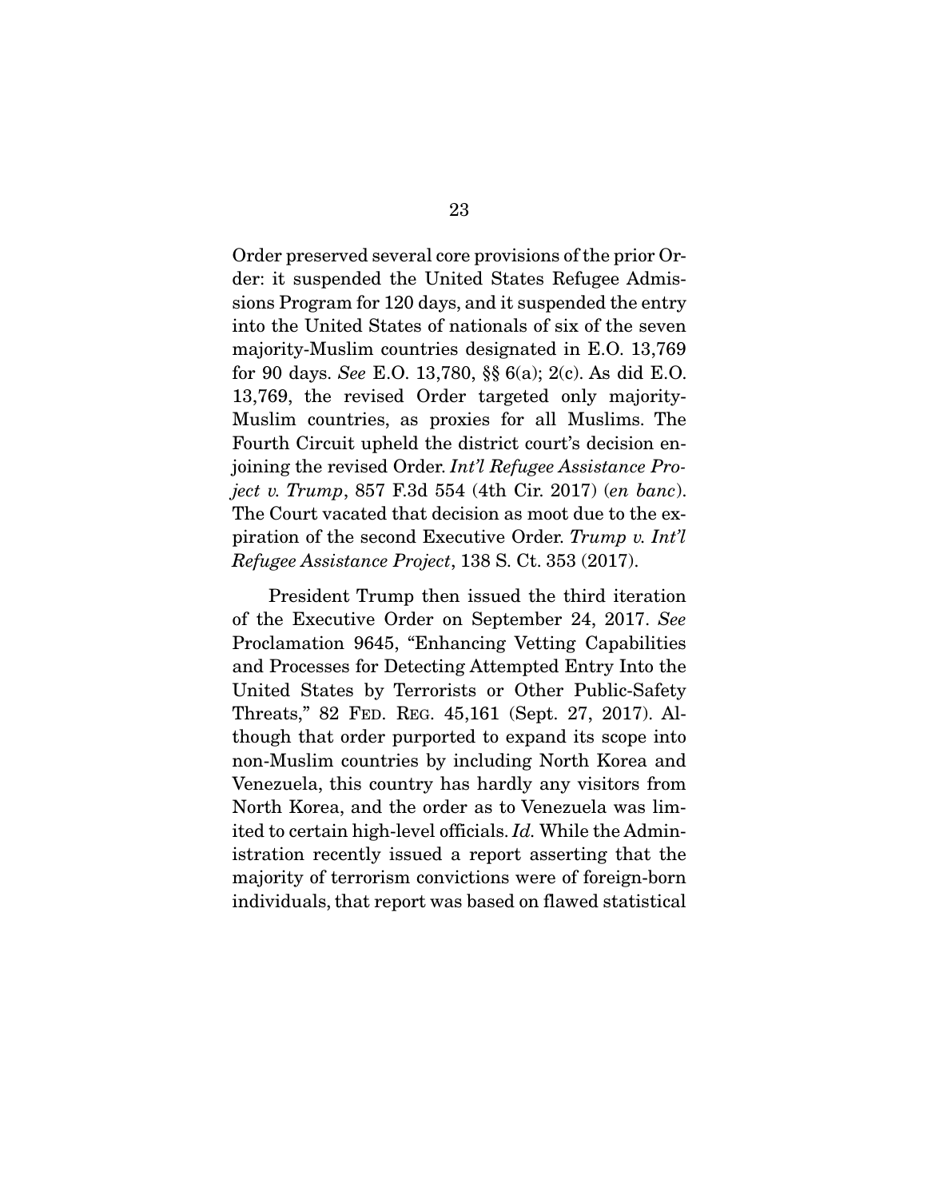Order preserved several core provisions of the prior Order: it suspended the United States Refugee Admissions Program for 120 days, and it suspended the entry into the United States of nationals of six of the seven majority-Muslim countries designated in E.O. 13,769 for 90 days. *See* E.O. 13,780, §§ 6(a); 2(c). As did E.O. 13,769, the revised Order targeted only majority-Muslim countries, as proxies for all Muslims. The Fourth Circuit upheld the district court's decision enjoining the revised Order. *Int'l Refugee Assistance Project v. Trump*, 857 F.3d 554 (4th Cir. 2017) (*en banc*). The Court vacated that decision as moot due to the expiration of the second Executive Order. *Trump v. Int'l Refugee Assistance Project*, 138 S. Ct. 353 (2017).

President Trump then issued the third iteration of the Executive Order on September 24, 2017. *See* Proclamation 9645, "Enhancing Vetting Capabilities and Processes for Detecting Attempted Entry Into the United States by Terrorists or Other Public-Safety Threats," 82 FED. REG. 45,161 (Sept. 27, 2017). Although that order purported to expand its scope into non-Muslim countries by including North Korea and Venezuela, this country has hardly any visitors from North Korea, and the order as to Venezuela was limited to certain high-level officials. *Id.* While the Administration recently issued a report asserting that the majority of terrorism convictions were of foreign-born individuals, that report was based on flawed statistical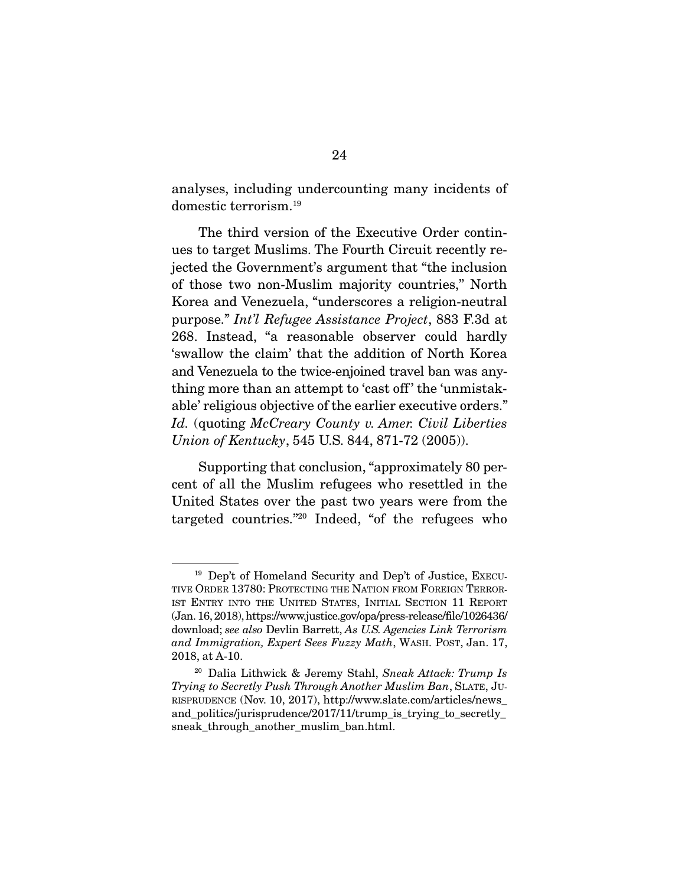analyses, including undercounting many incidents of domestic terrorism.[19]

The third version of the Executive Order continues to target Muslims. The Fourth Circuit recently rejected the Government's argument that "the inclusion of those two non-Muslim majority countries," North Korea and Venezuela, "underscores a religion-neutral purpose." *Int'l Refugee Assistance Project*, 883 F.3d at 268. Instead, "a reasonable observer could hardly 'swallow the claim' that the addition of North Korea and Venezuela to the twice-enjoined travel ban was anything more than an attempt to 'cast off' the 'unmistakable' religious objective of the earlier executive orders." *Id.* (quoting *McCreary County v. Amer. Civil Liberties Union of Kentucky*, 545 U.S. 844, 871-72 (2005)).

Supporting that conclusion, "approximately 80 percent of all the Muslim refugees who resettled in the United States over the past two years were from the targeted countries."[20] Indeed, "of the refugees who

---

[19] Dep't of Homeland Security and Dep't of Justice, EXECUTIVE ORDER 13780: PROTECTING THE NATION FROM FOREIGN TERRORIST ENTRY INTO THE UNITED STATES, INITIAL SECTION 11 REPORT (Jan. 16, 2018), https://www.justice.gov/opa/press-release/file/1026436/download; *see also* Devlin Barrett, *As U.S. Agencies Link Terrorism and Immigration, Expert Sees Fuzzy Math*, WASH. POST, Jan. 17, 2018, at A-10.

[20] Dalia Lithwick & Jeremy Stahl, *Sneak Attack: Trump Is Trying to Secretly Push Through Another Muslim Ban*, SLATE, JURISPRUDENCE (Nov. 10, 2017), http://www.slate.com/articles/news_and_politics/jurisprudence/2017/11/trump_is_trying_to_secretly_sneak_through_another_muslim_ban.html.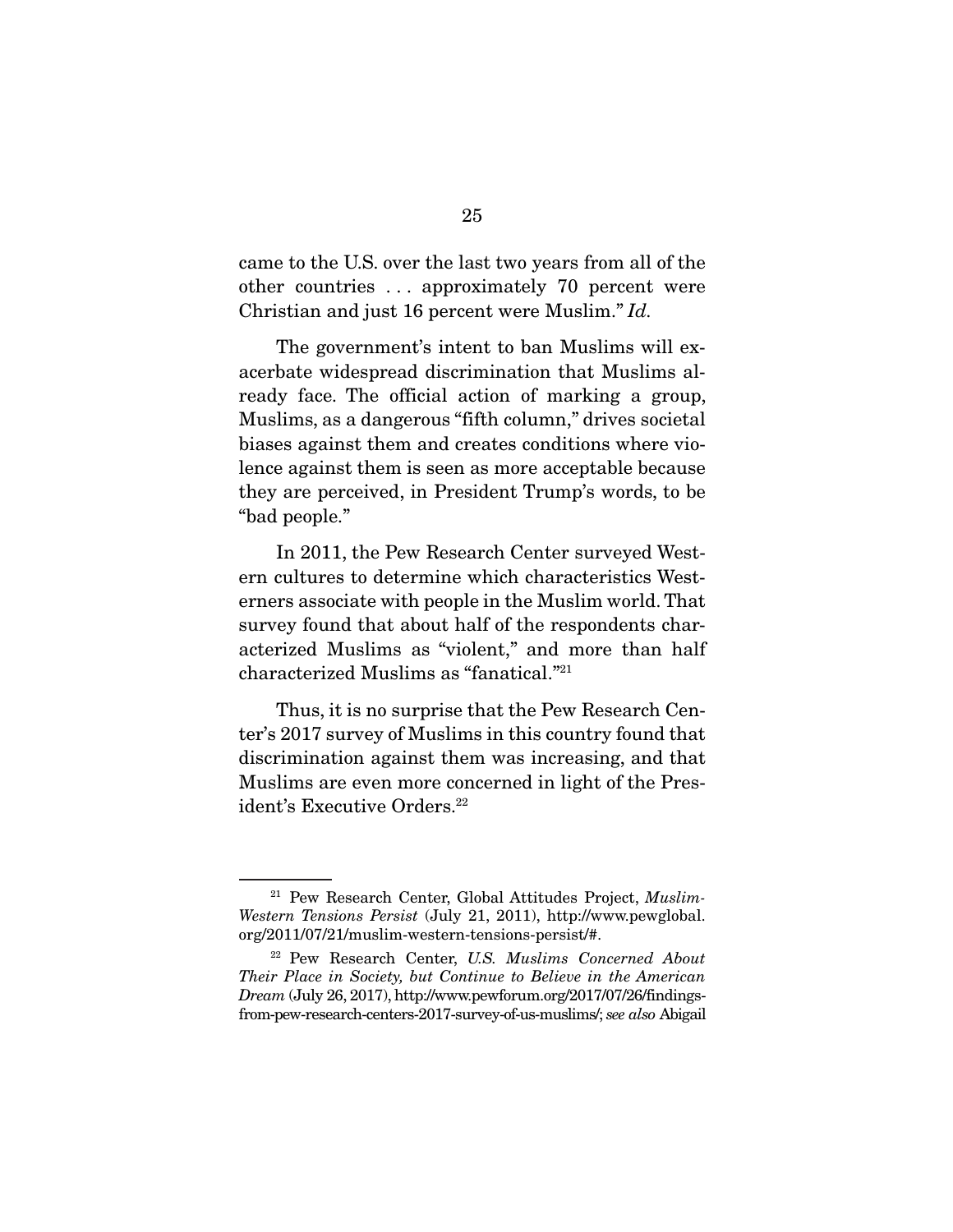came to the U.S. over the last two years from all of the other countries . . . approximately 70 percent were Christian and just 16 percent were Muslim." *Id.*

The government's intent to ban Muslims will exacerbate widespread discrimination that Muslims already face. The official action of marking a group, Muslims, as a dangerous "fifth column," drives societal biases against them and creates conditions where violence against them is seen as more acceptable because they are perceived, in President Trump's words, to be "bad people."

In 2011, the Pew Research Center surveyed Western cultures to determine which characteristics Westerners associate with people in the Muslim world. That survey found that about half of the respondents characterized Muslims as "violent," and more than half characterized Muslims as "fanatical."[21]

Thus, it is no surprise that the Pew Research Center's 2017 survey of Muslims in this country found that discrimination against them was increasing, and that Muslims are even more concerned in light of the President's Executive Orders.[22]

---

[21] Pew Research Center, Global Attitudes Project, *Muslim-Western Tensions Persist* (July 21, 2011), http://www.pewglobal.org/2011/07/21/muslim-western-tensions-persist/#.

[22] Pew Research Center, *U.S. Muslims Concerned About Their Place in Society, but Continue to Believe in the American Dream* (July 26, 2017), http://www.pewforum.org/2017/07/26/findings-from-pew-research-centers-2017-survey-of-us-muslims/; *see also* Abigail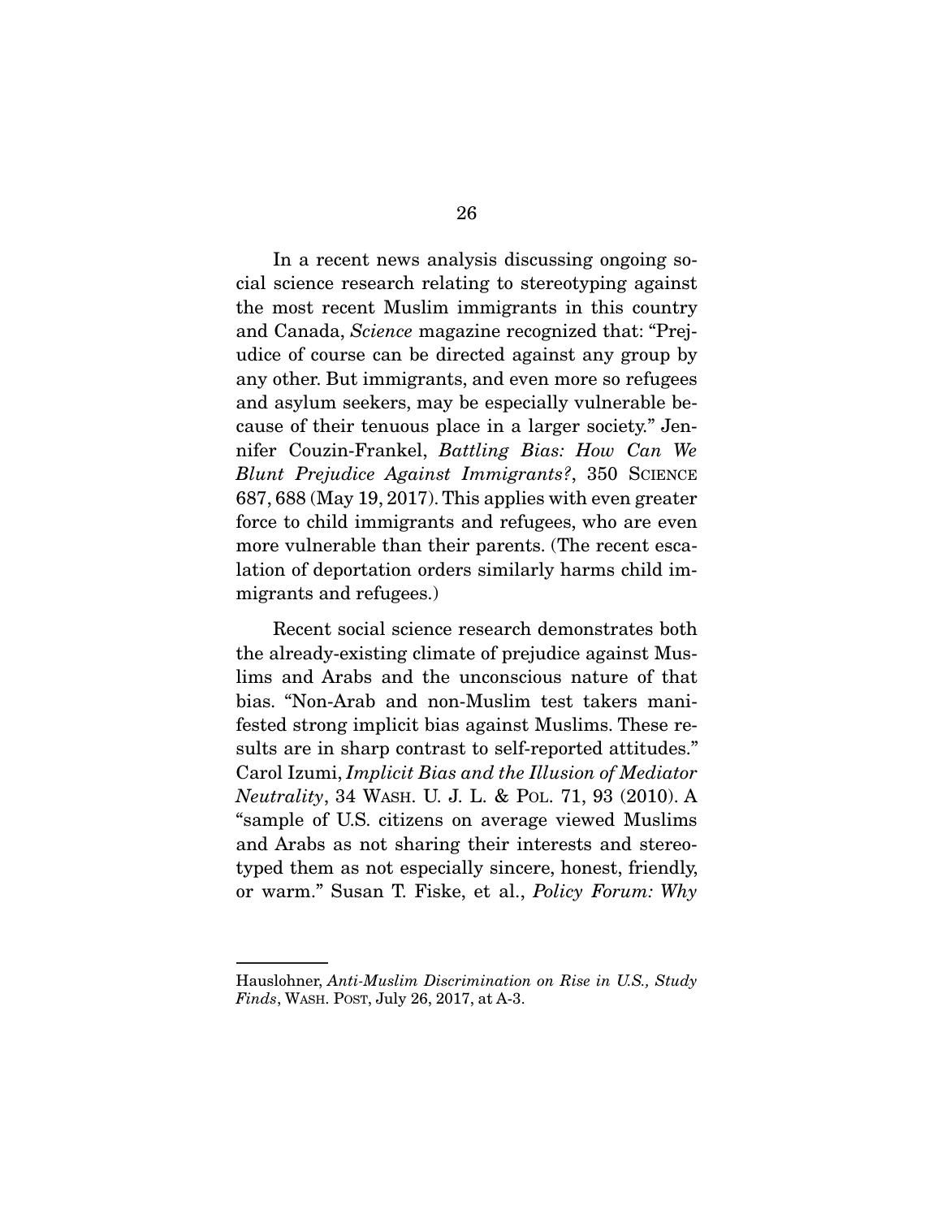In a recent news analysis discussing ongoing social science research relating to stereotyping against the most recent Muslim immigrants in this country and Canada, *Science* magazine recognized that: "Prejudice of course can be directed against any group by any other. But immigrants, and even more so refugees and asylum seekers, may be especially vulnerable because of their tenuous place in a larger society." Jennifer Couzin-Frankel, *Battling Bias: How Can We Blunt Prejudice Against Immigrants?*, 350 SCIENCE 687, 688 (May 19, 2017). This applies with even greater force to child immigrants and refugees, who are even more vulnerable than their parents. (The recent escalation of deportation orders similarly harms child immigrants and refugees.)

Recent social science research demonstrates both the already-existing climate of prejudice against Muslims and Arabs and the unconscious nature of that bias. "Non-Arab and non-Muslim test takers manifested strong implicit bias against Muslims. These results are in sharp contrast to self-reported attitudes." Carol Izumi, *Implicit Bias and the Illusion of Mediator Neutrality*, 34 WASH. U. J. L. & POL. 71, 93 (2010). A "sample of U.S. citizens on average viewed Muslims and Arabs as not sharing their interests and stereotyped them as not especially sincere, honest, friendly, or warm." Susan T. Fiske, et al., *Policy Forum: Why*

---

Hauslohner, *Anti-Muslim Discrimination on Rise in U.S., Study Finds*, WASH. POST, July 26, 2017, at A-3.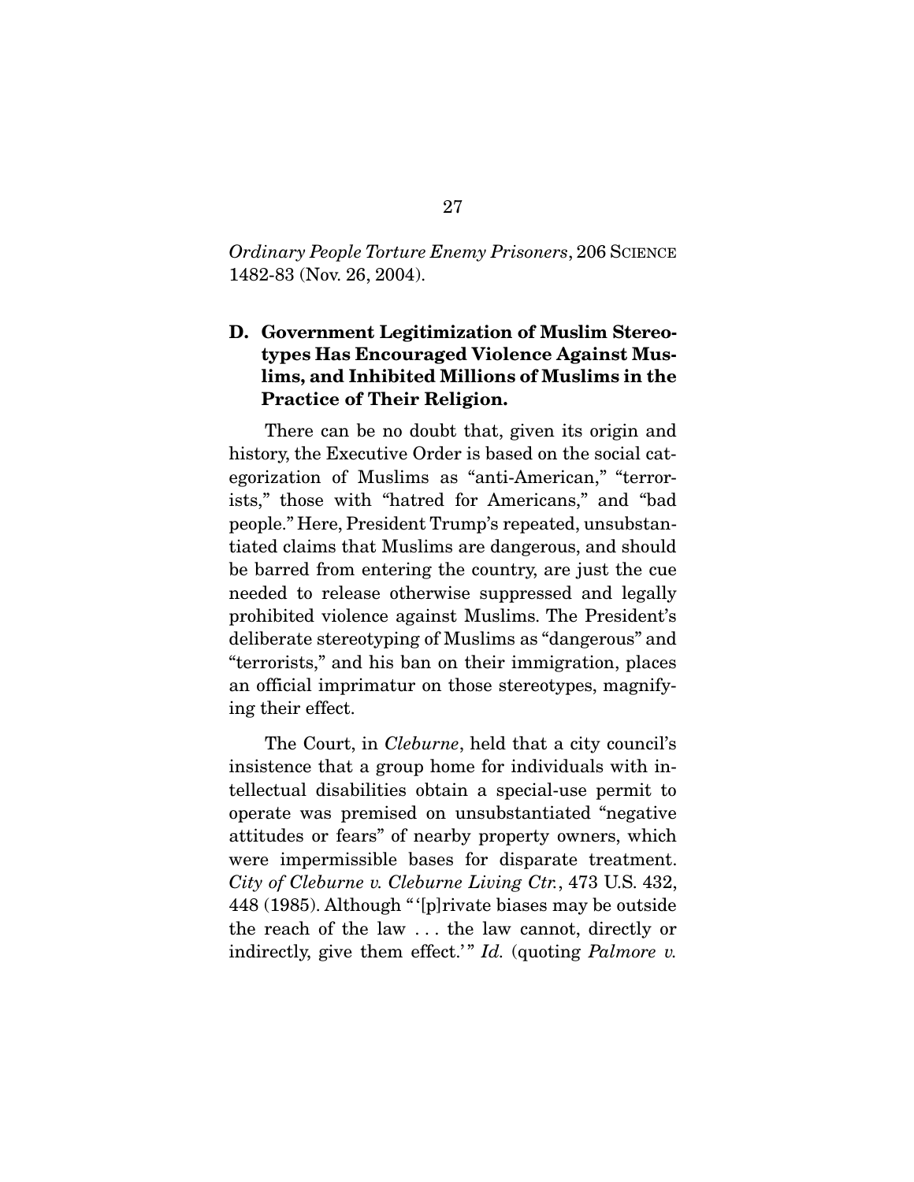*Ordinary People Torture Enemy Prisoners*, 206 SCIENCE 1482-83 (Nov. 26, 2004).

### D. Government Legitimization of Muslim Stereotypes Has Encouraged Violence Against Muslims, and Inhibited Millions of Muslims in the Practice of Their Religion.

There can be no doubt that, given its origin and history, the Executive Order is based on the social categorization of Muslims as "anti-American," "terrorists," those with "hatred for Americans," and "bad people." Here, President Trump's repeated, unsubstantiated claims that Muslims are dangerous, and should be barred from entering the country, are just the cue needed to release otherwise suppressed and legally prohibited violence against Muslims. The President's deliberate stereotyping of Muslims as "dangerous" and "terrorists," and his ban on their immigration, places an official imprimatur on those stereotypes, magnifying their effect.

The Court, in *Cleburne*, held that a city council's insistence that a group home for individuals with intellectual disabilities obtain a special-use permit to operate was premised on unsubstantiated "negative attitudes or fears" of nearby property owners, which were impermissible bases for disparate treatment. *City of Cleburne v. Cleburne Living Ctr.*, 473 U.S. 432, 448 (1985). Although "'[p]rivate biases may be outside the reach of the law . . . the law cannot, directly or indirectly, give them effect.'" *Id.* (quoting *Palmore v.*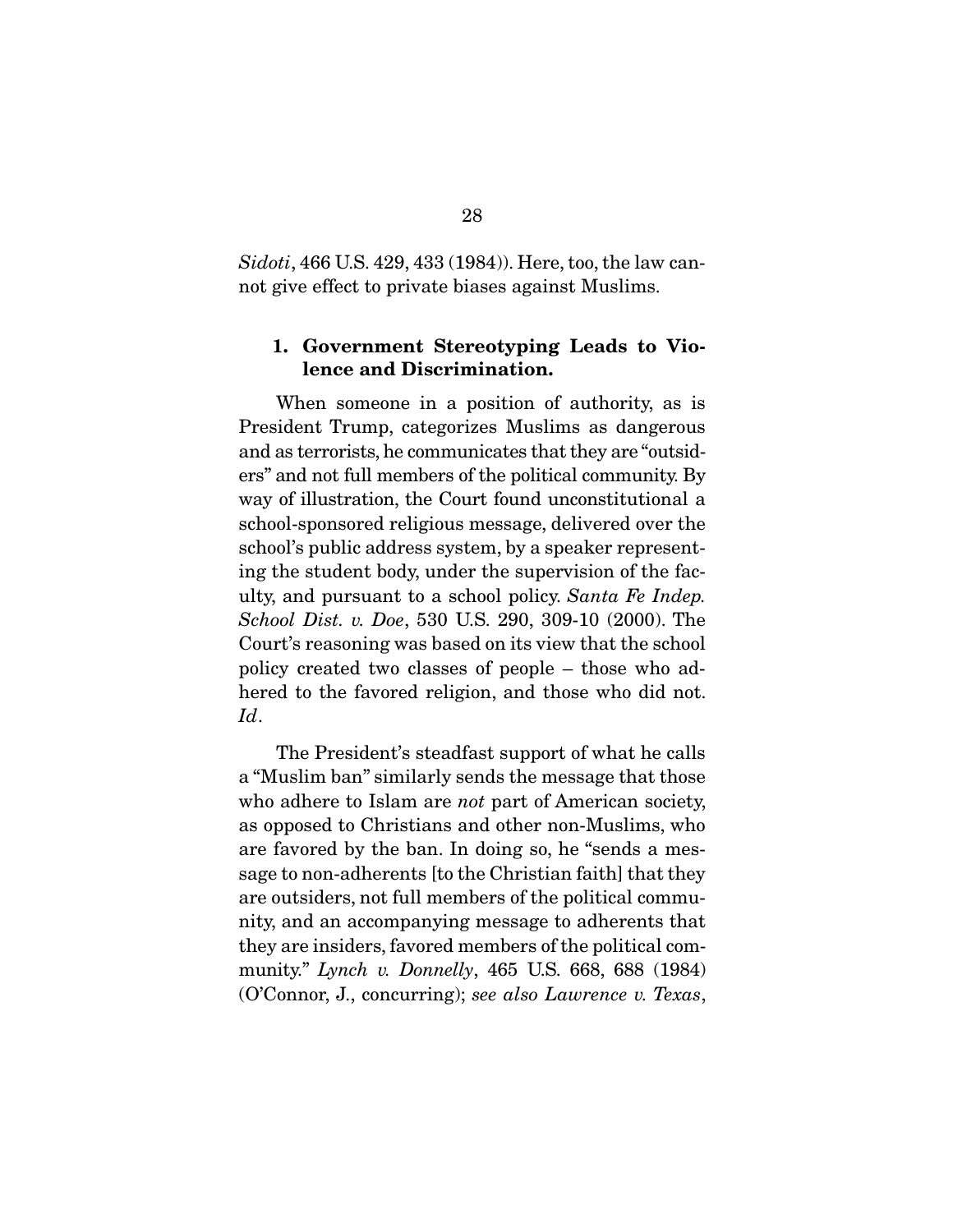*Sidoti*, 466 U.S. 429, 433 (1984)). Here, too, the law cannot give effect to private biases against Muslims.

### 1. Government Stereotyping Leads to Violence and Discrimination.

When someone in a position of authority, as is President Trump, categorizes Muslims as dangerous and as terrorists, he communicates that they are "outsiders" and not full members of the political community. By way of illustration, the Court found unconstitutional a school-sponsored religious message, delivered over the school's public address system, by a speaker representing the student body, under the supervision of the faculty, and pursuant to a school policy. *Santa Fe Indep. School Dist. v. Doe*, 530 U.S. 290, 309-10 (2000). The Court's reasoning was based on its view that the school policy created two classes of people – those who adhered to the favored religion, and those who did not. *Id*.

The President's steadfast support of what he calls a "Muslim ban" similarly sends the message that those who adhere to Islam are *not* part of American society, as opposed to Christians and other non-Muslims, who are favored by the ban. In doing so, he "sends a message to non-adherents [to the Christian faith] that they are outsiders, not full members of the political community, and an accompanying message to adherents that they are insiders, favored members of the political community." *Lynch v. Donnelly*, 465 U.S. 668, 688 (1984) (O'Connor, J., concurring); *see also Lawrence v. Texas*,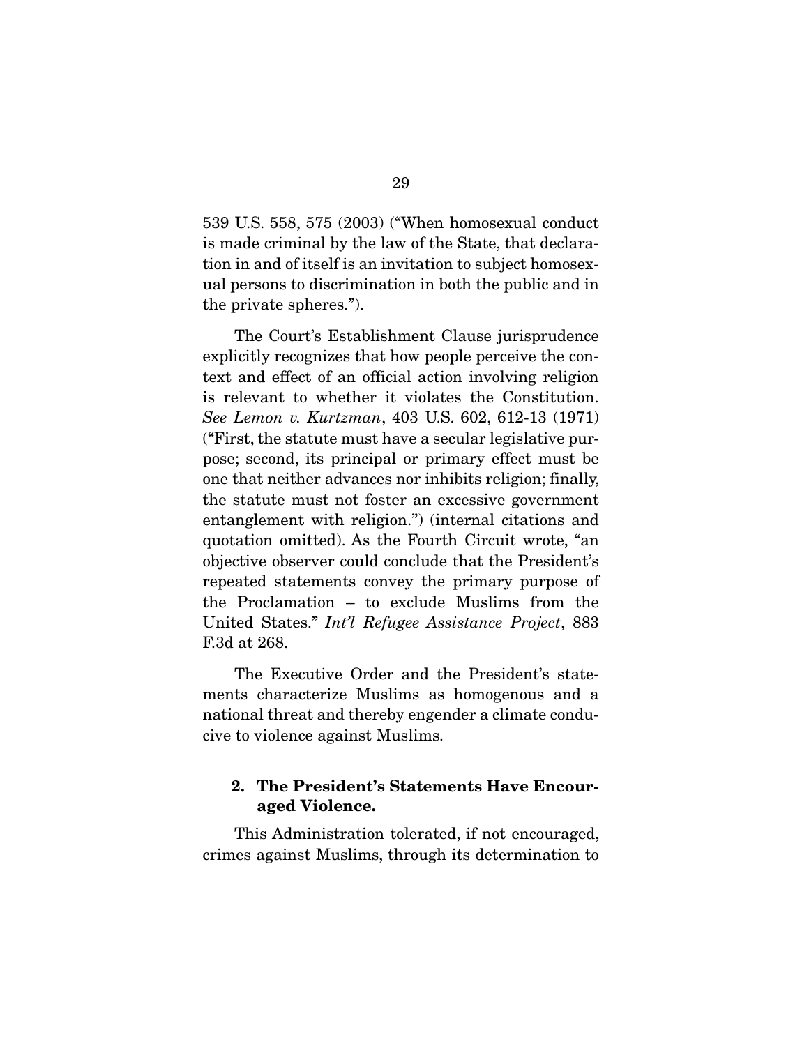539 U.S. 558, 575 (2003) ("When homosexual conduct is made criminal by the law of the State, that declaration in and of itself is an invitation to subject homosexual persons to discrimination in both the public and in the private spheres.").

The Court's Establishment Clause jurisprudence explicitly recognizes that how people perceive the context and effect of an official action involving religion is relevant to whether it violates the Constitution. *See Lemon v. Kurtzman*, 403 U.S. 602, 612-13 (1971) ("First, the statute must have a secular legislative purpose; second, its principal or primary effect must be one that neither advances nor inhibits religion; finally, the statute must not foster an excessive government entanglement with religion.") (internal citations and quotation omitted). As the Fourth Circuit wrote, "an objective observer could conclude that the President's repeated statements convey the primary purpose of the Proclamation – to exclude Muslims from the United States." *Int'l Refugee Assistance Project*, 883 F.3d at 268.

The Executive Order and the President's statements characterize Muslims as homogenous and a national threat and thereby engender a climate conducive to violence against Muslims.

### 2. The President's Statements Have Encouraged Violence.

This Administration tolerated, if not encouraged, crimes against Muslims, through its determination to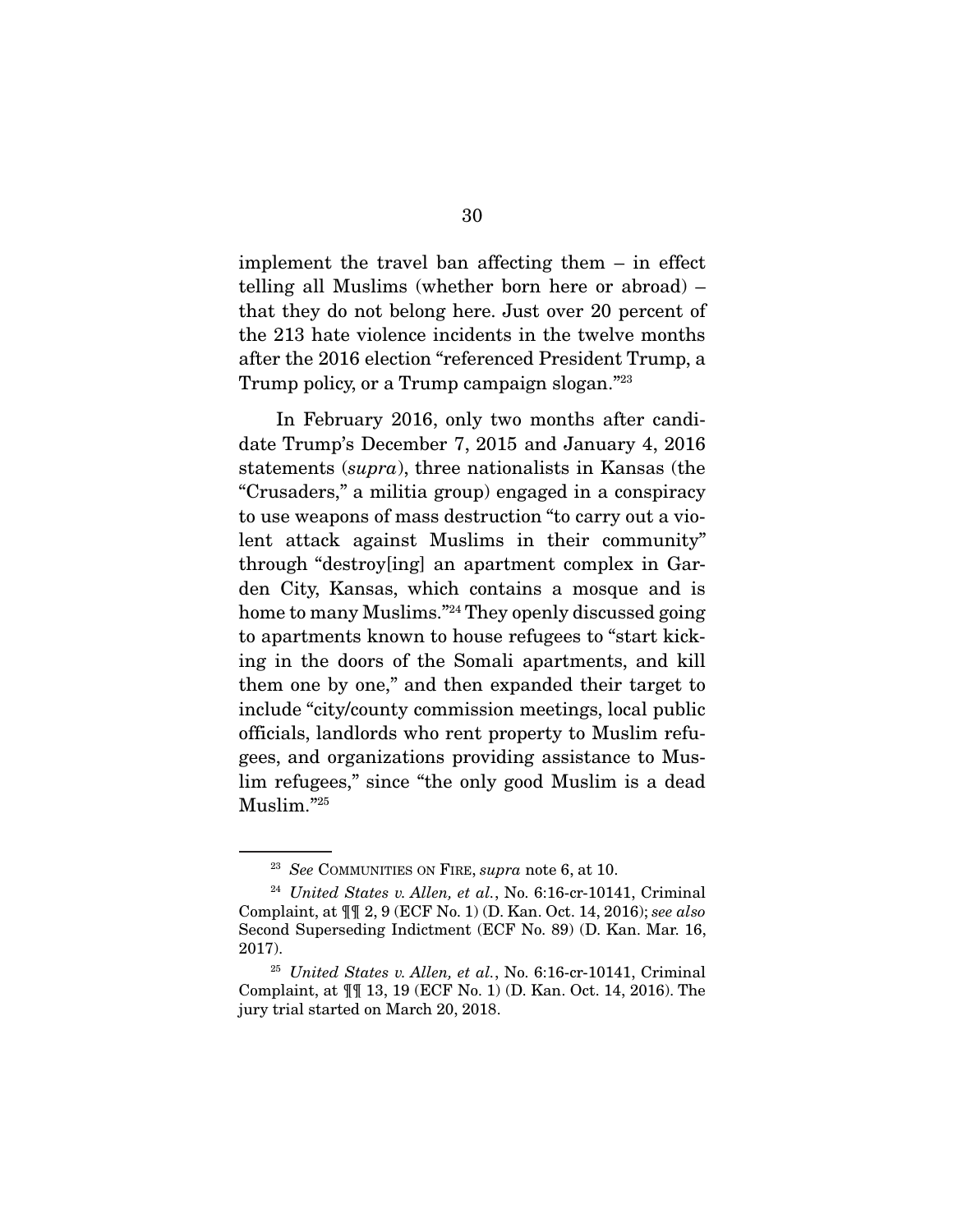implement the travel ban affecting them – in effect telling all Muslims (whether born here or abroad) – that they do not belong here. Just over 20 percent of the 213 hate violence incidents in the twelve months after the 2016 election "referenced President Trump, a Trump policy, or a Trump campaign slogan."[23]

In February 2016, only two months after candidate Trump's December 7, 2015 and January 4, 2016 statements (*supra*), three nationalists in Kansas (the "Crusaders," a militia group) engaged in a conspiracy to use weapons of mass destruction "to carry out a violent attack against Muslims in their community" through "destroy[ing] an apartment complex in Garden City, Kansas, which contains a mosque and is home to many Muslims."[24] They openly discussed going to apartments known to house refugees to "start kicking in the doors of the Somali apartments, and kill them one by one," and then expanded their target to include "city/county commission meetings, local public officials, landlords who rent property to Muslim refugees, and organizations providing assistance to Muslim refugees," since "the only good Muslim is a dead Muslim."[25]

---

[23] *See* COMMUNITIES ON FIRE, *supra* note 6, at 10.

[24] *United States v. Allen, et al.*, No. 6:16-cr-10141, Criminal Complaint, at ¶¶ 2, 9 (ECF No. 1) (D. Kan. Oct. 14, 2016); *see also* Second Superseding Indictment (ECF No. 89) (D. Kan. Mar. 16, 2017).

[25] *United States v. Allen, et al.*, No. 6:16-cr-10141, Criminal Complaint, at ¶¶ 13, 19 (ECF No. 1) (D. Kan. Oct. 14, 2016). The jury trial started on March 20, 2018.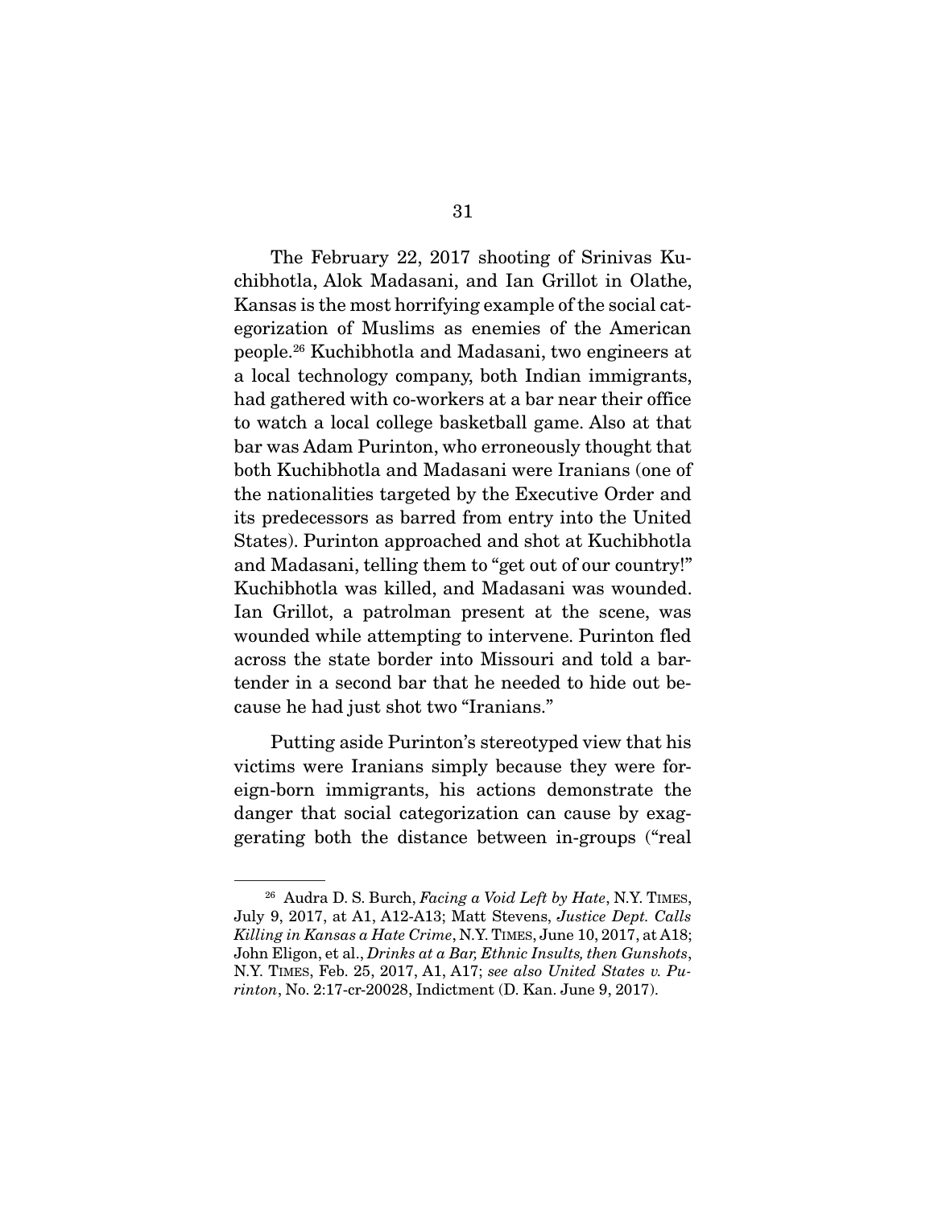The February 22, 2017 shooting of Srinivas Kuchibhotla, Alok Madasani, and Ian Grillot in Olathe, Kansas is the most horrifying example of the social categorization of Muslims as enemies of the American people.[26] Kuchibhotla and Madasani, two engineers at a local technology company, both Indian immigrants, had gathered with co-workers at a bar near their office to watch a local college basketball game. Also at that bar was Adam Purinton, who erroneously thought that both Kuchibhotla and Madasani were Iranians (one of the nationalities targeted by the Executive Order and its predecessors as barred from entry into the United States). Purinton approached and shot at Kuchibhotla and Madasani, telling them to "get out of our country!" Kuchibhotla was killed, and Madasani was wounded. Ian Grillot, a patrolman present at the scene, was wounded while attempting to intervene. Purinton fled across the state border into Missouri and told a bartender in a second bar that he needed to hide out because he had just shot two "Iranians."

Putting aside Purinton's stereotyped view that his victims were Iranians simply because they were foreign-born immigrants, his actions demonstrate the danger that social categorization can cause by exaggerating both the distance between in-groups ("real

---

[26] Audra D. S. Burch, *Facing a Void Left by Hate*, N.Y. TIMES, July 9, 2017, at A1, A12-A13; Matt Stevens, *Justice Dept. Calls Killing in Kansas a Hate Crime*, N.Y. TIMES, June 10, 2017, at A18; John Eligon, et al., *Drinks at a Bar, Ethnic Insults, then Gunshots*, N.Y. TIMES, Feb. 25, 2017, A1, A17; *see also United States v. Purinton*, No. 2:17-cr-20028, Indictment (D. Kan. June 9, 2017).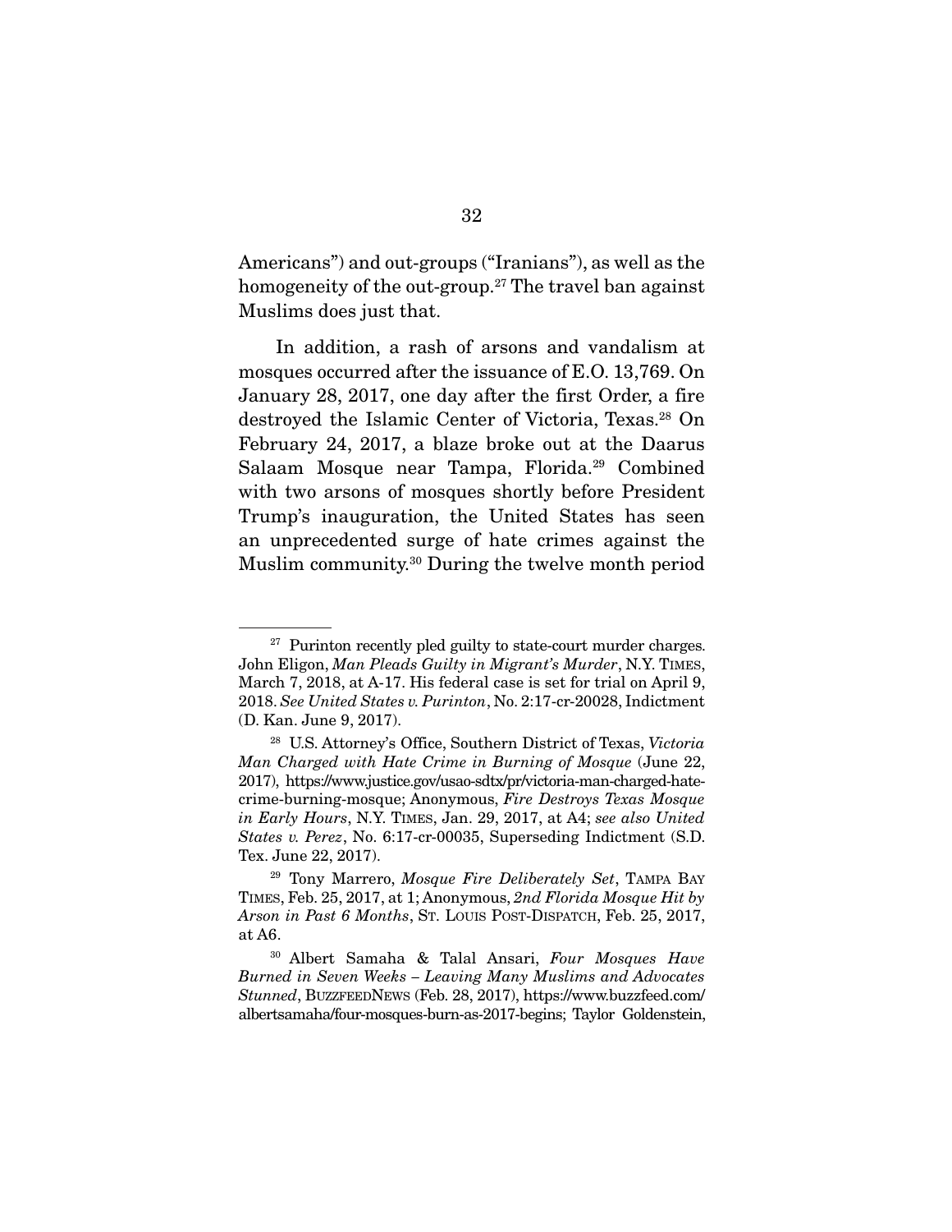Americans") and out-groups ("Iranians"), as well as the homogeneity of the out-group.[27] The travel ban against Muslims does just that.

In addition, a rash of arsons and vandalism at mosques occurred after the issuance of E.O. 13,769. On January 28, 2017, one day after the first Order, a fire destroyed the Islamic Center of Victoria, Texas.[28] On February 24, 2017, a blaze broke out at the Daarus Salaam Mosque near Tampa, Florida.[29] Combined with two arsons of mosques shortly before President Trump's inauguration, the United States has seen an unprecedented surge of hate crimes against the Muslim community.[30] During the twelve month period

---

[27] Purinton recently pled guilty to state-court murder charges. John Eligon, *Man Pleads Guilty in Migrant's Murder*, N.Y. TIMES, March 7, 2018, at A-17. His federal case is set for trial on April 9, 2018. *See United States v. Purinton*, No. 2:17-cr-20028, Indictment (D. Kan. June 9, 2017).

[28] U.S. Attorney's Office, Southern District of Texas, *Victoria Man Charged with Hate Crime in Burning of Mosque* (June 22, 2017), https://www.justice.gov/usao-sdtx/pr/victoria-man-charged-hate-crime-burning-mosque; Anonymous, *Fire Destroys Texas Mosque in Early Hours*, N.Y. TIMES, Jan. 29, 2017, at A4; *see also United States v. Perez*, No. 6:17-cr-00035, Superseding Indictment (S.D. Tex. June 22, 2017).

[29] Tony Marrero, *Mosque Fire Deliberately Set*, TAMPA BAY TIMES, Feb. 25, 2017, at 1; Anonymous, *2nd Florida Mosque Hit by Arson in Past 6 Months*, ST. LOUIS POST-DISPATCH, Feb. 25, 2017, at A6.

[30] Albert Samaha & Talal Ansari, *Four Mosques Have Burned in Seven Weeks – Leaving Many Muslims and Advocates Stunned*, BUZZFEEDNEWS (Feb. 28, 2017), https://www.buzzfeed.com/albertsamaha/four-mosques-burn-as-2017-begins; Taylor Goldenstein,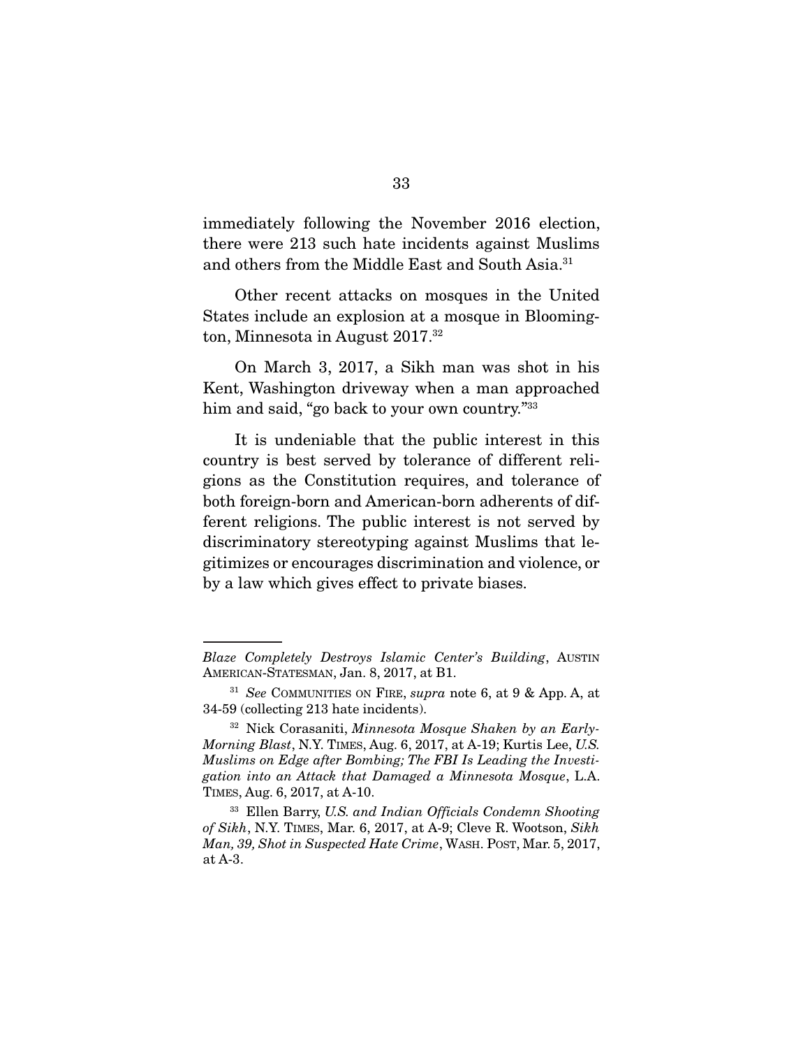immediately following the November 2016 election, there were 213 such hate incidents against Muslims and others from the Middle East and South Asia.[31]

Other recent attacks on mosques in the United States include an explosion at a mosque in Bloomington, Minnesota in August 2017.[32]

On March 3, 2017, a Sikh man was shot in his Kent, Washington driveway when a man approached him and said, "go back to your own country."[33]

It is undeniable that the public interest in this country is best served by tolerance of different religions as the Constitution requires, and tolerance of both foreign-born and American-born adherents of different religions. The public interest is not served by discriminatory stereotyping against Muslims that legitimizes or encourages discrimination and violence, or by a law which gives effect to private biases.

---

*Blaze Completely Destroys Islamic Center's Building*, AUSTIN AMERICAN-STATESMAN, Jan. 8, 2017, at B1.

[31] *See* COMMUNITIES ON FIRE, *supra* note 6, at 9 & App. A, at 34-59 (collecting 213 hate incidents).

[32] Nick Corasaniti, *Minnesota Mosque Shaken by an Early-Morning Blast*, N.Y. TIMES, Aug. 6, 2017, at A-19; Kurtis Lee, *U.S. Muslims on Edge after Bombing; The FBI Is Leading the Investigation into an Attack that Damaged a Minnesota Mosque*, L.A. TIMES, Aug. 6, 2017, at A-10.

[33] Ellen Barry, *U.S. and Indian Officials Condemn Shooting of Sikh*, N.Y. TIMES, Mar. 6, 2017, at A-9; Cleve R. Wootson, *Sikh Man, 39, Shot in Suspected Hate Crime*, WASH. POST, Mar. 5, 2017, at A-3.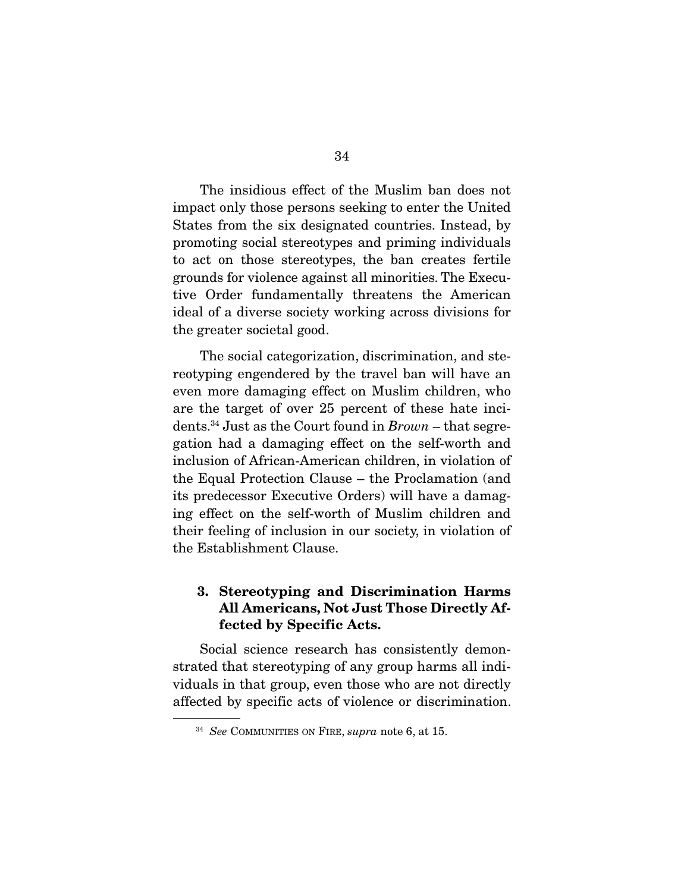The insidious effect of the Muslim ban does not impact only those persons seeking to enter the United States from the six designated countries. Instead, by promoting social stereotypes and priming individuals to act on those stereotypes, the ban creates fertile grounds for violence against all minorities. The Executive Order fundamentally threatens the American ideal of a diverse society working across divisions for the greater societal good.

The social categorization, discrimination, and stereotyping engendered by the travel ban will have an even more damaging effect on Muslim children, who are the target of over 25 percent of these hate incidents.[34] Just as the Court found in *Brown* – that segregation had a damaging effect on the self-worth and inclusion of African-American children, in violation of the Equal Protection Clause – the Proclamation (and its predecessor Executive Orders) will have a damaging effect on the self-worth of Muslim children and their feeling of inclusion in our society, in violation of the Establishment Clause.

### 3. Stereotyping and Discrimination Harms All Americans, Not Just Those Directly Affected by Specific Acts.

Social science research has consistently demonstrated that stereotyping of any group harms all individuals in that group, even those who are not directly affected by specific acts of violence or discrimination.

[34] *See* COMMUNITIES ON FIRE, *supra* note 6, at 15.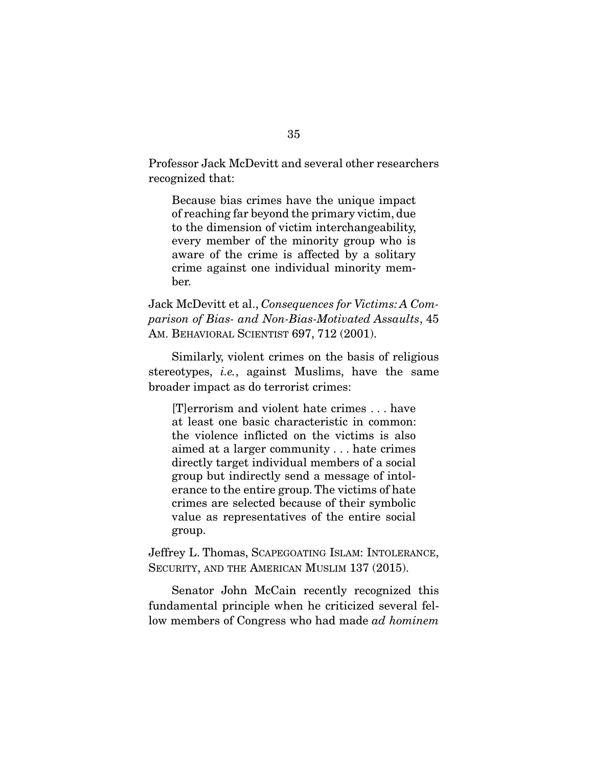Professor Jack McDevitt and several other researchers recognized that:

> Because bias crimes have the unique impact of reaching far beyond the primary victim, due to the dimension of victim interchangeability, every member of the minority group who is aware of the crime is affected by a solitary crime against one individual minority member.

Jack McDevitt et al., *Consequences for Victims: A Comparison of Bias- and Non-Bias-Motivated Assaults*, 45 AM. BEHAVIORAL SCIENTIST 697, 712 (2001).

Similarly, violent crimes on the basis of religious stereotypes, *i.e.*, against Muslims, have the same broader impact as do terrorist crimes:

> [T]errorism and violent hate crimes . . . have at least one basic characteristic in common: the violence inflicted on the victims is also aimed at a larger community . . . hate crimes directly target individual members of a social group but indirectly send a message of intolerance to the entire group. The victims of hate crimes are selected because of their symbolic value as representatives of the entire social group.

Jeffrey L. Thomas, SCAPEGOATING ISLAM: INTOLERANCE, SECURITY, AND THE AMERICAN MUSLIM 137 (2015).

Senator John McCain recently recognized this fundamental principle when he criticized several fellow members of Congress who had made *ad hominem*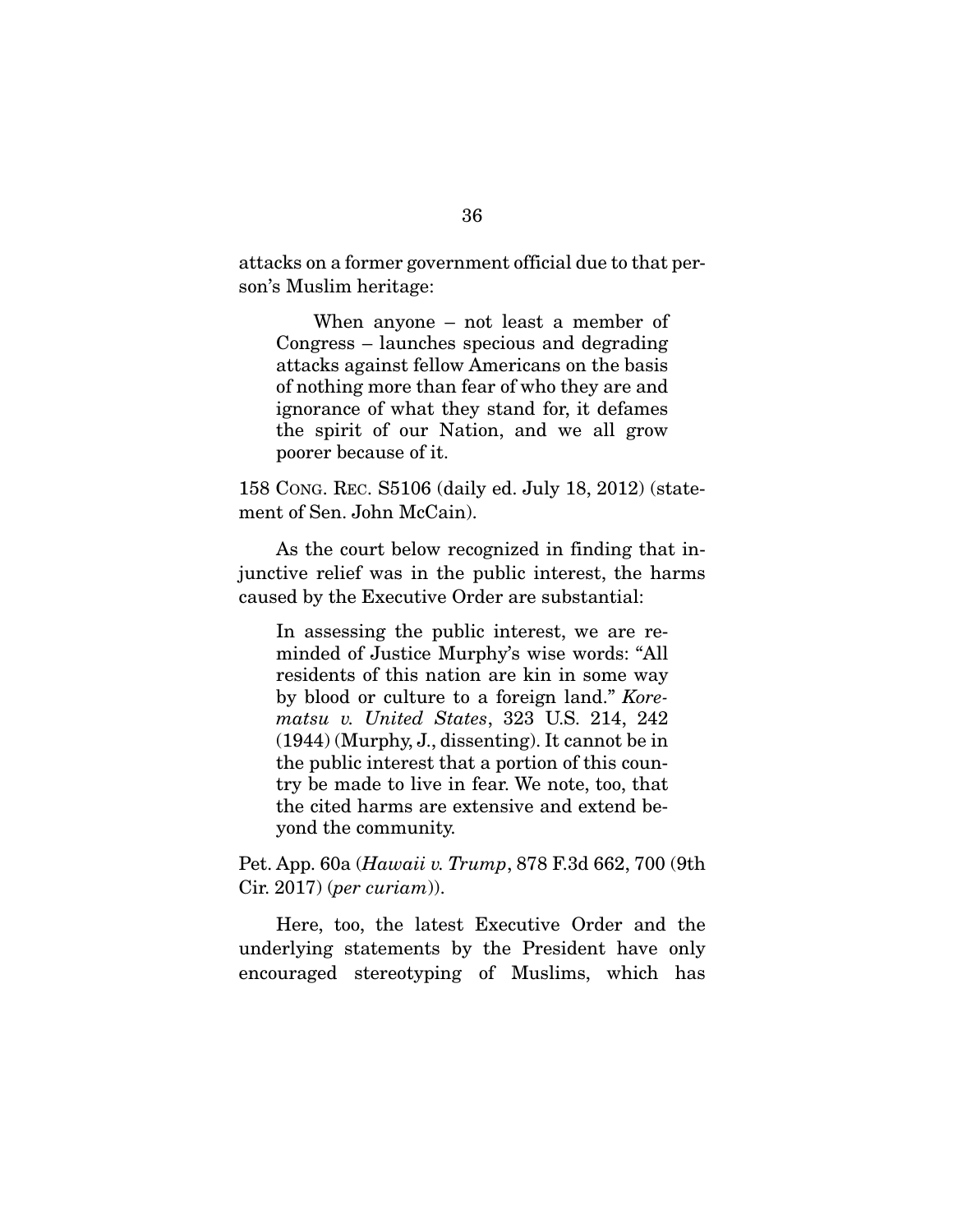attacks on a former government official due to that person's Muslim heritage:

> When anyone – not least a member of Congress – launches specious and degrading attacks against fellow Americans on the basis of nothing more than fear of who they are and ignorance of what they stand for, it defames the spirit of our Nation, and we all grow poorer because of it.

158 CONG. REC. S5106 (daily ed. July 18, 2012) (statement of Sen. John McCain).

As the court below recognized in finding that injunctive relief was in the public interest, the harms caused by the Executive Order are substantial:

> In assessing the public interest, we are reminded of Justice Murphy's wise words: "All residents of this nation are kin in some way by blood or culture to a foreign land." *Korematsu v. United States*, 323 U.S. 214, 242 (1944) (Murphy, J., dissenting). It cannot be in the public interest that a portion of this country be made to live in fear. We note, too, that the cited harms are extensive and extend beyond the community.

Pet. App. 60a (*Hawaii v. Trump*, 878 F.3d 662, 700 (9th Cir. 2017) (*per curiam*)).

Here, too, the latest Executive Order and the underlying statements by the President have only encouraged stereotyping of Muslims, which has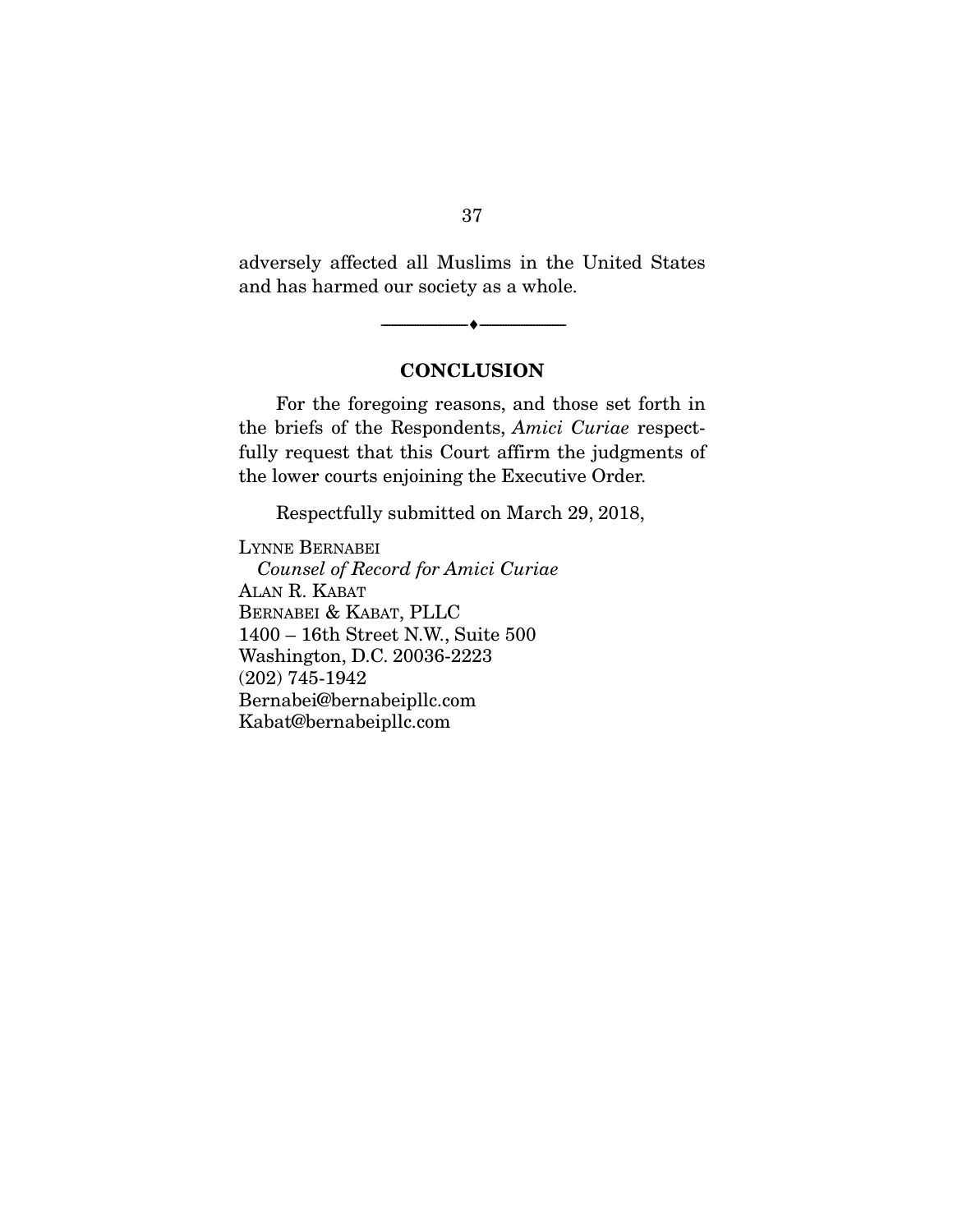adversely affected all Muslims in the United States and has harmed our society as a whole.

---

## CONCLUSION

For the foregoing reasons, and those set forth in the briefs of the Respondents, *Amici Curiae* respectfully request that this Court affirm the judgments of the lower courts enjoining the Executive Order.

Respectfully submitted on March 29, 2018,

LYNNE BERNABEI
*Counsel of Record for Amici Curiae*
ALAN R. KABAT
BERNABEI & KABAT, PLLC
1400 – 16th Street N.W., Suite 500
Washington, D.C. 20036-2223
(202) 745-1942
Bernabei@bernabeipllc.com
Kabat@bernabeipllc.com